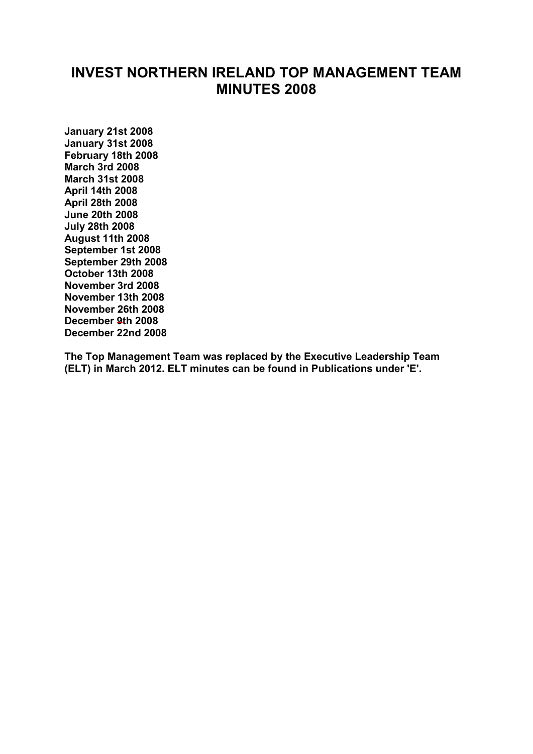# INVEST NORTHERN IRELAND TOP MANAGEMENT TEAM MINUTES 2008

**January 21st 2008**
**January 31st 2008**
**February 18th 2008**
**March 3rd 2008**
**March 31st 2008**
**April 14th 2008**
**April 28th 2008**
**June 20th 2008**
**July 28th 2008**
**August 11th 2008**
**September 1st 2008**
**September 29th 2008**
**October 13th 2008**
**November 3rd 2008**
**November 13th 2008**
**November 26th 2008**
**December 9th 2008**
**December 22nd 2008**

**The Top Management Team was replaced by the Executive Leadership Team (ELT) in March 2012. ELT minutes can be found in Publications under 'E'.**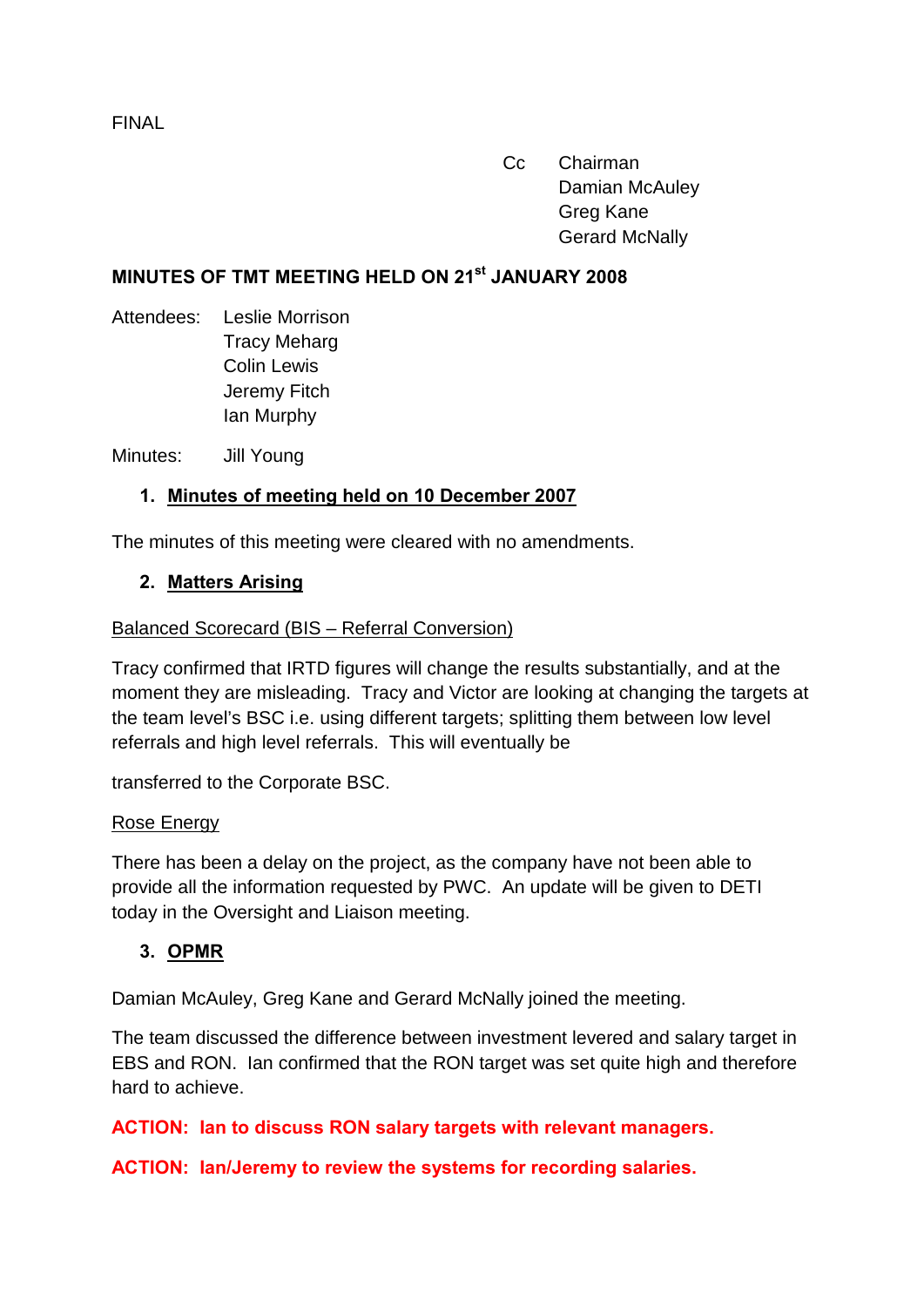FINAL

Cc Chairman
Damian McAuley
Greg Kane
Gerard McNally

**MINUTES OF TMT MEETING HELD ON 21st JANUARY 2008**

Attendees: Leslie Morrison
Tracy Meharg
Colin Lewis
Jeremy Fitch
Ian Murphy

Minutes: Jill Young

1. **Minutes of meeting held on 10 December 2007**

The minutes of this meeting were cleared with no amendments.

2. **Matters Arising**

Balanced Scorecard (BIS – Referral Conversion)

Tracy confirmed that IRTD figures will change the results substantially, and at the moment they are misleading. Tracy and Victor are looking at changing the targets at the team level's BSC i.e. using different targets; splitting them between low level referrals and high level referrals. This will eventually be transferred to the Corporate BSC.

Rose Energy

There has been a delay on the project, as the company have not been able to provide all the information requested by PWC. An update will be given to DETI today in the Oversight and Liaison meeting.

3. **OPMR**

Damian McAuley, Greg Kane and Gerard McNally joined the meeting.

The team discussed the difference between investment levered and salary target in EBS and RON. Ian confirmed that the RON target was set quite high and therefore hard to achieve.

**ACTION: Ian to discuss RON salary targets with relevant managers.**

**ACTION: Ian/Jeremy to review the systems for recording salaries.**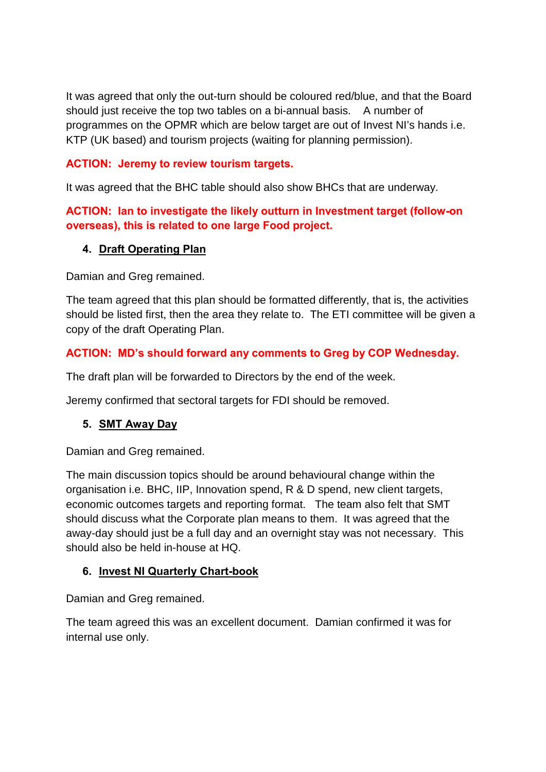It was agreed that only the out-turn should be coloured red/blue, and that the Board should just receive the top two tables on a bi-annual basis.   A number of programmes on the OPMR which are below target are out of Invest NI's hands i.e. KTP (UK based) and tourism projects (waiting for planning permission).

**ACTION: Jeremy to review tourism targets.**

It was agreed that the BHC table should also show BHCs that are underway.

**ACTION: Ian to investigate the likely outturn in Investment target (follow-on overseas), this is related to one large Food project.**

4. **Draft Operating Plan**

Damian and Greg remained.

The team agreed that this plan should be formatted differently, that is, the activities should be listed first, then the area they relate to. The ETI committee will be given a copy of the draft Operating Plan.

**ACTION: MD's should forward any comments to Greg by COP Wednesday.**

The draft plan will be forwarded to Directors by the end of the week.

Jeremy confirmed that sectoral targets for FDI should be removed.

5. **SMT Away Day**

Damian and Greg remained.

The main discussion topics should be around behavioural change within the organisation i.e. BHC, IIP, Innovation spend, R & D spend, new client targets, economic outcomes targets and reporting format.   The team also felt that SMT should discuss what the Corporate plan means to them. It was agreed that the away-day should just be a full day and an overnight stay was not necessary. This should also be held in-house at HQ.

6. **Invest NI Quarterly Chart-book**

Damian and Greg remained.

The team agreed this was an excellent document. Damian confirmed it was for internal use only.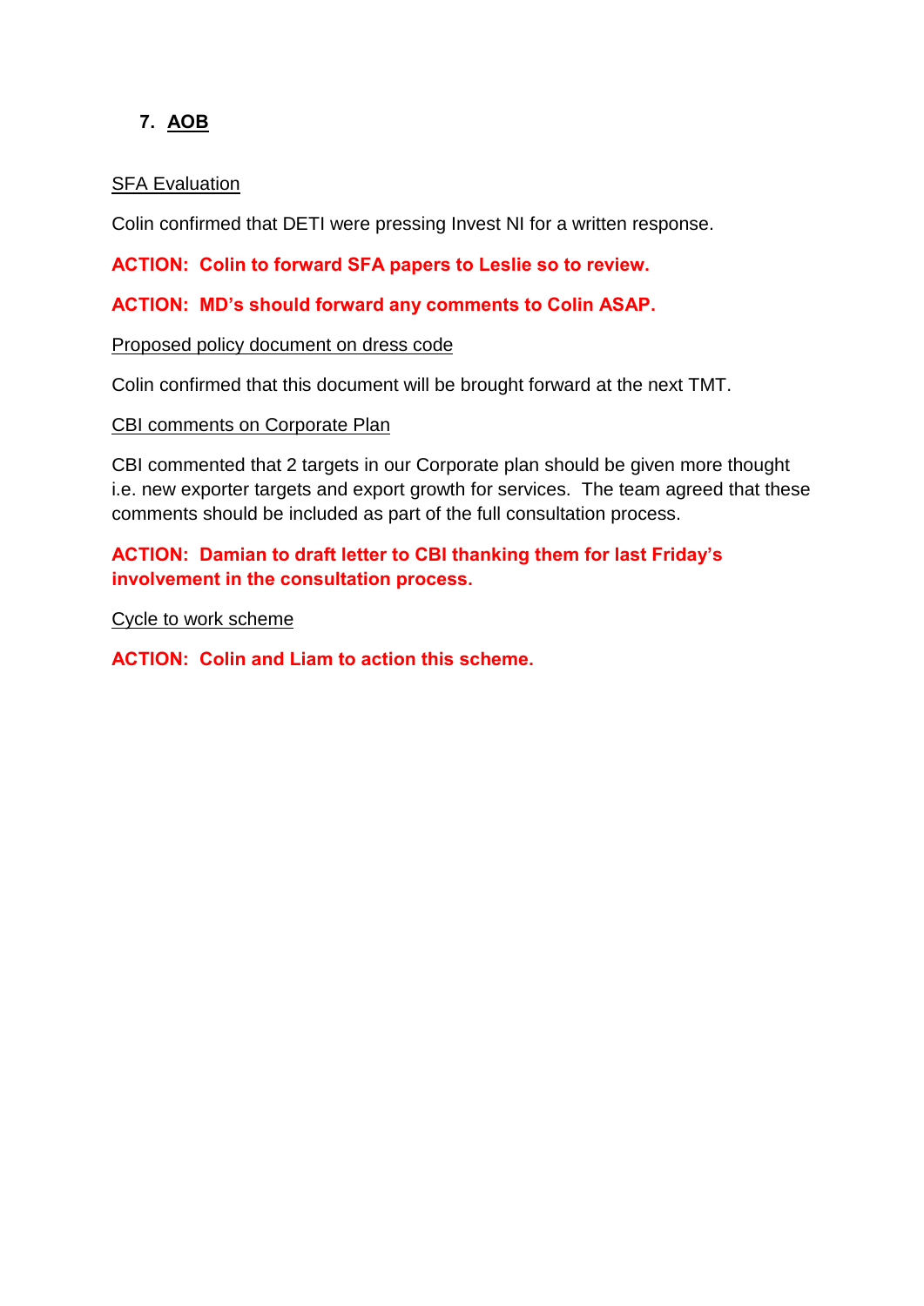## 7. AOB

SFA Evaluation

Colin confirmed that DETI were pressing Invest NI for a written response.

**ACTION: Colin to forward SFA papers to Leslie so to review.**

**ACTION: MD's should forward any comments to Colin ASAP.**

Proposed policy document on dress code

Colin confirmed that this document will be brought forward at the next TMT.

CBI comments on Corporate Plan

CBI commented that 2 targets in our Corporate plan should be given more thought i.e. new exporter targets and export growth for services. The team agreed that these comments should be included as part of the full consultation process.

**ACTION: Damian to draft letter to CBI thanking them for last Friday's involvement in the consultation process.**

Cycle to work scheme

**ACTION: Colin and Liam to action this scheme.**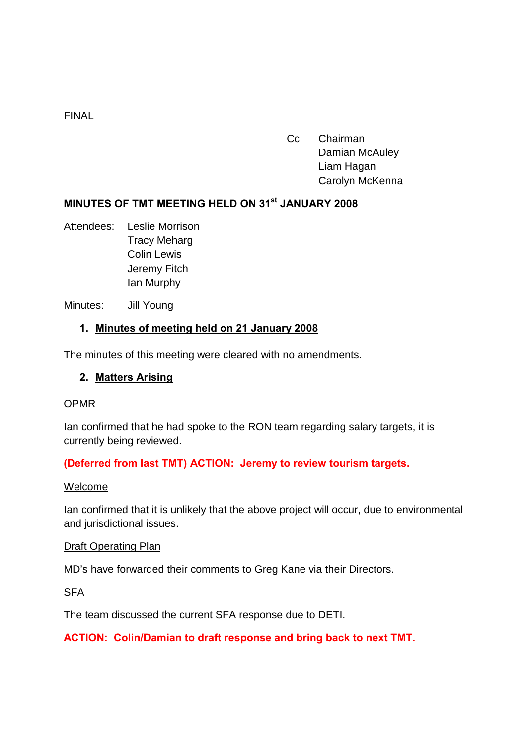FINAL

Cc Chairman
Damian McAuley
Liam Hagan
Carolyn McKenna

## MINUTES OF TMT MEETING HELD ON 31st JANUARY 2008

Attendees: Leslie Morrison
Tracy Meharg
Colin Lewis
Jeremy Fitch
Ian Murphy

Minutes: Jill Young

### 1. Minutes of meeting held on 21 January 2008

The minutes of this meeting were cleared with no amendments.

### 2. Matters Arising

OPMR

Ian confirmed that he had spoke to the RON team regarding salary targets, it is currently being reviewed.

**(Deferred from last TMT) ACTION: Jeremy to review tourism targets.**

Welcome

Ian confirmed that it is unlikely that the above project will occur, due to environmental and jurisdictional issues.

Draft Operating Plan

MD's have forwarded their comments to Greg Kane via their Directors.

SFA

The team discussed the current SFA response due to DETI.

**ACTION: Colin/Damian to draft response and bring back to next TMT.**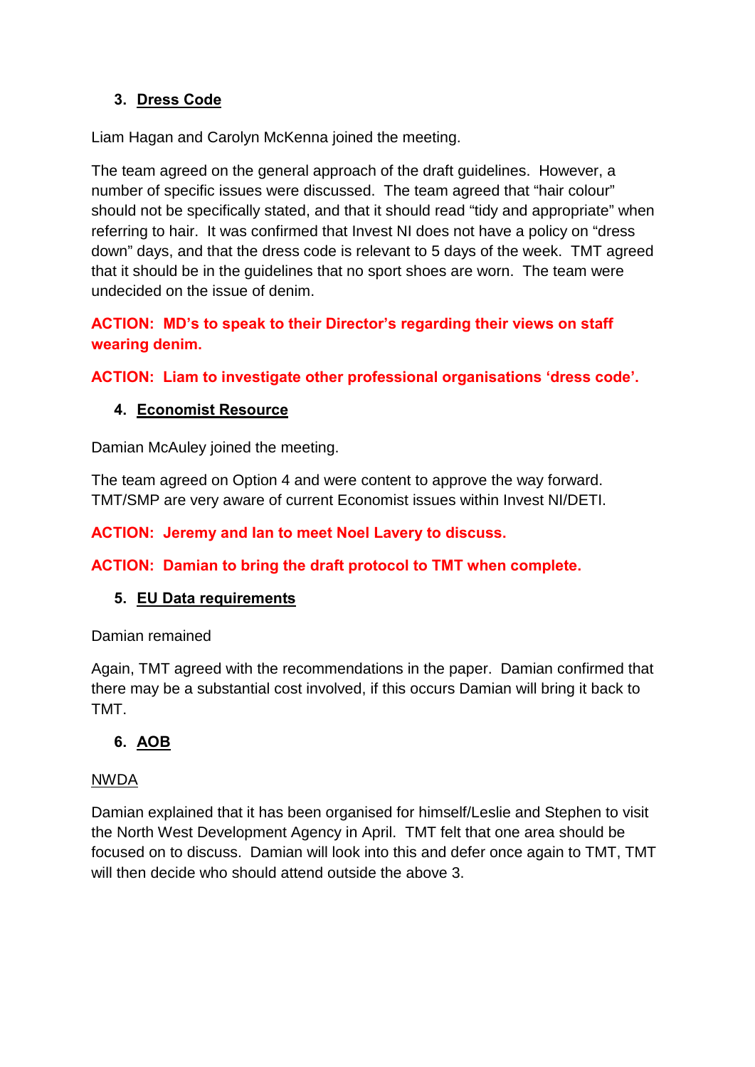3. **Dress Code**

Liam Hagan and Carolyn McKenna joined the meeting.

The team agreed on the general approach of the draft guidelines. However, a number of specific issues were discussed. The team agreed that "hair colour" should not be specifically stated, and that it should read "tidy and appropriate" when referring to hair. It was confirmed that Invest NI does not have a policy on "dress down" days, and that the dress code is relevant to 5 days of the week. TMT agreed that it should be in the guidelines that no sport shoes are worn. The team were undecided on the issue of denim.

**ACTION: MD's to speak to their Director's regarding their views on staff wearing denim.**

**ACTION: Liam to investigate other professional organisations 'dress code'.**

4. **Economist Resource**

Damian McAuley joined the meeting.

The team agreed on Option 4 and were content to approve the way forward. TMT/SMP are very aware of current Economist issues within Invest NI/DETI.

**ACTION: Jeremy and Ian to meet Noel Lavery to discuss.**

**ACTION: Damian to bring the draft protocol to TMT when complete.**

5. **EU Data requirements**

Damian remained

Again, TMT agreed with the recommendations in the paper. Damian confirmed that there may be a substantial cost involved, if this occurs Damian will bring it back to TMT.

6. **AOB**

NWDA

Damian explained that it has been organised for himself/Leslie and Stephen to visit the North West Development Agency in April. TMT felt that one area should be focused on to discuss. Damian will look into this and defer once again to TMT, TMT will then decide who should attend outside the above 3.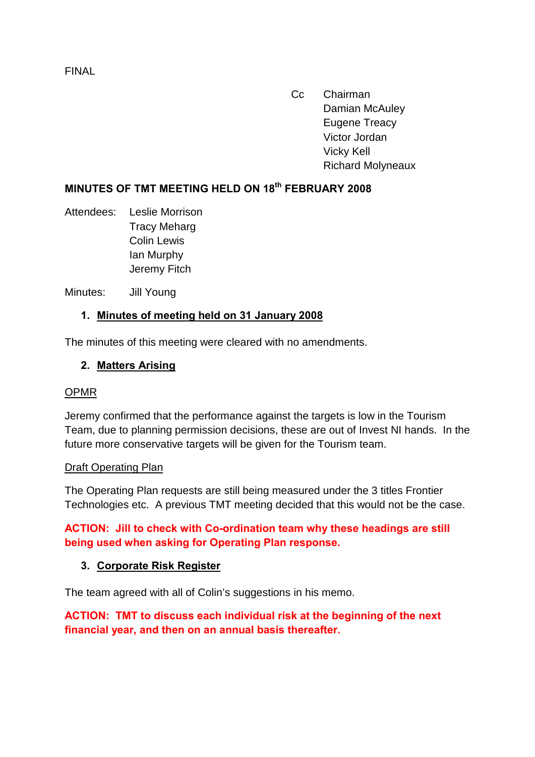FINAL

Cc Chairman
Damian McAuley
Eugene Treacy
Victor Jordan
Vicky Kell
Richard Molyneaux

## MINUTES OF TMT MEETING HELD ON 18th FEBRUARY 2008

Attendees: Leslie Morrison
Tracy Meharg
Colin Lewis
Ian Murphy
Jeremy Fitch

Minutes: Jill Young

1. **Minutes of meeting held on 31 January 2008**

The minutes of this meeting were cleared with no amendments.

2. **Matters Arising**

OPMR

Jeremy confirmed that the performance against the targets is low in the Tourism Team, due to planning permission decisions, these are out of Invest NI hands. In the future more conservative targets will be given for the Tourism team.

Draft Operating Plan

The Operating Plan requests are still being measured under the 3 titles Frontier Technologies etc. A previous TMT meeting decided that this would not be the case.

**ACTION: Jill to check with Co-ordination team why these headings are still being used when asking for Operating Plan response.**

3. **Corporate Risk Register**

The team agreed with all of Colin's suggestions in his memo.

**ACTION: TMT to discuss each individual risk at the beginning of the next financial year, and then on an annual basis thereafter.**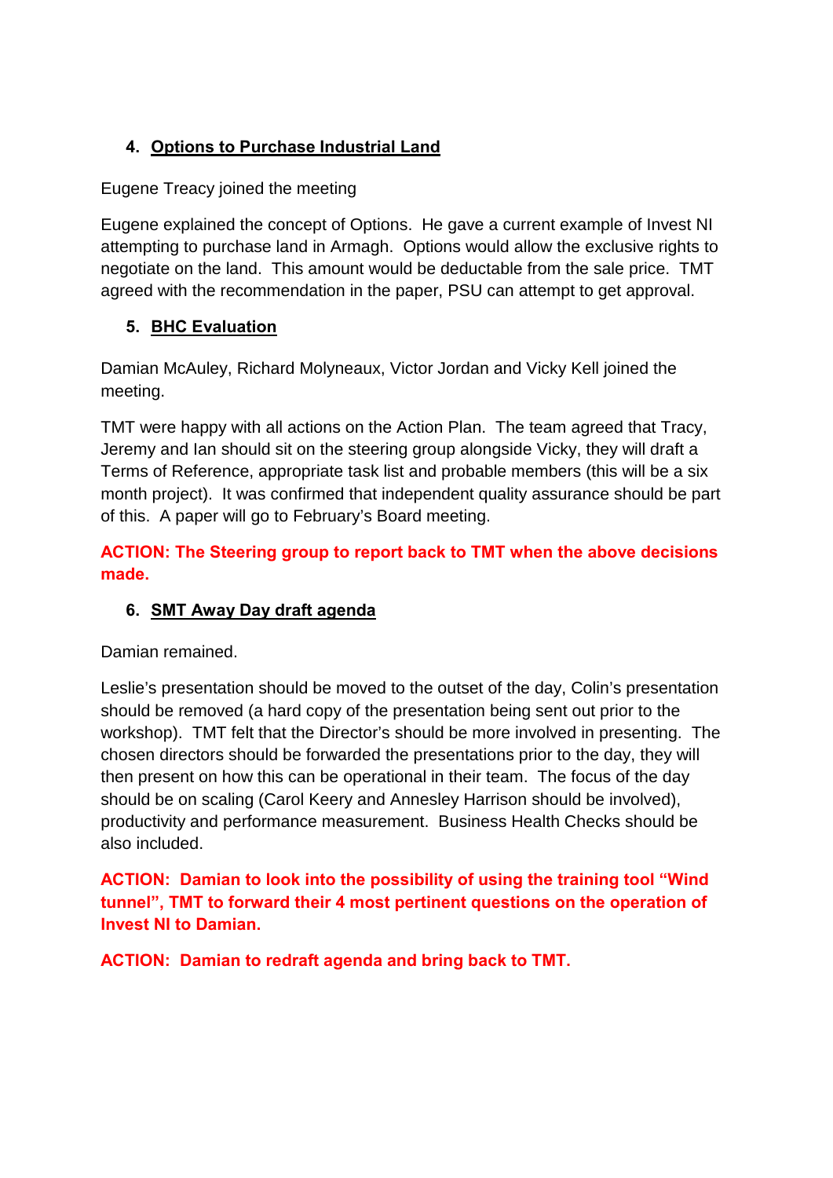4. **Options to Purchase Industrial Land**

Eugene Treacy joined the meeting

Eugene explained the concept of Options. He gave a current example of Invest NI attempting to purchase land in Armagh. Options would allow the exclusive rights to negotiate on the land. This amount would be deductable from the sale price. TMT agreed with the recommendation in the paper, PSU can attempt to get approval.

5. **BHC Evaluation**

Damian McAuley, Richard Molyneaux, Victor Jordan and Vicky Kell joined the meeting.

TMT were happy with all actions on the Action Plan. The team agreed that Tracy, Jeremy and Ian should sit on the steering group alongside Vicky, they will draft a Terms of Reference, appropriate task list and probable members (this will be a six month project). It was confirmed that independent quality assurance should be part of this. A paper will go to February's Board meeting.

**ACTION: The Steering group to report back to TMT when the above decisions made.**

6. **SMT Away Day draft agenda**

Damian remained.

Leslie's presentation should be moved to the outset of the day, Colin's presentation should be removed (a hard copy of the presentation being sent out prior to the workshop). TMT felt that the Director's should be more involved in presenting. The chosen directors should be forwarded the presentations prior to the day, they will then present on how this can be operational in their team. The focus of the day should be on scaling (Carol Keery and Annesley Harrison should be involved), productivity and performance measurement. Business Health Checks should be also included.

**ACTION: Damian to look into the possibility of using the training tool "Wind tunnel", TMT to forward their 4 most pertinent questions on the operation of Invest NI to Damian.**

**ACTION: Damian to redraft agenda and bring back to TMT.**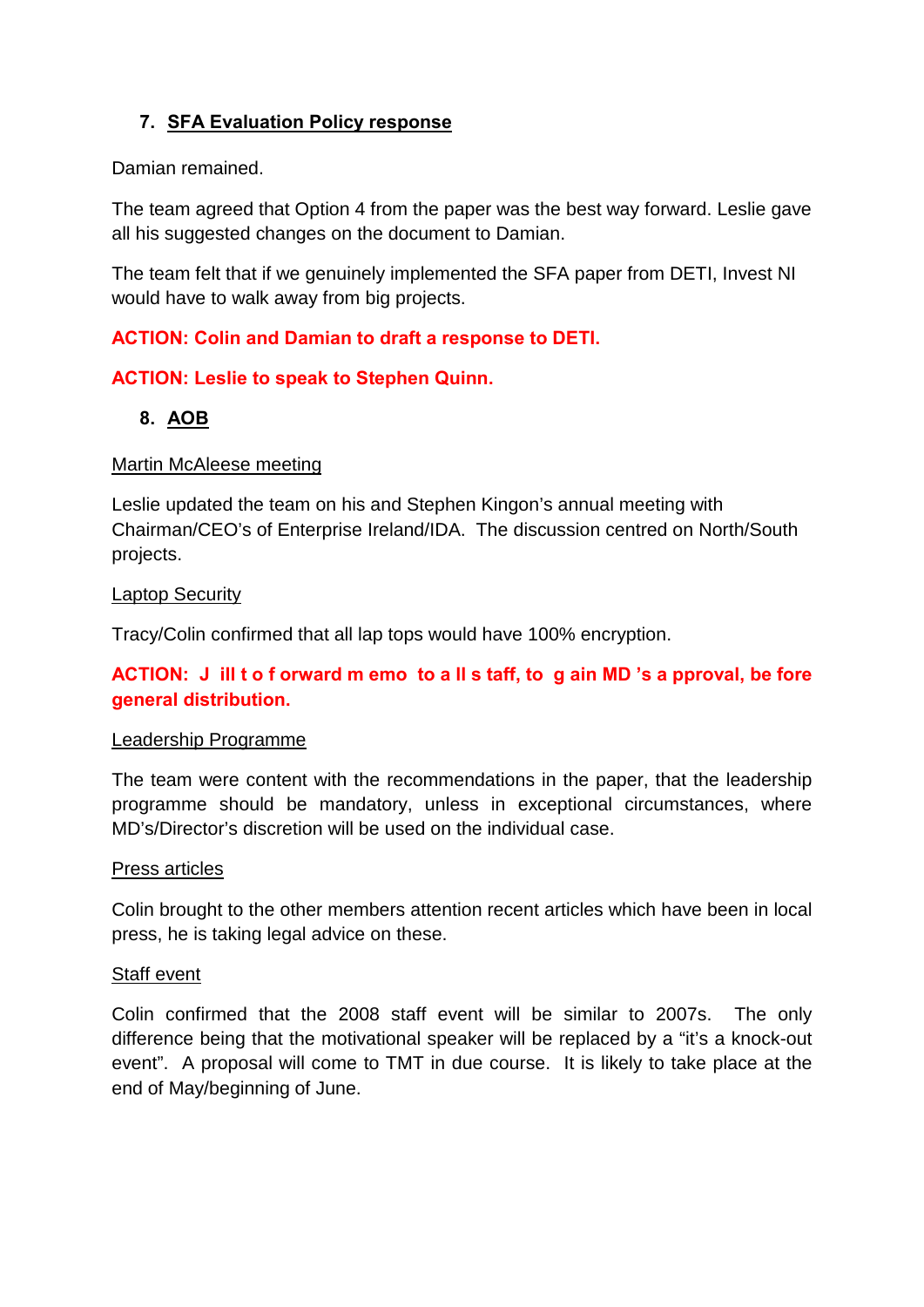## 7. SFA Evaluation Policy response

Damian remained.

The team agreed that Option 4 from the paper was the best way forward. Leslie gave all his suggested changes on the document to Damian.

The team felt that if we genuinely implemented the SFA paper from DETI, Invest NI would have to walk away from big projects.

**ACTION: Colin and Damian to draft a response to DETI.**

**ACTION: Leslie to speak to Stephen Quinn.**

## 8. AOB

Martin McAleese meeting

Leslie updated the team on his and Stephen Kingon's annual meeting with Chairman/CEO's of Enterprise Ireland/IDA. The discussion centred on North/South projects.

Laptop Security

Tracy/Colin confirmed that all lap tops would have 100% encryption.

**ACTION: J ill t o f orward m emo to a ll s taff, to g ain MD 's a pproval, be fore general distribution.**

Leadership Programme

The team were content with the recommendations in the paper, that the leadership programme should be mandatory, unless in exceptional circumstances, where MD's/Director's discretion will be used on the individual case.

Press articles

Colin brought to the other members attention recent articles which have been in local press, he is taking legal advice on these.

Staff event

Colin confirmed that the 2008 staff event will be similar to 2007s. The only difference being that the motivational speaker will be replaced by a "it's a knock-out event". A proposal will come to TMT in due course. It is likely to take place at the end of May/beginning of June.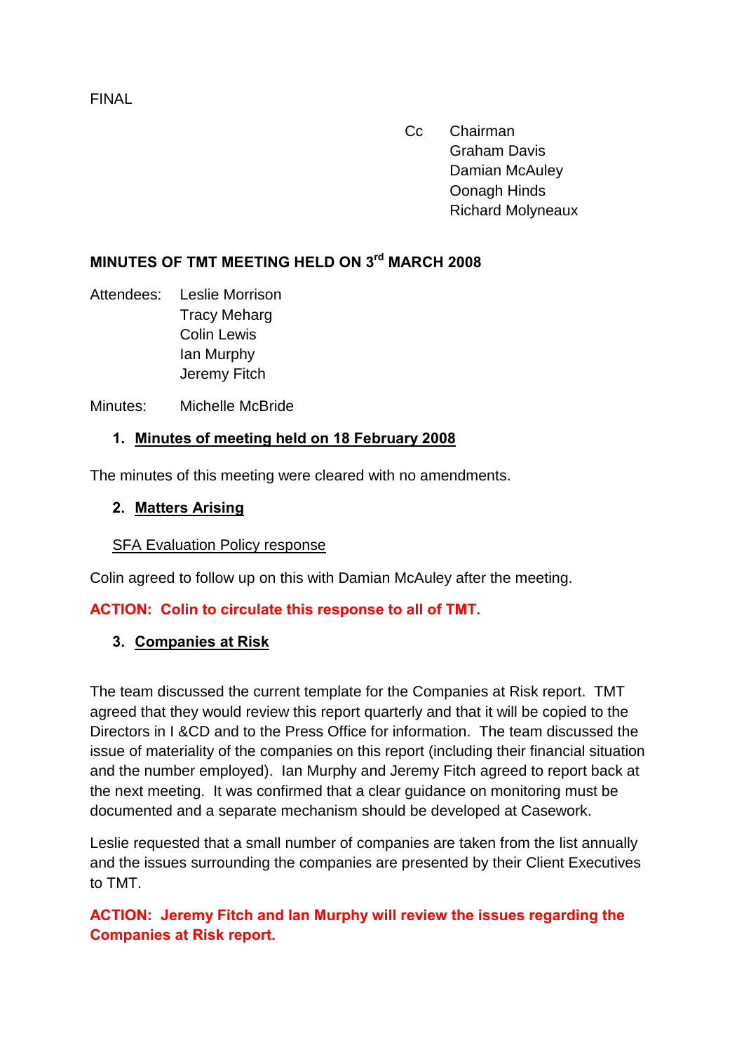FINAL

Cc Chairman
Graham Davis
Damian McAuley
Oonagh Hinds
Richard Molyneaux

**MINUTES OF TMT MEETING HELD ON 3rd MARCH 2008**

Attendees: Leslie Morrison
Tracy Meharg
Colin Lewis
Ian Murphy
Jeremy Fitch

Minutes: Michelle McBride

1. **Minutes of meeting held on 18 February 2008**

The minutes of this meeting were cleared with no amendments.

2. **Matters Arising**

SFA Evaluation Policy response

Colin agreed to follow up on this with Damian McAuley after the meeting.

**ACTION: Colin to circulate this response to all of TMT.**

3. **Companies at Risk**

The team discussed the current template for the Companies at Risk report. TMT agreed that they would review this report quarterly and that it will be copied to the Directors in I &CD and to the Press Office for information. The team discussed the issue of materiality of the companies on this report (including their financial situation and the number employed). Ian Murphy and Jeremy Fitch agreed to report back at the next meeting. It was confirmed that a clear guidance on monitoring must be documented and a separate mechanism should be developed at Casework.

Leslie requested that a small number of companies are taken from the list annually and the issues surrounding the companies are presented by their Client Executives to TMT.

**ACTION: Jeremy Fitch and Ian Murphy will review the issues regarding the Companies at Risk report.**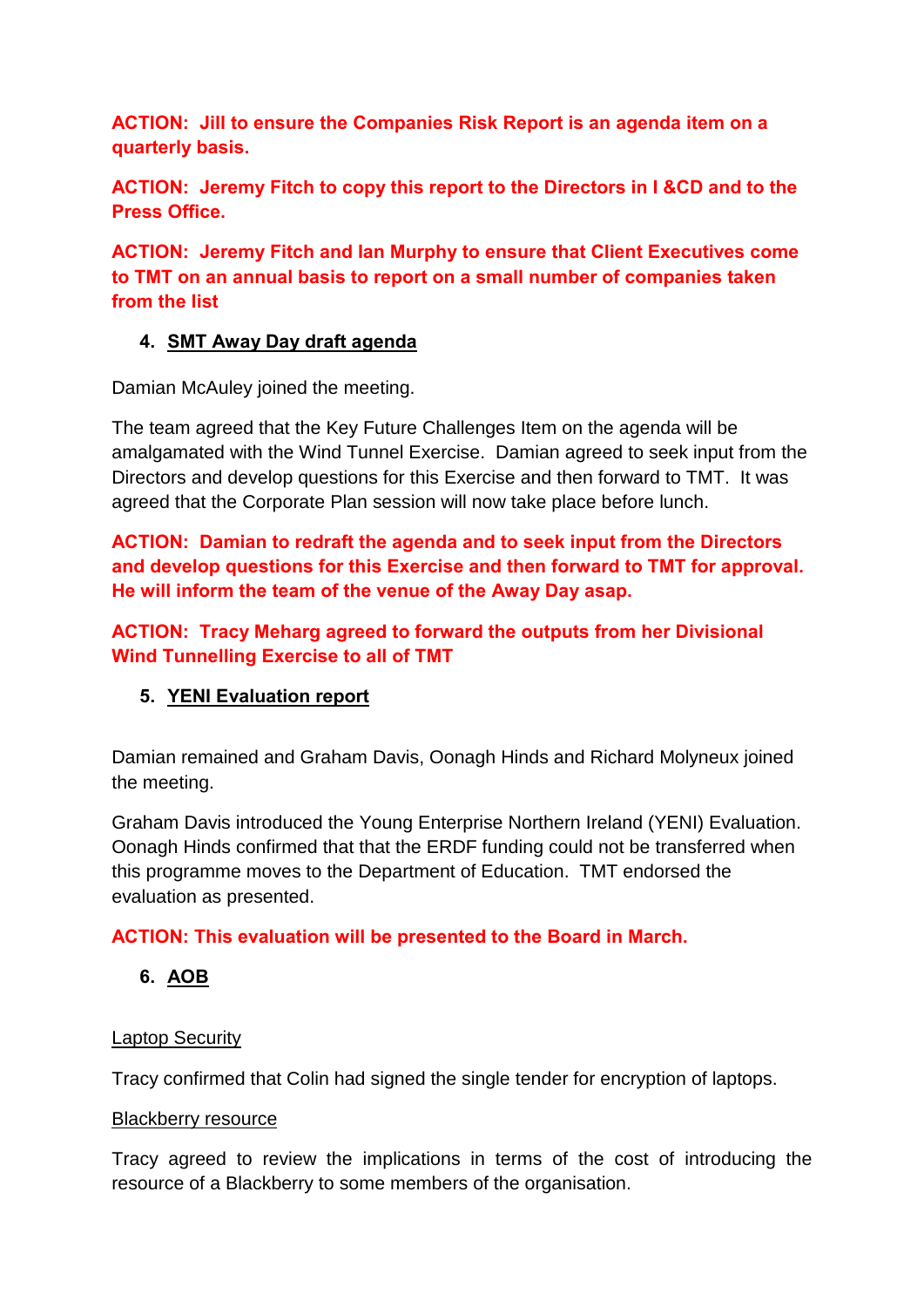**ACTION: Jill to ensure the Companies Risk Report is an agenda item on a quarterly basis.**

**ACTION: Jeremy Fitch to copy this report to the Directors in I &CD and to the Press Office.**

**ACTION: Jeremy Fitch and Ian Murphy to ensure that Client Executives come to TMT on an annual basis to report on a small number of companies taken from the list**

4. **SMT Away Day draft agenda**

Damian McAuley joined the meeting.

The team agreed that the Key Future Challenges Item on the agenda will be amalgamated with the Wind Tunnel Exercise. Damian agreed to seek input from the Directors and develop questions for this Exercise and then forward to TMT. It was agreed that the Corporate Plan session will now take place before lunch.

**ACTION: Damian to redraft the agenda and to seek input from the Directors and develop questions for this Exercise and then forward to TMT for approval. He will inform the team of the venue of the Away Day asap.**

**ACTION: Tracy Meharg agreed to forward the outputs from her Divisional Wind Tunnelling Exercise to all of TMT**

5. **YENI Evaluation report**

Damian remained and Graham Davis, Oonagh Hinds and Richard Molyneux joined the meeting.

Graham Davis introduced the Young Enterprise Northern Ireland (YENI) Evaluation. Oonagh Hinds confirmed that that the ERDF funding could not be transferred when this programme moves to the Department of Education. TMT endorsed the evaluation as presented.

**ACTION: This evaluation will be presented to the Board in March.**

6. **AOB**

Laptop Security

Tracy confirmed that Colin had signed the single tender for encryption of laptops.

Blackberry resource

Tracy agreed to review the implications in terms of the cost of introducing the resource of a Blackberry to some members of the organisation.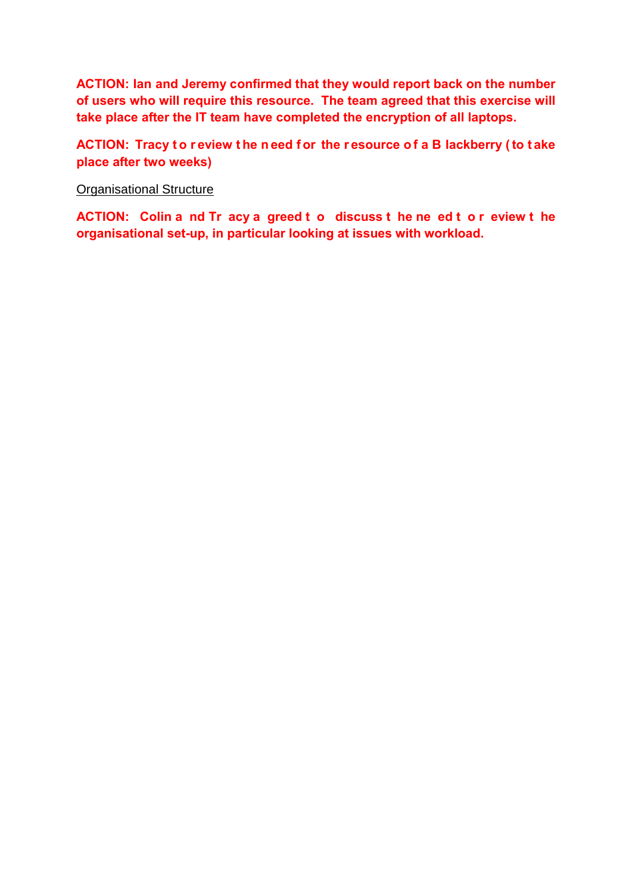**ACTION: Ian and Jeremy confirmed that they would report back on the number of users who will require this resource. The team agreed that this exercise will take place after the IT team have completed the encryption of all laptops.**

**ACTION: Tracy to review the need for the resource of a Blackberry (to take place after two weeks)**

Organisational Structure

**ACTION: Colin and Tracy agreed to discuss the need to review the organisational set-up, in particular looking at issues with workload.**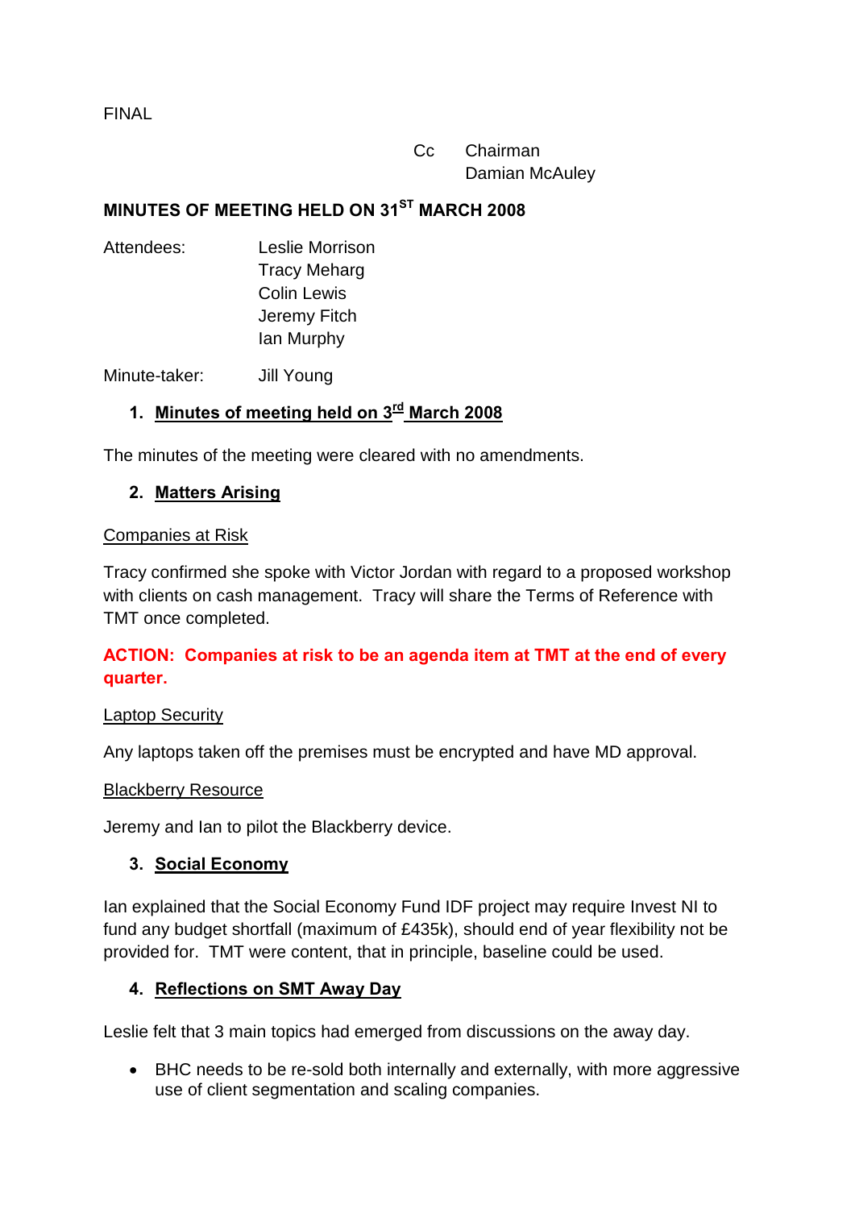FINAL

Cc Chairman
Damian McAuley

## MINUTES OF MEETING HELD ON 31ST MARCH 2008

Attendees: Leslie Morrison
Tracy Meharg
Colin Lewis
Jeremy Fitch
Ian Murphy

Minute-taker: Jill Young

### 1. Minutes of meeting held on 3rd March 2008

The minutes of the meeting were cleared with no amendments.

### 2. Matters Arising

Companies at Risk

Tracy confirmed she spoke with Victor Jordan with regard to a proposed workshop with clients on cash management. Tracy will share the Terms of Reference with TMT once completed.

**ACTION: Companies at risk to be an agenda item at TMT at the end of every quarter.**

Laptop Security

Any laptops taken off the premises must be encrypted and have MD approval.

Blackberry Resource

Jeremy and Ian to pilot the Blackberry device.

### 3. Social Economy

Ian explained that the Social Economy Fund IDF project may require Invest NI to fund any budget shortfall (maximum of £435k), should end of year flexibility not be provided for. TMT were content, that in principle, baseline could be used.

### 4. Reflections on SMT Away Day

Leslie felt that 3 main topics had emerged from discussions on the away day.

- BHC needs to be re-sold both internally and externally, with more aggressive use of client segmentation and scaling companies.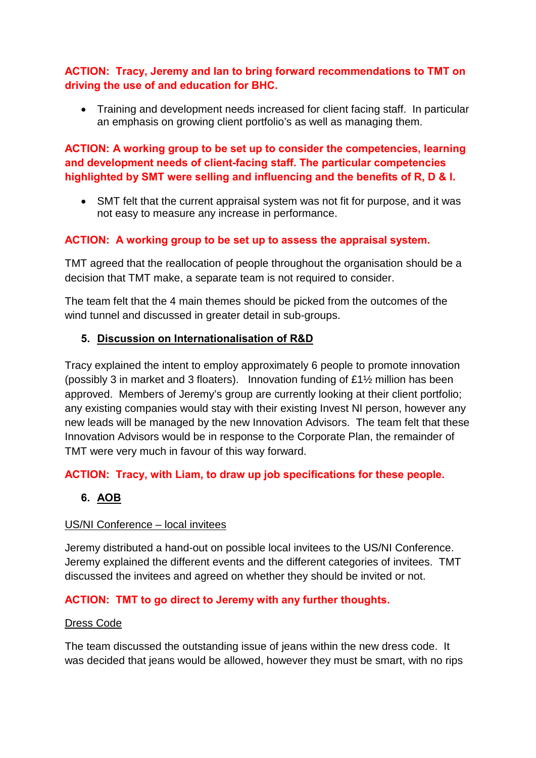**ACTION: Tracy, Jeremy and Ian to bring forward recommendations to TMT on driving the use of and education for BHC.**

- Training and development needs increased for client facing staff. In particular an emphasis on growing client portfolio's as well as managing them.

**ACTION: A working group to be set up to consider the competencies, learning and development needs of client-facing staff. The particular competencies highlighted by SMT were selling and influencing and the benefits of R, D & I.**

- SMT felt that the current appraisal system was not fit for purpose, and it was not easy to measure any increase in performance.

**ACTION: A working group to be set up to assess the appraisal system.**

TMT agreed that the reallocation of people throughout the organisation should be a decision that TMT make, a separate team is not required to consider.

The team felt that the 4 main themes should be picked from the outcomes of the wind tunnel and discussed in greater detail in sub-groups.

## 5. Discussion on Internationalisation of R&D

Tracy explained the intent to employ approximately 6 people to promote innovation (possibly 3 in market and 3 floaters). Innovation funding of £1½ million has been approved. Members of Jeremy's group are currently looking at their client portfolio; any existing companies would stay with their existing Invest NI person, however any new leads will be managed by the new Innovation Advisors. The team felt that these Innovation Advisors would be in response to the Corporate Plan, the remainder of TMT were very much in favour of this way forward.

**ACTION: Tracy, with Liam, to draw up job specifications for these people.**

## 6. AOB

US/NI Conference – local invitees

Jeremy distributed a hand-out on possible local invitees to the US/NI Conference. Jeremy explained the different events and the different categories of invitees. TMT discussed the invitees and agreed on whether they should be invited or not.

**ACTION: TMT to go direct to Jeremy with any further thoughts.**

Dress Code

The team discussed the outstanding issue of jeans within the new dress code. It was decided that jeans would be allowed, however they must be smart, with no rips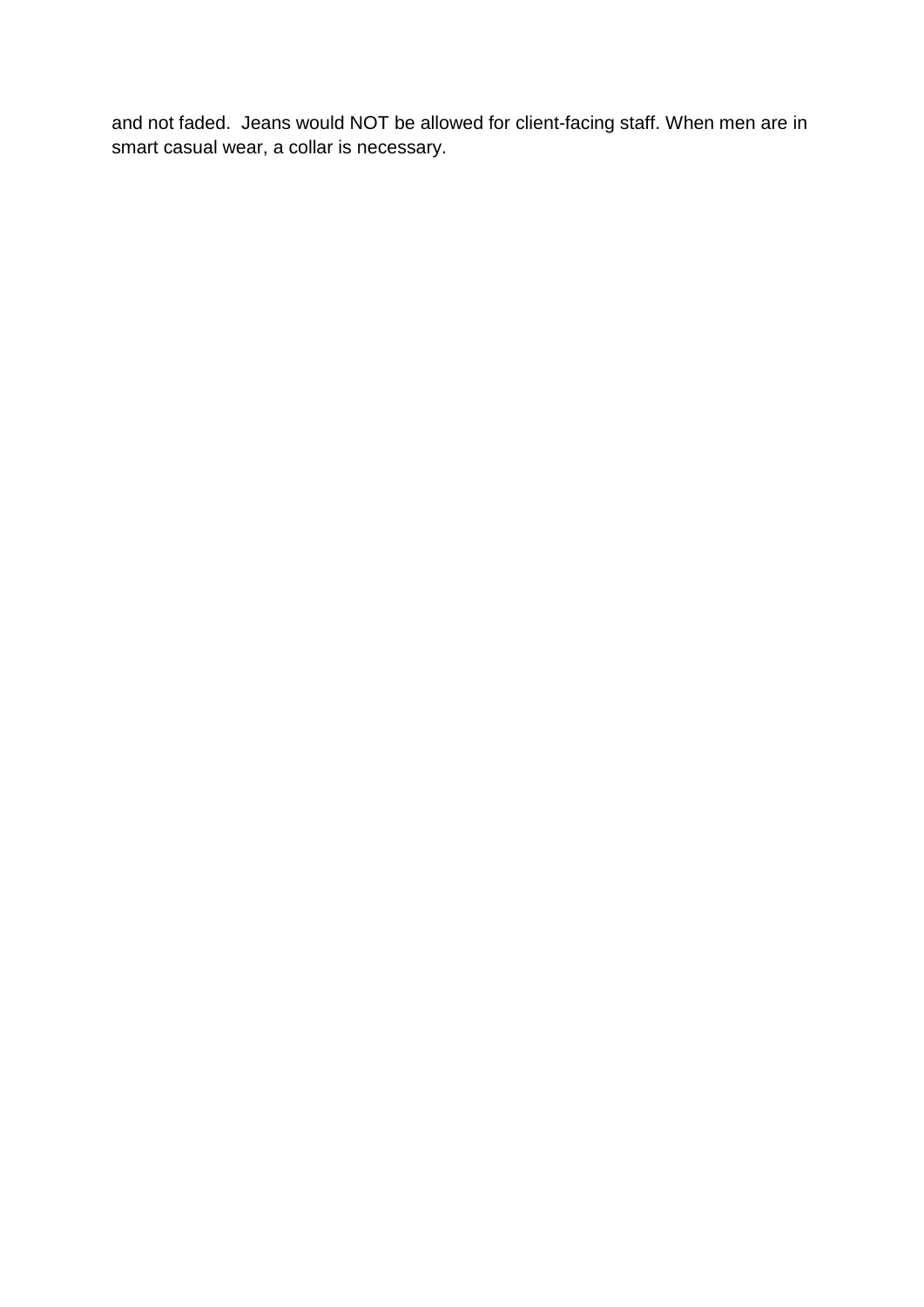and not faded.  Jeans would NOT be allowed for client-facing staff. When men are in smart casual wear, a collar is necessary.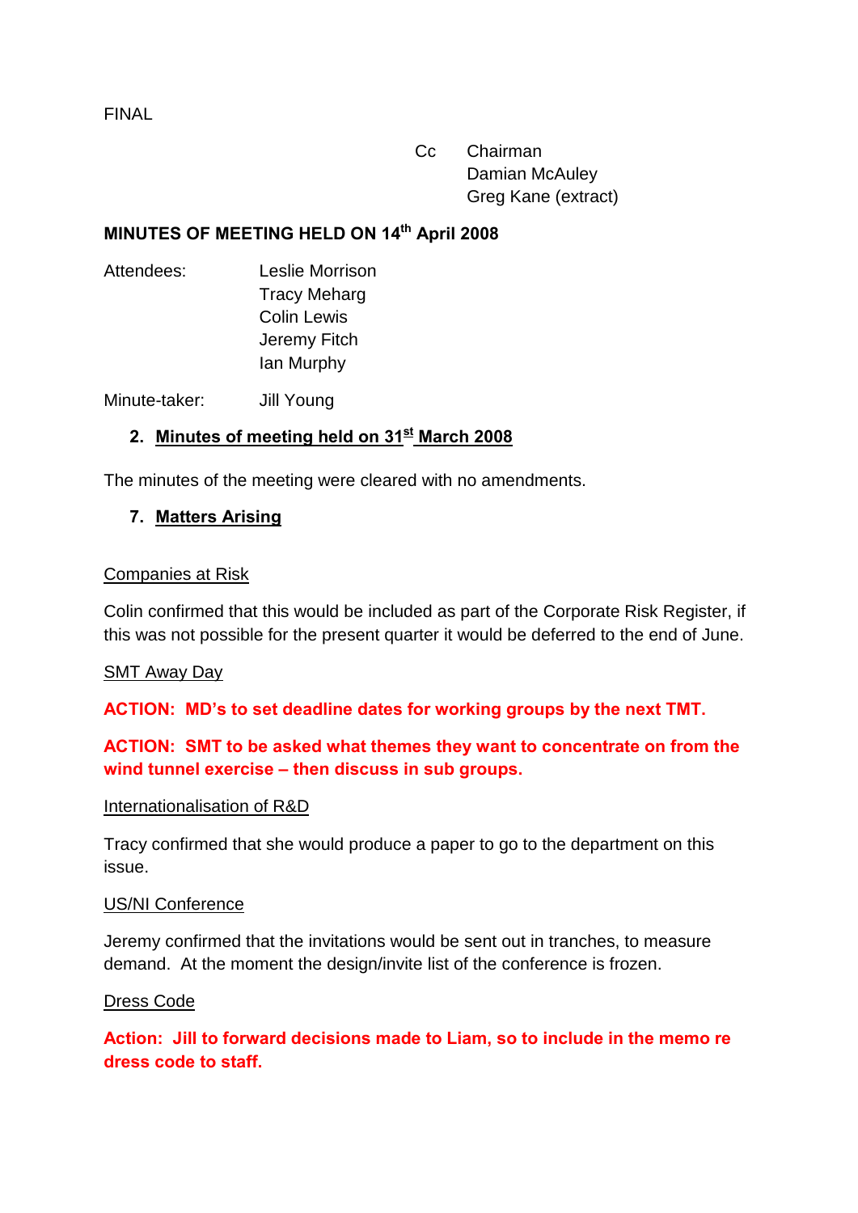FINAL

Cc	Chairman
Damian McAuley
Greg Kane (extract)

**MINUTES OF MEETING HELD ON 14th April 2008**

| | |
|---|---|
| Attendees: | Leslie Morrison |
| | Tracy Meharg |
| | Colin Lewis |
| | Jeremy Fitch |
| | Ian Murphy |
| Minute-taker: | Jill Young |

**2. Minutes of meeting held on 31st March 2008**

The minutes of the meeting were cleared with no amendments.

**7. Matters Arising**

Companies at Risk

Colin confirmed that this would be included as part of the Corporate Risk Register, if this was not possible for the present quarter it would be deferred to the end of June.

SMT Away Day

**ACTION: MD's to set deadline dates for working groups by the next TMT.**

**ACTION: SMT to be asked what themes they want to concentrate on from the wind tunnel exercise – then discuss in sub groups.**

Internationalisation of R&D

Tracy confirmed that she would produce a paper to go to the department on this issue.

US/NI Conference

Jeremy confirmed that the invitations would be sent out in tranches, to measure demand. At the moment the design/invite list of the conference is frozen.

Dress Code

**Action: Jill to forward decisions made to Liam, so to include in the memo re dress code to staff.**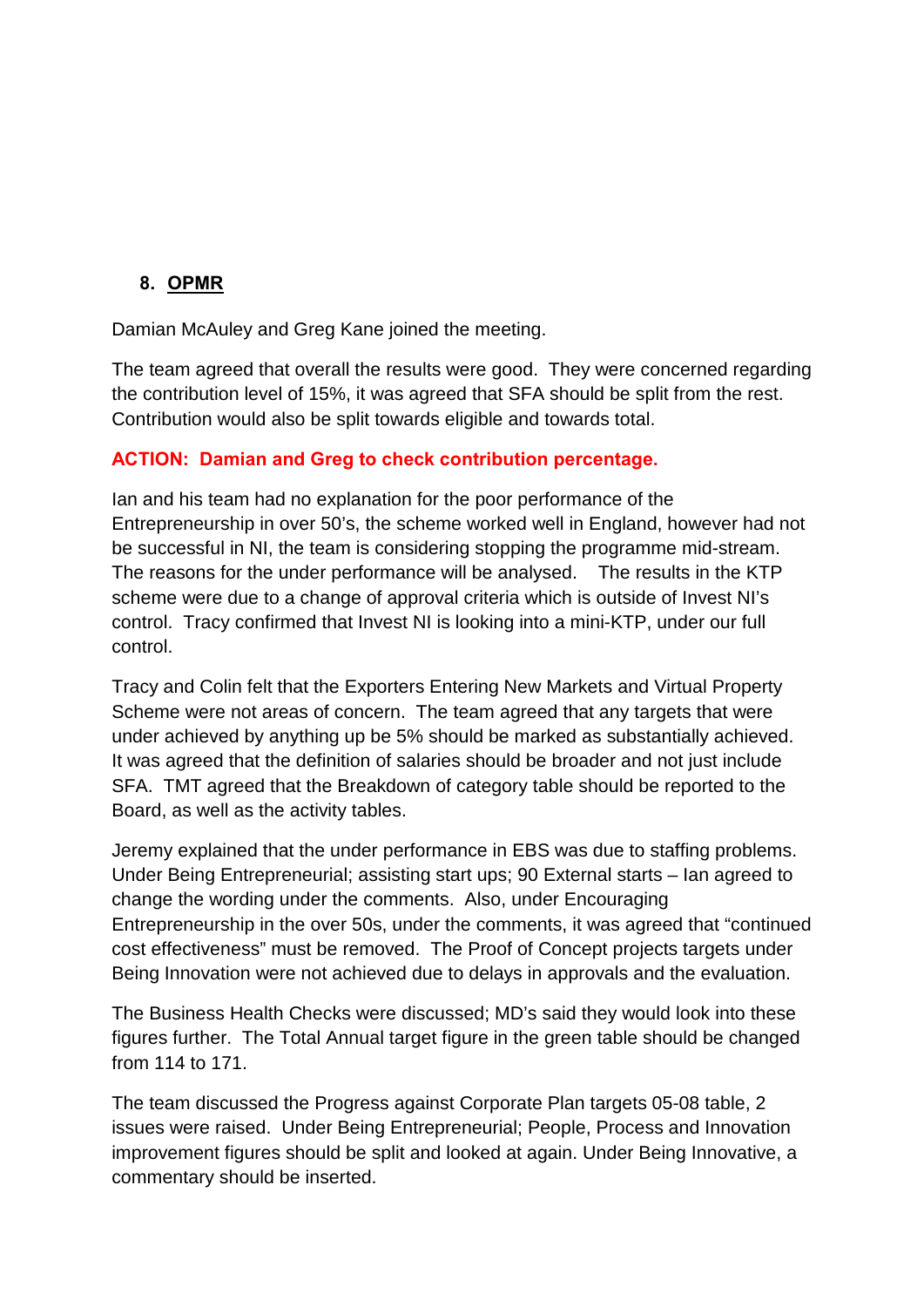## 8. OPMR

Damian McAuley and Greg Kane joined the meeting.

The team agreed that overall the results were good. They were concerned regarding the contribution level of 15%, it was agreed that SFA should be split from the rest. Contribution would also be split towards eligible and towards total.

**ACTION: Damian and Greg to check contribution percentage.**

Ian and his team had no explanation for the poor performance of the Entrepreneurship in over 50's, the scheme worked well in England, however had not be successful in NI, the team is considering stopping the programme mid-stream. The reasons for the under performance will be analysed. The results in the KTP scheme were due to a change of approval criteria which is outside of Invest NI's control. Tracy confirmed that Invest NI is looking into a mini-KTP, under our full control.

Tracy and Colin felt that the Exporters Entering New Markets and Virtual Property Scheme were not areas of concern. The team agreed that any targets that were under achieved by anything up be 5% should be marked as substantially achieved. It was agreed that the definition of salaries should be broader and not just include SFA. TMT agreed that the Breakdown of category table should be reported to the Board, as well as the activity tables.

Jeremy explained that the under performance in EBS was due to staffing problems. Under Being Entrepreneurial; assisting start ups; 90 External starts – Ian agreed to change the wording under the comments. Also, under Encouraging Entrepreneurship in the over 50s, under the comments, it was agreed that "continued cost effectiveness" must be removed. The Proof of Concept projects targets under Being Innovation were not achieved due to delays in approvals and the evaluation.

The Business Health Checks were discussed; MD's said they would look into these figures further. The Total Annual target figure in the green table should be changed from 114 to 171.

The team discussed the Progress against Corporate Plan targets 05-08 table, 2 issues were raised. Under Being Entrepreneurial; People, Process and Innovation improvement figures should be split and looked at again. Under Being Innovative, a commentary should be inserted.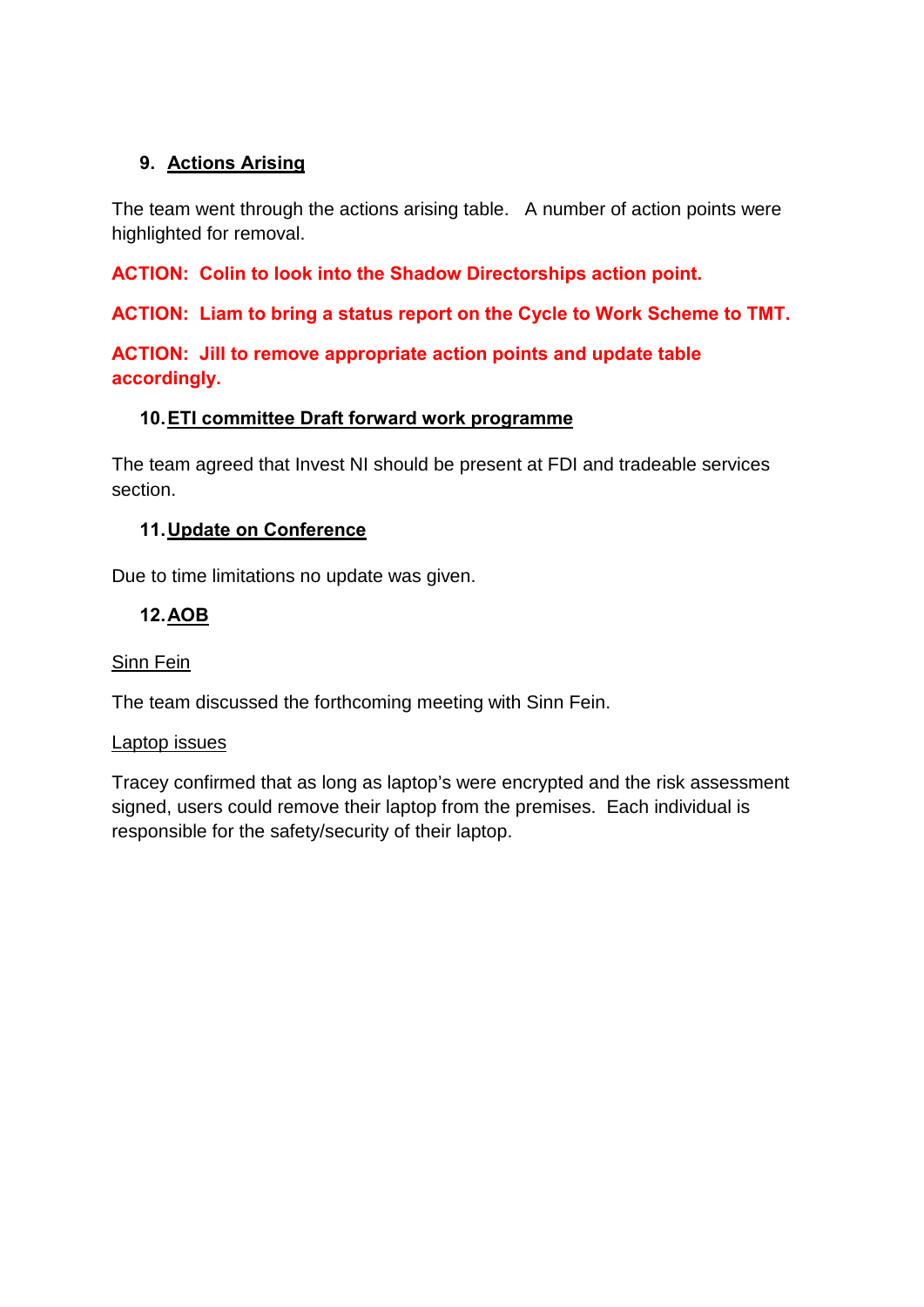## 9. Actions Arising

The team went through the actions arising table. A number of action points were highlighted for removal.

**ACTION: Colin to look into the Shadow Directorships action point.**

**ACTION: Liam to bring a status report on the Cycle to Work Scheme to TMT.**

**ACTION: Jill to remove appropriate action points and update table accordingly.**

## 10. ETI committee Draft forward work programme

The team agreed that Invest NI should be present at FDI and tradeable services section.

## 11. Update on Conference

Due to time limitations no update was given.

## 12. AOB

Sinn Fein

The team discussed the forthcoming meeting with Sinn Fein.

Laptop issues

Tracey confirmed that as long as laptop's were encrypted and the risk assessment signed, users could remove their laptop from the premises. Each individual is responsible for the safety/security of their laptop.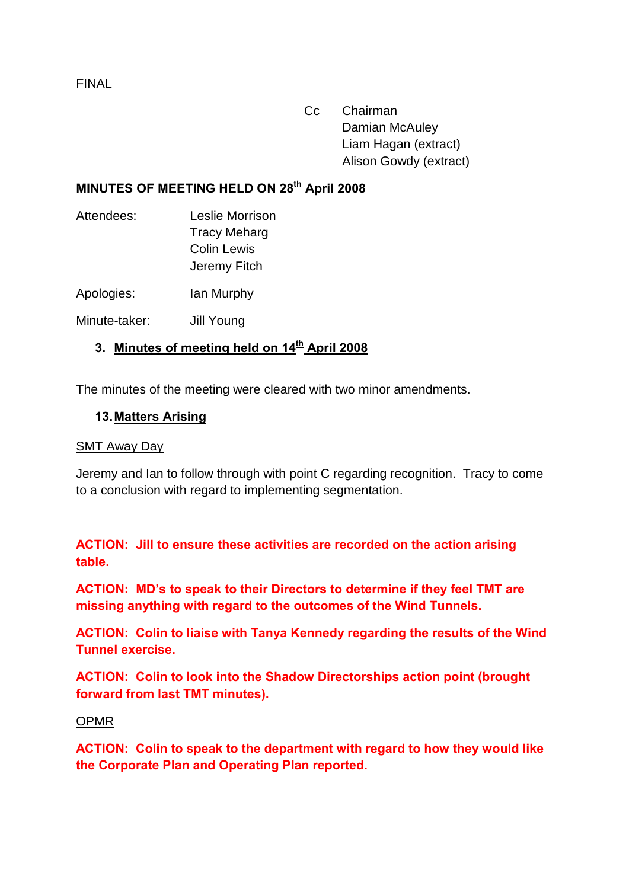FINAL

Cc Chairman
Damian McAuley
Liam Hagan (extract)
Alison Gowdy (extract)

**MINUTES OF MEETING HELD ON 28th April 2008**

| | |
|---|---|
| Attendees: | Leslie Morrison<br>Tracy Meharg<br>Colin Lewis<br>Jeremy Fitch |
| Apologies: | Ian Murphy |
| Minute-taker: | Jill Young |

3. **Minutes of meeting held on 14th April 2008**

The minutes of the meeting were cleared with two minor amendments.

13. **Matters Arising**

SMT Away Day

Jeremy and Ian to follow through with point C regarding recognition. Tracy to come to a conclusion with regard to implementing segmentation.

**ACTION: Jill to ensure these activities are recorded on the action arising table.**

**ACTION: MD's to speak to their Directors to determine if they feel TMT are missing anything with regard to the outcomes of the Wind Tunnels.**

**ACTION: Colin to liaise with Tanya Kennedy regarding the results of the Wind Tunnel exercise.**

**ACTION: Colin to look into the Shadow Directorships action point (brought forward from last TMT minutes).**

OPMR

**ACTION: Colin to speak to the department with regard to how they would like the Corporate Plan and Operating Plan reported.**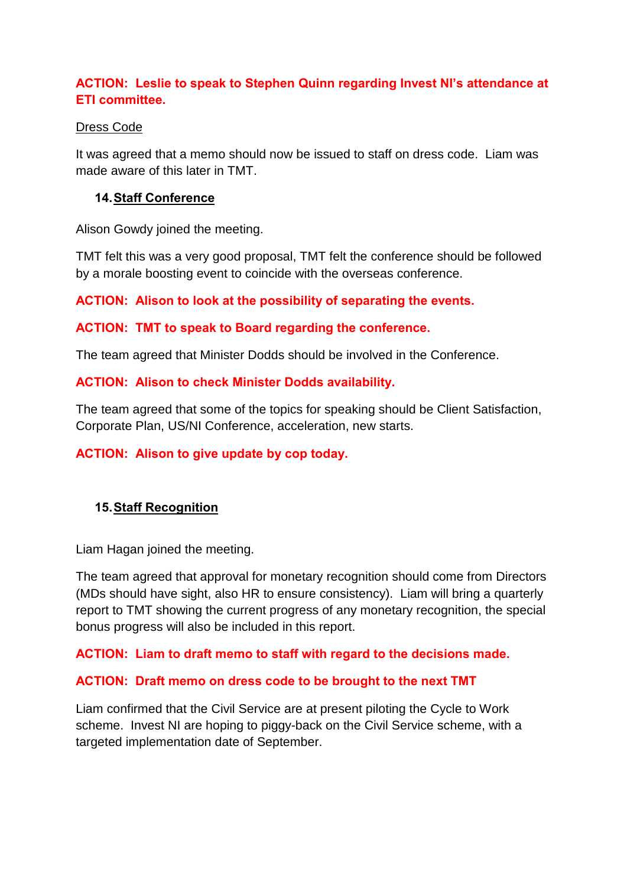**ACTION: Leslie to speak to Stephen Quinn regarding Invest NI's attendance at ETI committee.**

Dress Code

It was agreed that a memo should now be issued to staff on dress code. Liam was made aware of this later in TMT.

## 14. Staff Conference

Alison Gowdy joined the meeting.

TMT felt this was a very good proposal, TMT felt the conference should be followed by a morale boosting event to coincide with the overseas conference.

**ACTION: Alison to look at the possibility of separating the events.**

**ACTION: TMT to speak to Board regarding the conference.**

The team agreed that Minister Dodds should be involved in the Conference.

**ACTION: Alison to check Minister Dodds availability.**

The team agreed that some of the topics for speaking should be Client Satisfaction, Corporate Plan, US/NI Conference, acceleration, new starts.

**ACTION: Alison to give update by cop today.**

## 15. Staff Recognition

Liam Hagan joined the meeting.

The team agreed that approval for monetary recognition should come from Directors (MDs should have sight, also HR to ensure consistency). Liam will bring a quarterly report to TMT showing the current progress of any monetary recognition, the special bonus progress will also be included in this report.

**ACTION: Liam to draft memo to staff with regard to the decisions made.**

**ACTION: Draft memo on dress code to be brought to the next TMT**

Liam confirmed that the Civil Service are at present piloting the Cycle to Work scheme. Invest NI are hoping to piggy-back on the Civil Service scheme, with a targeted implementation date of September.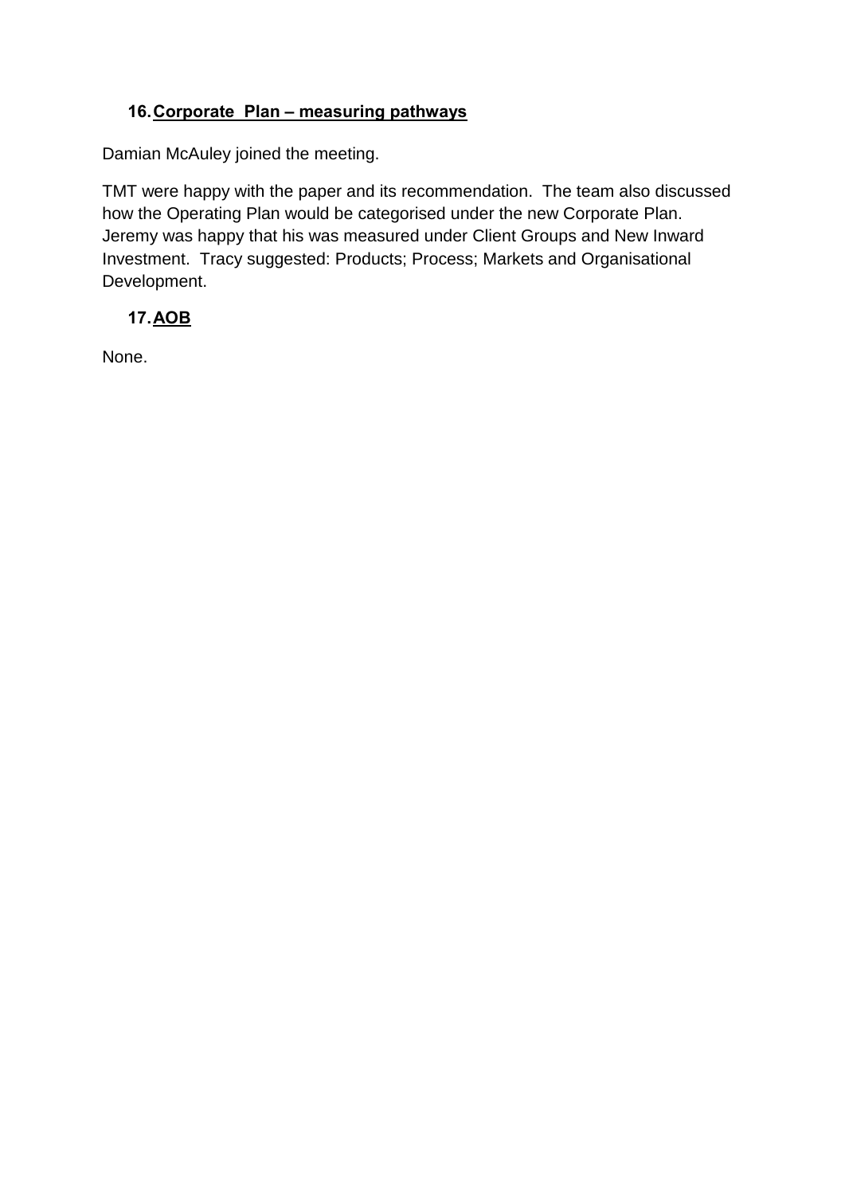16. **Corporate Plan – measuring pathways**

Damian McAuley joined the meeting.

TMT were happy with the paper and its recommendation. The team also discussed how the Operating Plan would be categorised under the new Corporate Plan. Jeremy was happy that his was measured under Client Groups and New Inward Investment. Tracy suggested: Products; Process; Markets and Organisational Development.

17. **AOB**

None.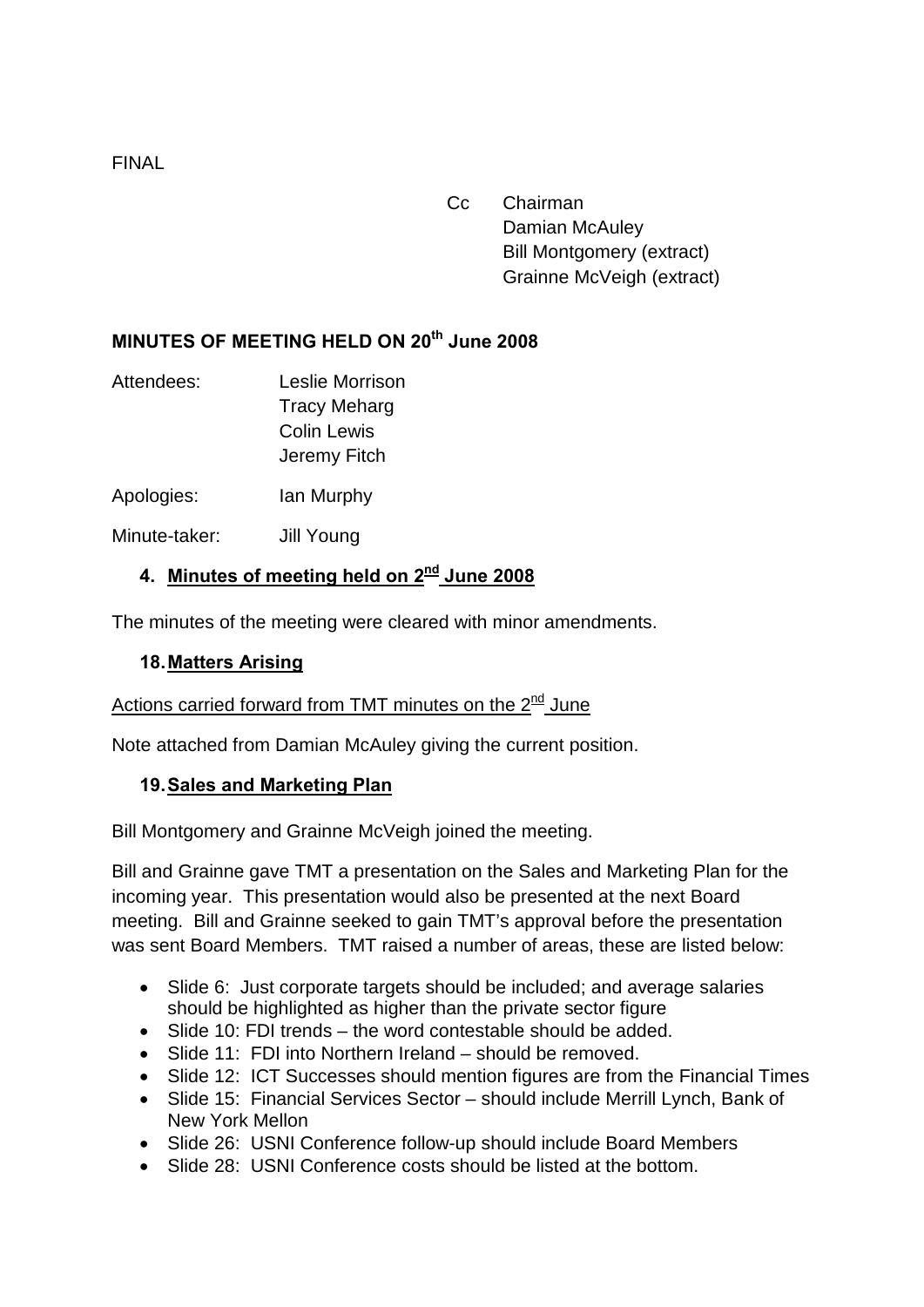FINAL

Cc Chairman
Damian McAuley
Bill Montgomery (extract)
Grainne McVeigh (extract)

## MINUTES OF MEETING HELD ON 20th June 2008

Attendees: Leslie Morrison
Tracy Meharg
Colin Lewis
Jeremy Fitch

Apologies: Ian Murphy

Minute-taker: Jill Young

### 4. Minutes of meeting held on 2nd June 2008

The minutes of the meeting were cleared with minor amendments.

### 18. Matters Arising

Actions carried forward from TMT minutes on the 2nd June

Note attached from Damian McAuley giving the current position.

### 19. Sales and Marketing Plan

Bill Montgomery and Grainne McVeigh joined the meeting.

Bill and Grainne gave TMT a presentation on the Sales and Marketing Plan for the incoming year. This presentation would also be presented at the next Board meeting. Bill and Grainne seeked to gain TMT's approval before the presentation was sent Board Members. TMT raised a number of areas, these are listed below:

- Slide 6: Just corporate targets should be included; and average salaries should be highlighted as higher than the private sector figure
- Slide 10: FDI trends – the word contestable should be added.
- Slide 11: FDI into Northern Ireland – should be removed.
- Slide 12: ICT Successes should mention figures are from the Financial Times
- Slide 15: Financial Services Sector – should include Merrill Lynch, Bank of New York Mellon
- Slide 26: USNI Conference follow-up should include Board Members
- Slide 28: USNI Conference costs should be listed at the bottom.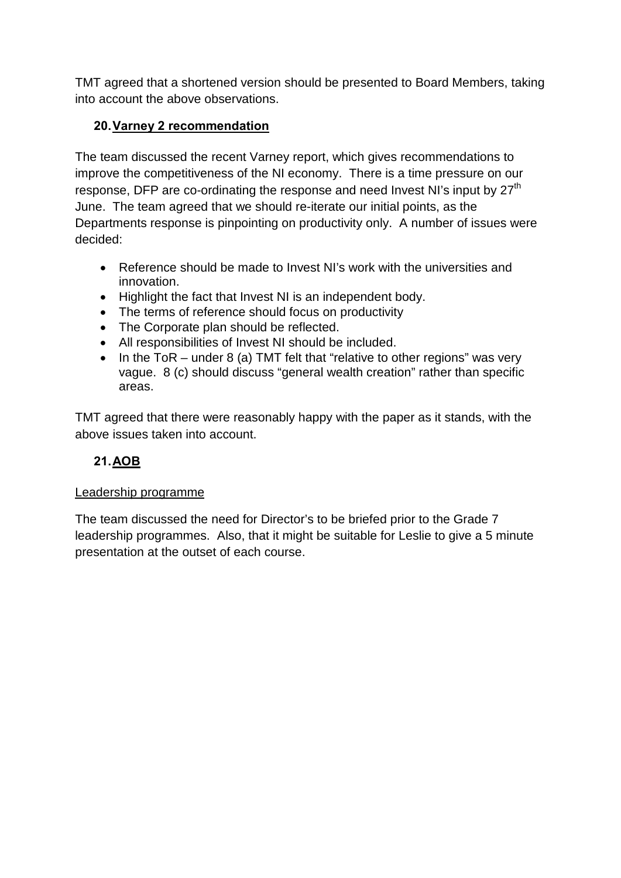TMT agreed that a shortened version should be presented to Board Members, taking into account the above observations.

## 20. Varney 2 recommendation

The team discussed the recent Varney report, which gives recommendations to improve the competitiveness of the NI economy. There is a time pressure on our response, DFP are co-ordinating the response and need Invest NI's input by 27th June. The team agreed that we should re-iterate our initial points, as the Departments response is pinpointing on productivity only. A number of issues were decided:

- Reference should be made to Invest NI's work with the universities and innovation.
- Highlight the fact that Invest NI is an independent body.
- The terms of reference should focus on productivity
- The Corporate plan should be reflected.
- All responsibilities of Invest NI should be included.
- In the ToR – under 8 (a) TMT felt that "relative to other regions" was very vague. 8 (c) should discuss "general wealth creation" rather than specific areas.

TMT agreed that there were reasonably happy with the paper as it stands, with the above issues taken into account.

## 21. AOB

Leadership programme

The team discussed the need for Director's to be briefed prior to the Grade 7 leadership programmes. Also, that it might be suitable for Leslie to give a 5 minute presentation at the outset of each course.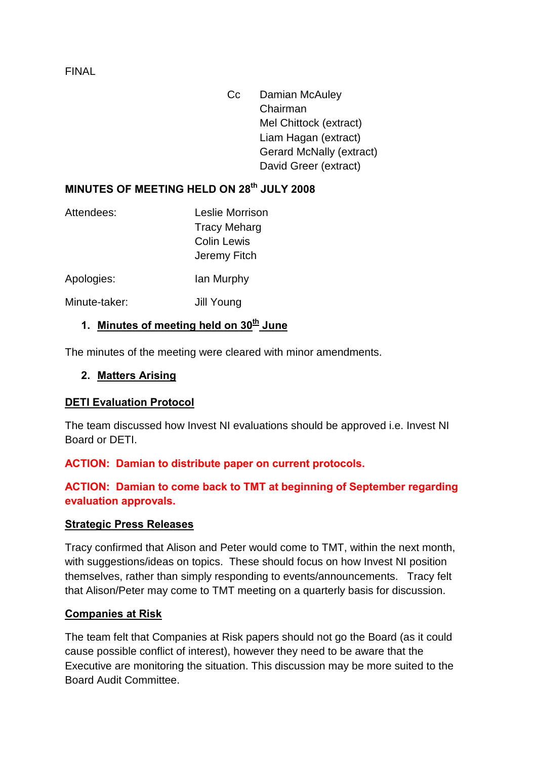FINAL

Cc Damian McAuley
Chairman
Mel Chittock (extract)
Liam Hagan (extract)
Gerard McNally (extract)
David Greer (extract)

## MINUTES OF MEETING HELD ON 28th JULY 2008

| | |
|---|---|
| Attendees: | Leslie Morrison<br>Tracy Meharg<br>Colin Lewis<br>Jeremy Fitch |
| Apologies: | Ian Murphy |
| Minute-taker: | Jill Young |

### 1. Minutes of meeting held on 30th June

The minutes of the meeting were cleared with minor amendments.

### 2. Matters Arising

**DETI Evaluation Protocol**

The team discussed how Invest NI evaluations should be approved i.e. Invest NI Board or DETI.

**ACTION: Damian to distribute paper on current protocols.**

**ACTION: Damian to come back to TMT at beginning of September regarding evaluation approvals.**

**Strategic Press Releases**

Tracy confirmed that Alison and Peter would come to TMT, within the next month, with suggestions/ideas on topics. These should focus on how Invest NI position themselves, rather than simply responding to events/announcements. Tracy felt that Alison/Peter may come to TMT meeting on a quarterly basis for discussion.

**Companies at Risk**

The team felt that Companies at Risk papers should not go the Board (as it could cause possible conflict of interest), however they need to be aware that the Executive are monitoring the situation. This discussion may be more suited to the Board Audit Committee.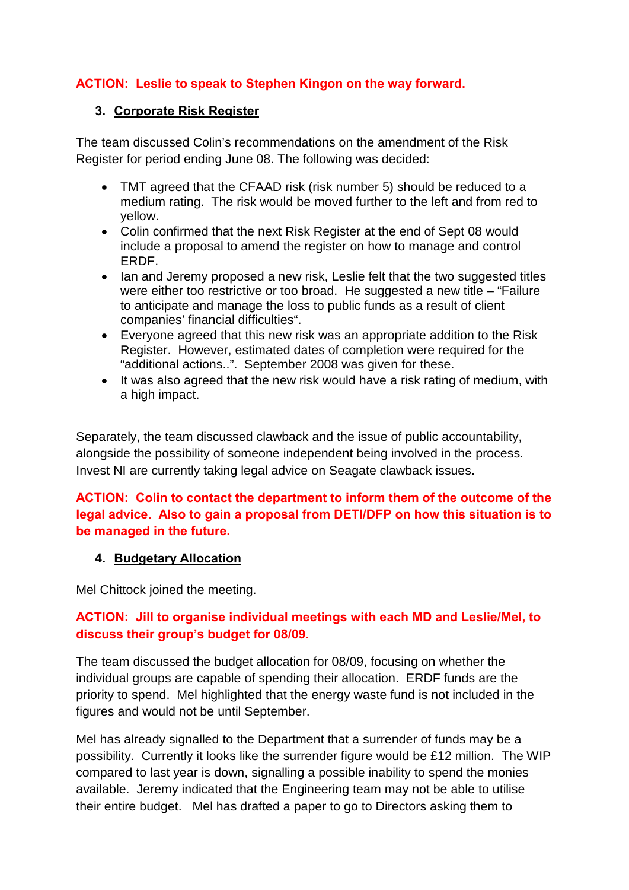**ACTION: Leslie to speak to Stephen Kingon on the way forward.**

3. **Corporate Risk Register**

The team discussed Colin's recommendations on the amendment of the Risk Register for period ending June 08. The following was decided:

- TMT agreed that the CFAAD risk (risk number 5) should be reduced to a medium rating. The risk would be moved further to the left and from red to yellow.
- Colin confirmed that the next Risk Register at the end of Sept 08 would include a proposal to amend the register on how to manage and control ERDF.
- Ian and Jeremy proposed a new risk, Leslie felt that the two suggested titles were either too restrictive or too broad. He suggested a new title – "Failure to anticipate and manage the loss to public funds as a result of client companies' financial difficulties".
- Everyone agreed that this new risk was an appropriate addition to the Risk Register. However, estimated dates of completion were required for the "additional actions..". September 2008 was given for these.
- It was also agreed that the new risk would have a risk rating of medium, with a high impact.

Separately, the team discussed clawback and the issue of public accountability, alongside the possibility of someone independent being involved in the process. Invest NI are currently taking legal advice on Seagate clawback issues.

**ACTION: Colin to contact the department to inform them of the outcome of the legal advice. Also to gain a proposal from DETI/DFP on how this situation is to be managed in the future.**

4. **Budgetary Allocation**

Mel Chittock joined the meeting.

**ACTION: Jill to organise individual meetings with each MD and Leslie/Mel, to discuss their group's budget for 08/09.**

The team discussed the budget allocation for 08/09, focusing on whether the individual groups are capable of spending their allocation. ERDF funds are the priority to spend. Mel highlighted that the energy waste fund is not included in the figures and would not be until September.

Mel has already signalled to the Department that a surrender of funds may be a possibility. Currently it looks like the surrender figure would be £12 million. The WIP compared to last year is down, signalling a possible inability to spend the monies available. Jeremy indicated that the Engineering team may not be able to utilise their entire budget. Mel has drafted a paper to go to Directors asking them to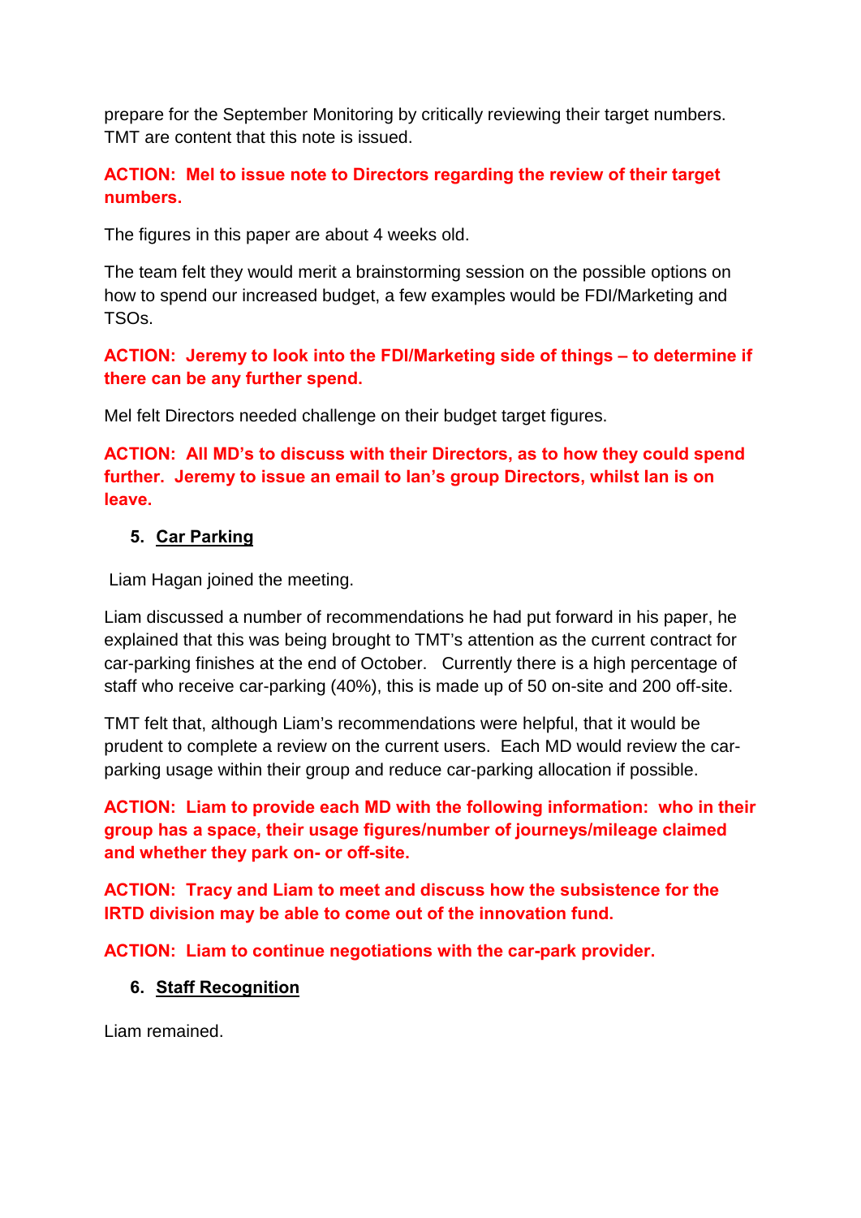prepare for the September Monitoring by critically reviewing their target numbers. TMT are content that this note is issued.

**ACTION: Mel to issue note to Directors regarding the review of their target numbers.**

The figures in this paper are about 4 weeks old.

The team felt they would merit a brainstorming session on the possible options on how to spend our increased budget, a few examples would be FDI/Marketing and TSOs.

**ACTION: Jeremy to look into the FDI/Marketing side of things – to determine if there can be any further spend.**

Mel felt Directors needed challenge on their budget target figures.

**ACTION: All MD's to discuss with their Directors, as to how they could spend further. Jeremy to issue an email to Ian's group Directors, whilst Ian is on leave.**

5. **Car Parking**

Liam Hagan joined the meeting.

Liam discussed a number of recommendations he had put forward in his paper, he explained that this was being brought to TMT's attention as the current contract for car-parking finishes at the end of October. Currently there is a high percentage of staff who receive car-parking (40%), this is made up of 50 on-site and 200 off-site.

TMT felt that, although Liam's recommendations were helpful, that it would be prudent to complete a review on the current users. Each MD would review the car-parking usage within their group and reduce car-parking allocation if possible.

**ACTION: Liam to provide each MD with the following information: who in their group has a space, their usage figures/number of journeys/mileage claimed and whether they park on- or off-site.**

**ACTION: Tracy and Liam to meet and discuss how the subsistence for the IRTD division may be able to come out of the innovation fund.**

**ACTION: Liam to continue negotiations with the car-park provider.**

6. **Staff Recognition**

Liam remained.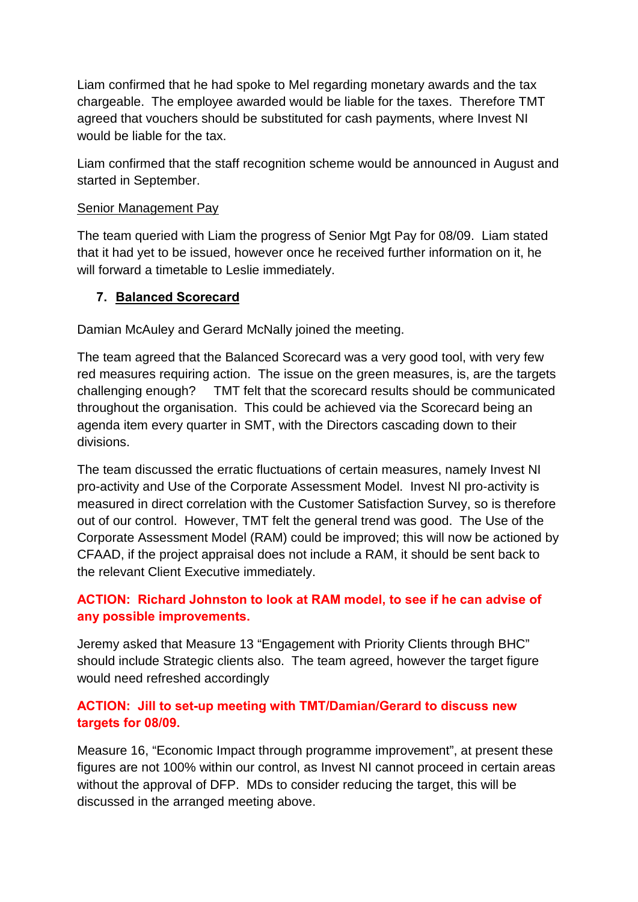Liam confirmed that he had spoke to Mel regarding monetary awards and the tax chargeable. The employee awarded would be liable for the taxes. Therefore TMT agreed that vouchers should be substituted for cash payments, where Invest NI would be liable for the tax.

Liam confirmed that the staff recognition scheme would be announced in August and started in September.

<u>Senior Management Pay</u>

The team queried with Liam the progress of Senior Mgt Pay for 08/09. Liam stated that it had yet to be issued, however once he received further information on it, he will forward a timetable to Leslie immediately.

7. **<u>Balanced Scorecard</u>**

Damian McAuley and Gerard McNally joined the meeting.

The team agreed that the Balanced Scorecard was a very good tool, with very few red measures requiring action. The issue on the green measures, is, are the targets challenging enough? TMT felt that the scorecard results should be communicated throughout the organisation. This could be achieved via the Scorecard being an agenda item every quarter in SMT, with the Directors cascading down to their divisions.

The team discussed the erratic fluctuations of certain measures, namely Invest NI pro-activity and Use of the Corporate Assessment Model. Invest NI pro-activity is measured in direct correlation with the Customer Satisfaction Survey, so is therefore out of our control. However, TMT felt the general trend was good. The Use of the Corporate Assessment Model (RAM) could be improved; this will now be actioned by CFAAD, if the project appraisal does not include a RAM, it should be sent back to the relevant Client Executive immediately.

**ACTION: Richard Johnston to look at RAM model, to see if he can advise of any possible improvements.**

Jeremy asked that Measure 13 "Engagement with Priority Clients through BHC" should include Strategic clients also. The team agreed, however the target figure would need refreshed accordingly

**ACTION: Jill to set-up meeting with TMT/Damian/Gerard to discuss new targets for 08/09.**

Measure 16, "Economic Impact through programme improvement", at present these figures are not 100% within our control, as Invest NI cannot proceed in certain areas without the approval of DFP. MDs to consider reducing the target, this will be discussed in the arranged meeting above.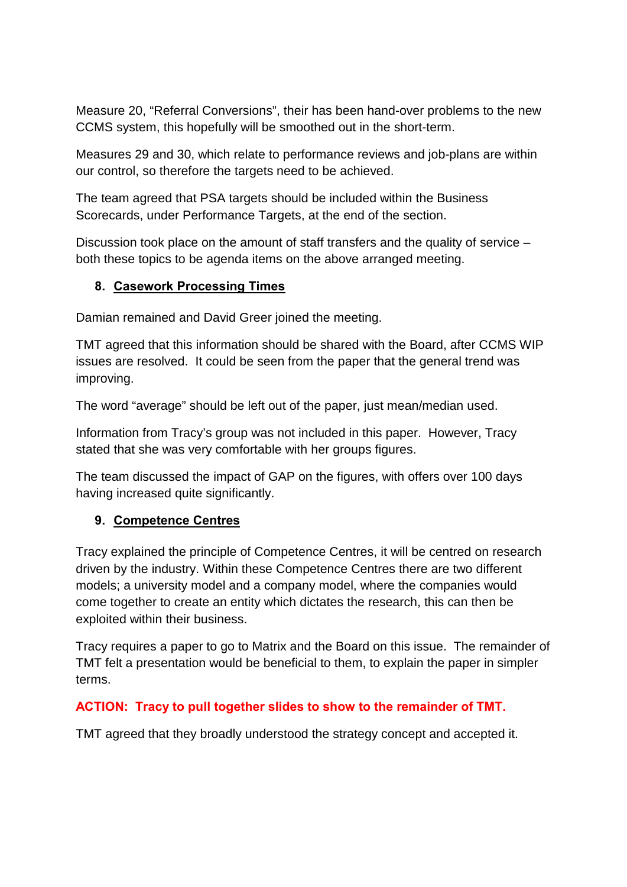Measure 20, “Referral Conversions”, their has been hand-over problems to the new CCMS system, this hopefully will be smoothed out in the short-term.

Measures 29 and 30, which relate to performance reviews and job-plans are within our control, so therefore the targets need to be achieved.

The team agreed that PSA targets should be included within the Business Scorecards, under Performance Targets, at the end of the section.

Discussion took place on the amount of staff transfers and the quality of service – both these topics to be agenda items on the above arranged meeting.

8. **<u>Casework Processing Times</u>**

Damian remained and David Greer joined the meeting.

TMT agreed that this information should be shared with the Board, after CCMS WIP issues are resolved. It could be seen from the paper that the general trend was improving.

The word “average” should be left out of the paper, just mean/median used.

Information from Tracy’s group was not included in this paper. However, Tracy stated that she was very comfortable with her groups figures.

The team discussed the impact of GAP on the figures, with offers over 100 days having increased quite significantly.

9. **<u>Competence Centres</u>**

Tracy explained the principle of Competence Centres, it will be centred on research driven by the industry. Within these Competence Centres there are two different models; a university model and a company model, where the companies would come together to create an entity which dictates the research, this can then be exploited within their business.

Tracy requires a paper to go to Matrix and the Board on this issue. The remainder of TMT felt a presentation would be beneficial to them, to explain the paper in simpler terms.

**ACTION: Tracy to pull together slides to show to the remainder of TMT.**

TMT agreed that they broadly understood the strategy concept and accepted it.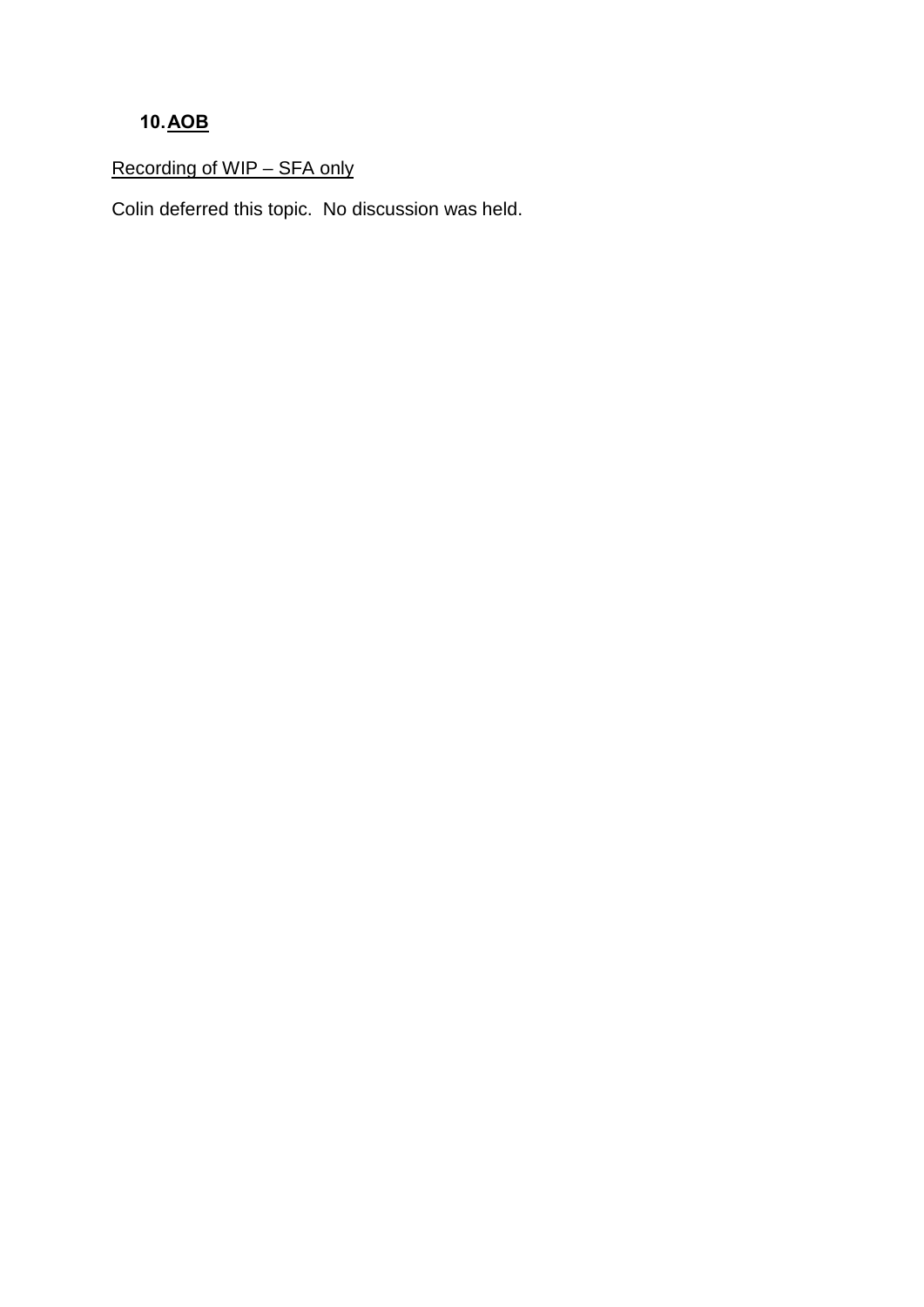## 10. <u>AOB</u>

<u>Recording of WIP – SFA only</u>

Colin deferred this topic. No discussion was held.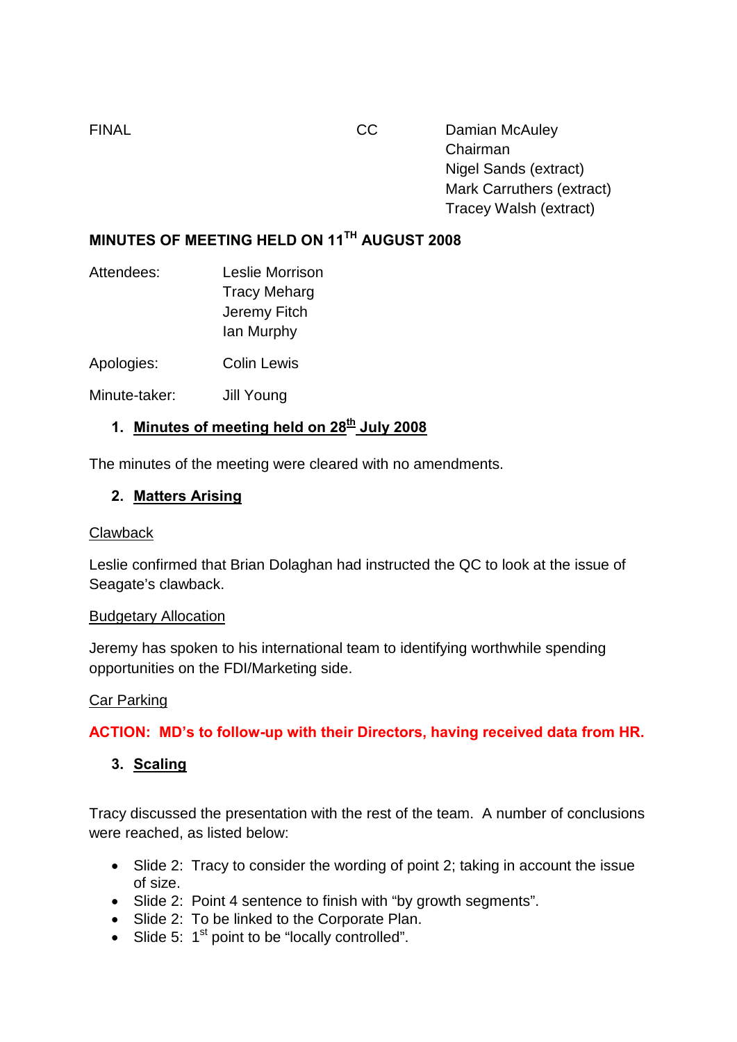FINAL CC Damian McAuley
Chairman
Nigel Sands (extract)
Mark Carruthers (extract)
Tracey Walsh (extract)

## MINUTES OF MEETING HELD ON 11TH AUGUST 2008

| | |
|---|---|
| Attendees: | Leslie Morrison<br>Tracy Meharg<br>Jeremy Fitch<br>Ian Murphy |
| Apologies: | Colin Lewis |
| Minute-taker: | Jill Young |

### 1. Minutes of meeting held on 28th July 2008

The minutes of the meeting were cleared with no amendments.

### 2. Matters Arising

Clawback

Leslie confirmed that Brian Dolaghan had instructed the QC to look at the issue of Seagate's clawback.

Budgetary Allocation

Jeremy has spoken to his international team to identifying worthwhile spending opportunities on the FDI/Marketing side.

Car Parking

**ACTION: MD's to follow-up with their Directors, having received data from HR.**

### 3. Scaling

Tracy discussed the presentation with the rest of the team. A number of conclusions were reached, as listed below:

- Slide 2: Tracy to consider the wording of point 2; taking in account the issue of size.
- Slide 2: Point 4 sentence to finish with "by growth segments".
- Slide 2: To be linked to the Corporate Plan.
- Slide 5: 1st point to be "locally controlled".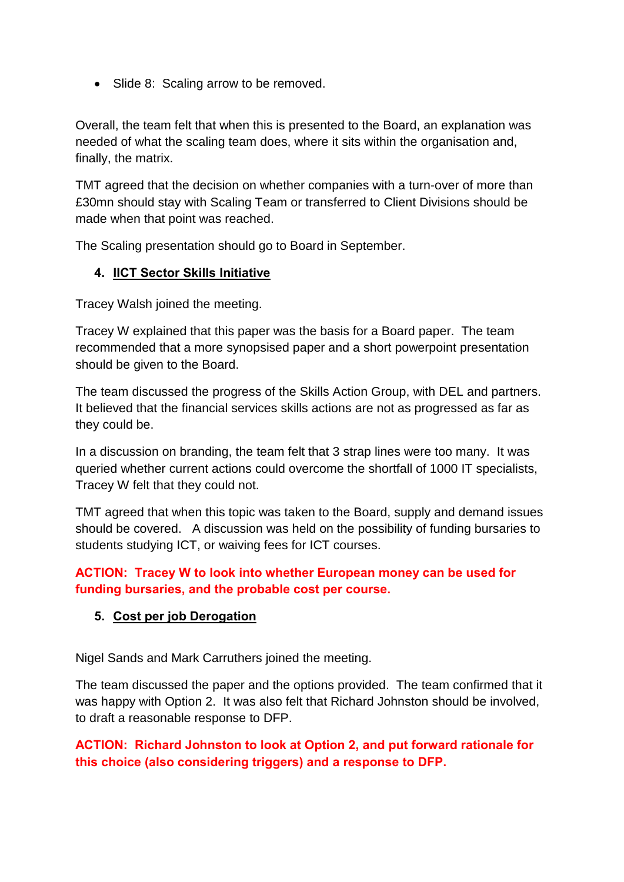- Slide 8: Scaling arrow to be removed.

Overall, the team felt that when this is presented to the Board, an explanation was needed of what the scaling team does, where it sits within the organisation and, finally, the matrix.

TMT agreed that the decision on whether companies with a turn-over of more than £30mn should stay with Scaling Team or transferred to Client Divisions should be made when that point was reached.

The Scaling presentation should go to Board in September.

4. **IICT Sector Skills Initiative**

Tracey Walsh joined the meeting.

Tracey W explained that this paper was the basis for a Board paper. The team recommended that a more synopsised paper and a short powerpoint presentation should be given to the Board.

The team discussed the progress of the Skills Action Group, with DEL and partners. It believed that the financial services skills actions are not as progressed as far as they could be.

In a discussion on branding, the team felt that 3 strap lines were too many. It was queried whether current actions could overcome the shortfall of 1000 IT specialists, Tracey W felt that they could not.

TMT agreed that when this topic was taken to the Board, supply and demand issues should be covered. A discussion was held on the possibility of funding bursaries to students studying ICT, or waiving fees for ICT courses.

**ACTION: Tracey W to look into whether European money can be used for funding bursaries, and the probable cost per course.**

5. **Cost per job Derogation**

Nigel Sands and Mark Carruthers joined the meeting.

The team discussed the paper and the options provided. The team confirmed that it was happy with Option 2. It was also felt that Richard Johnston should be involved, to draft a reasonable response to DFP.

**ACTION: Richard Johnston to look at Option 2, and put forward rationale for this choice (also considering triggers) and a response to DFP.**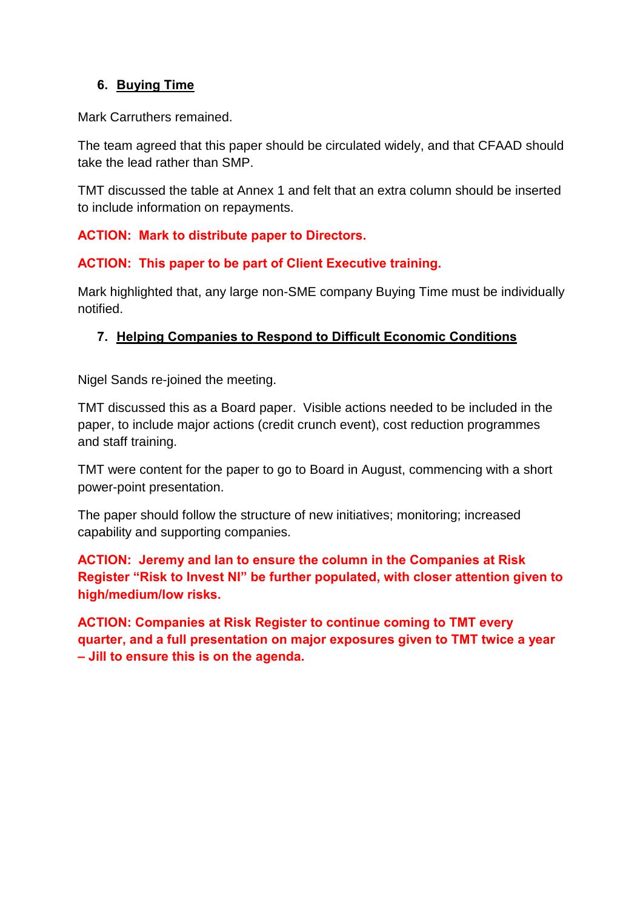## 6. Buying Time

Mark Carruthers remained.

The team agreed that this paper should be circulated widely, and that CFAAD should take the lead rather than SMP.

TMT discussed the table at Annex 1 and felt that an extra column should be inserted to include information on repayments.

**ACTION: Mark to distribute paper to Directors.**

**ACTION: This paper to be part of Client Executive training.**

Mark highlighted that, any large non-SME company Buying Time must be individually notified.

## 7. Helping Companies to Respond to Difficult Economic Conditions

Nigel Sands re-joined the meeting.

TMT discussed this as a Board paper. Visible actions needed to be included in the paper, to include major actions (credit crunch event), cost reduction programmes and staff training.

TMT were content for the paper to go to Board in August, commencing with a short power-point presentation.

The paper should follow the structure of new initiatives; monitoring; increased capability and supporting companies.

**ACTION: Jeremy and Ian to ensure the column in the Companies at Risk Register "Risk to Invest NI" be further populated, with closer attention given to high/medium/low risks.**

**ACTION: Companies at Risk Register to continue coming to TMT every quarter, and a full presentation on major exposures given to TMT twice a year – Jill to ensure this is on the agenda.**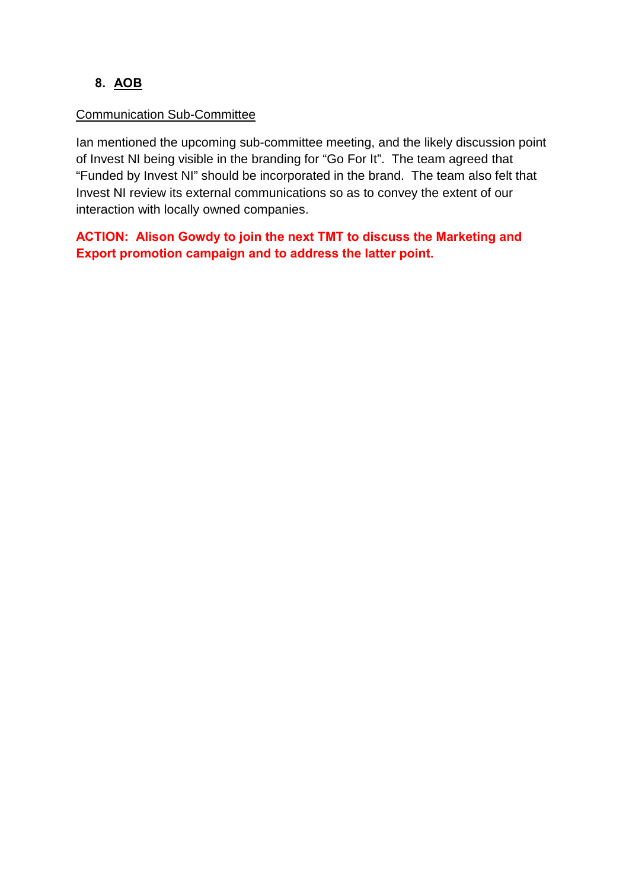## 8. AOB

Communication Sub-Committee

Ian mentioned the upcoming sub-committee meeting, and the likely discussion point of Invest NI being visible in the branding for “Go For It”. The team agreed that “Funded by Invest NI” should be incorporated in the brand. The team also felt that Invest NI review its external communications so as to convey the extent of our interaction with locally owned companies.

**ACTION: Alison Gowdy to join the next TMT to discuss the Marketing and Export promotion campaign and to address the latter point.**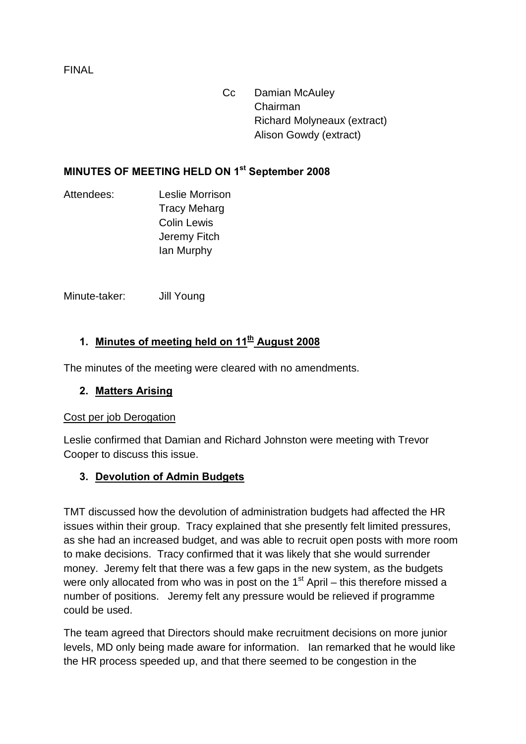FINAL

Cc Damian McAuley
Chairman
Richard Molyneaux (extract)
Alison Gowdy (extract)

## MINUTES OF MEETING HELD ON 1st September 2008

Attendees: Leslie Morrison
Tracy Meharg
Colin Lewis
Jeremy Fitch
Ian Murphy

Minute-taker: Jill Young

### 1. Minutes of meeting held on 11th August 2008

The minutes of the meeting were cleared with no amendments.

### 2. Matters Arising

Cost per job Derogation

Leslie confirmed that Damian and Richard Johnston were meeting with Trevor Cooper to discuss this issue.

### 3. Devolution of Admin Budgets

TMT discussed how the devolution of administration budgets had affected the HR issues within their group. Tracy explained that she presently felt limited pressures, as she had an increased budget, and was able to recruit open posts with more room to make decisions. Tracy confirmed that it was likely that she would surrender money. Jeremy felt that there was a few gaps in the new system, as the budgets were only allocated from who was in post on the 1st April – this therefore missed a number of positions. Jeremy felt any pressure would be relieved if programme could be used.

The team agreed that Directors should make recruitment decisions on more junior levels, MD only being made aware for information. Ian remarked that he would like the HR process speeded up, and that there seemed to be congestion in the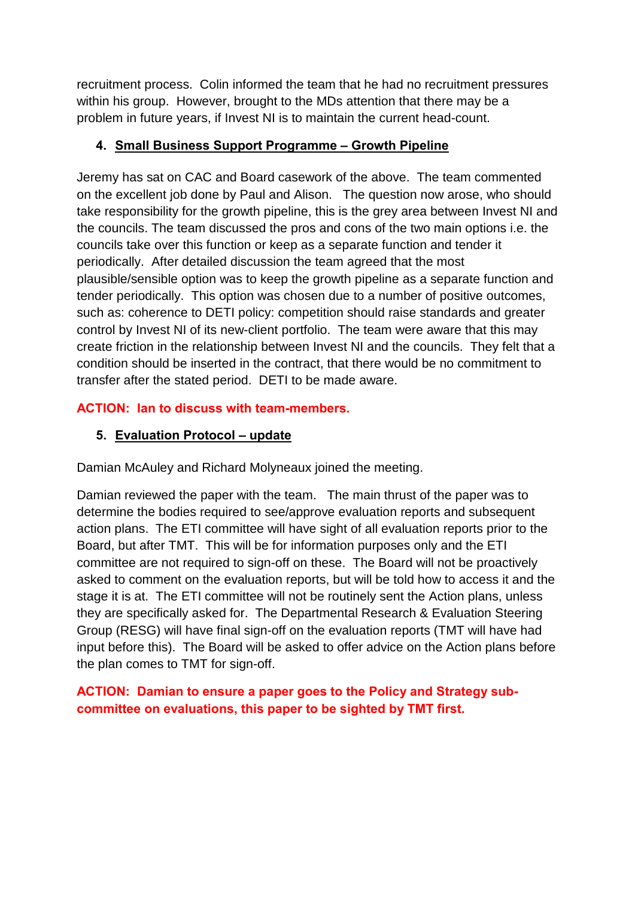recruitment process. Colin informed the team that he had no recruitment pressures within his group. However, brought to the MDs attention that there may be a problem in future years, if Invest NI is to maintain the current head-count.

4. **Small Business Support Programme – Growth Pipeline**

Jeremy has sat on CAC and Board casework of the above. The team commented on the excellent job done by Paul and Alison. The question now arose, who should take responsibility for the growth pipeline, this is the grey area between Invest NI and the councils. The team discussed the pros and cons of the two main options i.e. the councils take over this function or keep as a separate function and tender it periodically. After detailed discussion the team agreed that the most plausible/sensible option was to keep the growth pipeline as a separate function and tender periodically. This option was chosen due to a number of positive outcomes, such as: coherence to DETI policy: competition should raise standards and greater control by Invest NI of its new-client portfolio. The team were aware that this may create friction in the relationship between Invest NI and the councils. They felt that a condition should be inserted in the contract, that there would be no commitment to transfer after the stated period. DETI to be made aware.

**ACTION: Ian to discuss with team-members.**

5. **Evaluation Protocol – update**

Damian McAuley and Richard Molyneaux joined the meeting.

Damian reviewed the paper with the team. The main thrust of the paper was to determine the bodies required to see/approve evaluation reports and subsequent action plans. The ETI committee will have sight of all evaluation reports prior to the Board, but after TMT. This will be for information purposes only and the ETI committee are not required to sign-off on these. The Board will not be proactively asked to comment on the evaluation reports, but will be told how to access it and the stage it is at. The ETI committee will not be routinely sent the Action plans, unless they are specifically asked for. The Departmental Research & Evaluation Steering Group (RESG) will have final sign-off on the evaluation reports (TMT will have had input before this). The Board will be asked to offer advice on the Action plans before the plan comes to TMT for sign-off.

**ACTION: Damian to ensure a paper goes to the Policy and Strategy sub-committee on evaluations, this paper to be sighted by TMT first.**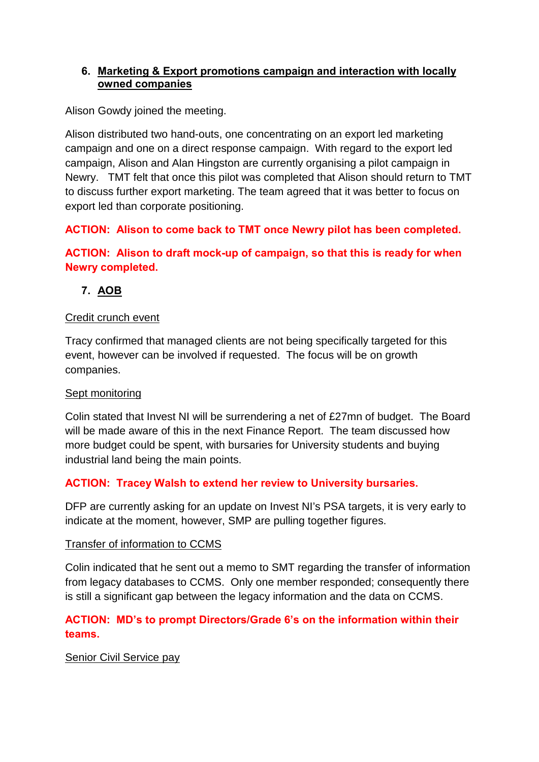## 6. <u>Marketing & Export promotions campaign and interaction with locally owned companies</u>

Alison Gowdy joined the meeting.

Alison distributed two hand-outs, one concentrating on an export led marketing campaign and one on a direct response campaign. With regard to the export led campaign, Alison and Alan Hingston are currently organising a pilot campaign in Newry. TMT felt that once this pilot was completed that Alison should return to TMT to discuss further export marketing. The team agreed that it was better to focus on export led than corporate positioning.

**ACTION: Alison to come back to TMT once Newry pilot has been completed.**

**ACTION: Alison to draft mock-up of campaign, so that this is ready for when Newry completed.**

## 7. <u>AOB</u>

<u>Credit crunch event</u>

Tracy confirmed that managed clients are not being specifically targeted for this event, however can be involved if requested. The focus will be on growth companies.

<u>Sept monitoring</u>

Colin stated that Invest NI will be surrendering a net of £27mn of budget. The Board will be made aware of this in the next Finance Report. The team discussed how more budget could be spent, with bursaries for University students and buying industrial land being the main points.

**ACTION: Tracey Walsh to extend her review to University bursaries.**

DFP are currently asking for an update on Invest NI's PSA targets, it is very early to indicate at the moment, however, SMP are pulling together figures.

<u>Transfer of information to CCMS</u>

Colin indicated that he sent out a memo to SMT regarding the transfer of information from legacy databases to CCMS. Only one member responded; consequently there is still a significant gap between the legacy information and the data on CCMS.

**ACTION: MD's to prompt Directors/Grade 6's on the information within their teams.**

<u>Senior Civil Service pay</u>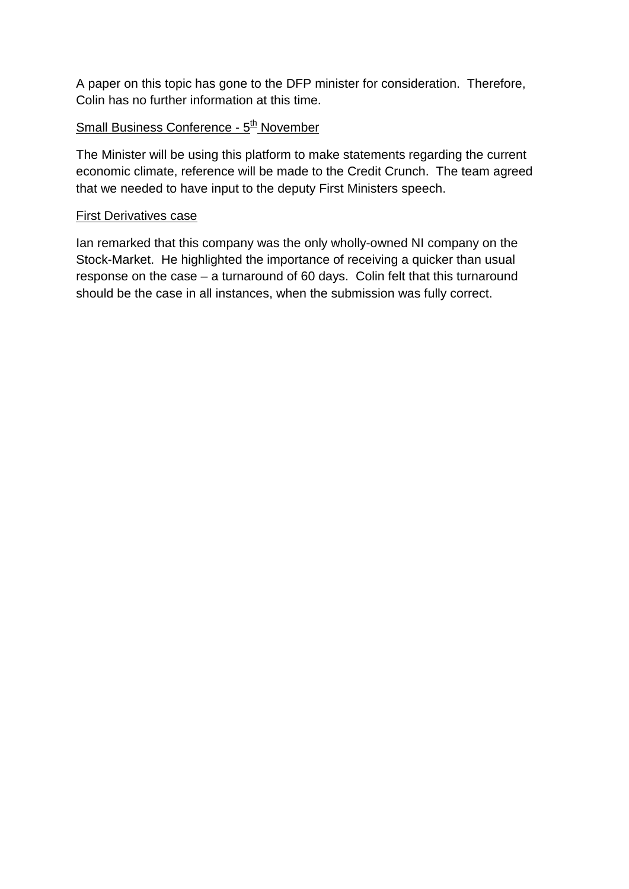A paper on this topic has gone to the DFP minister for consideration. Therefore, Colin has no further information at this time.

<u>Small Business Conference - 5th November</u>

The Minister will be using this platform to make statements regarding the current economic climate, reference will be made to the Credit Crunch. The team agreed that we needed to have input to the deputy First Ministers speech.

<u>First Derivatives case</u>

Ian remarked that this company was the only wholly-owned NI company on the Stock-Market. He highlighted the importance of receiving a quicker than usual response on the case – a turnaround of 60 days. Colin felt that this turnaround should be the case in all instances, when the submission was fully correct.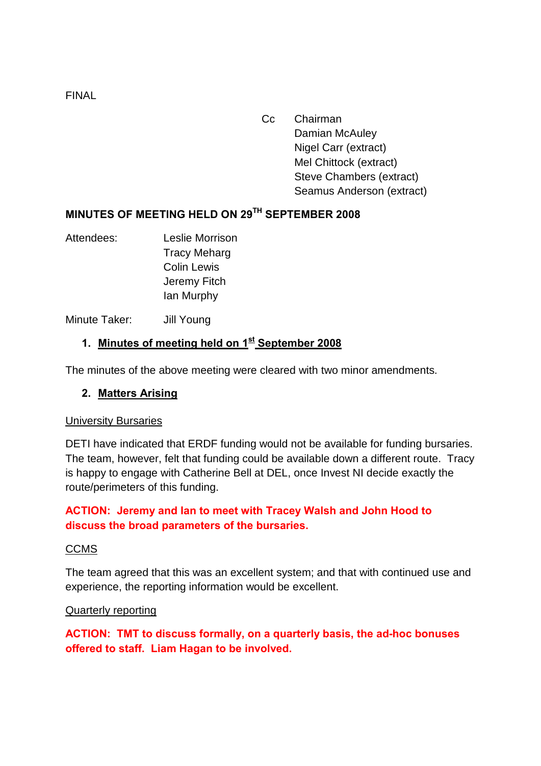FINAL

Cc Chairman
Damian McAuley
Nigel Carr (extract)
Mel Chittock (extract)
Steve Chambers (extract)
Seamus Anderson (extract)

**MINUTES OF MEETING HELD ON 29TH SEPTEMBER 2008**

Attendees: Leslie Morrison
Tracy Meharg
Colin Lewis
Jeremy Fitch
Ian Murphy

Minute Taker: Jill Young

1. **Minutes of meeting held on 1st September 2008**

The minutes of the above meeting were cleared with two minor amendments.

2. **Matters Arising**

University Bursaries

DETI have indicated that ERDF funding would not be available for funding bursaries. The team, however, felt that funding could be available down a different route. Tracy is happy to engage with Catherine Bell at DEL, once Invest NI decide exactly the route/perimeters of this funding.

**ACTION: Jeremy and Ian to meet with Tracey Walsh and John Hood to discuss the broad parameters of the bursaries.**

CCMS

The team agreed that this was an excellent system; and that with continued use and experience, the reporting information would be excellent.

Quarterly reporting

**ACTION: TMT to discuss formally, on a quarterly basis, the ad-hoc bonuses offered to staff. Liam Hagan to be involved.**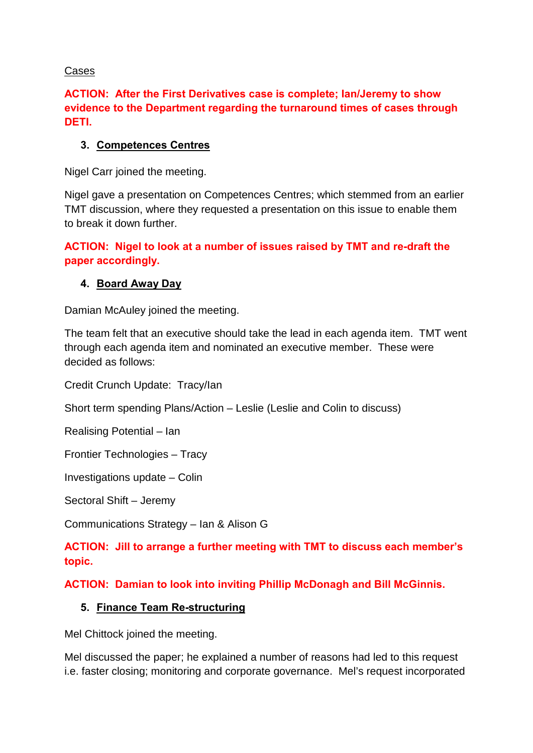Cases

**ACTION: After the First Derivatives case is complete; Ian/Jeremy to show evidence to the Department regarding the turnaround times of cases through DETI.**

3. **Competences Centres**

Nigel Carr joined the meeting.

Nigel gave a presentation on Competences Centres; which stemmed from an earlier TMT discussion, where they requested a presentation on this issue to enable them to break it down further.

**ACTION: Nigel to look at a number of issues raised by TMT and re-draft the paper accordingly.**

4. **Board Away Day**

Damian McAuley joined the meeting.

The team felt that an executive should take the lead in each agenda item. TMT went through each agenda item and nominated an executive member. These were decided as follows:

Credit Crunch Update: Tracy/Ian

Short term spending Plans/Action – Leslie (Leslie and Colin to discuss)

Realising Potential – Ian

Frontier Technologies – Tracy

Investigations update – Colin

Sectoral Shift – Jeremy

Communications Strategy – Ian & Alison G

**ACTION: Jill to arrange a further meeting with TMT to discuss each member's topic.**

**ACTION: Damian to look into inviting Phillip McDonagh and Bill McGinnis.**

5. **Finance Team Re-structuring**

Mel Chittock joined the meeting.

Mel discussed the paper; he explained a number of reasons had led to this request i.e. faster closing; monitoring and corporate governance. Mel's request incorporated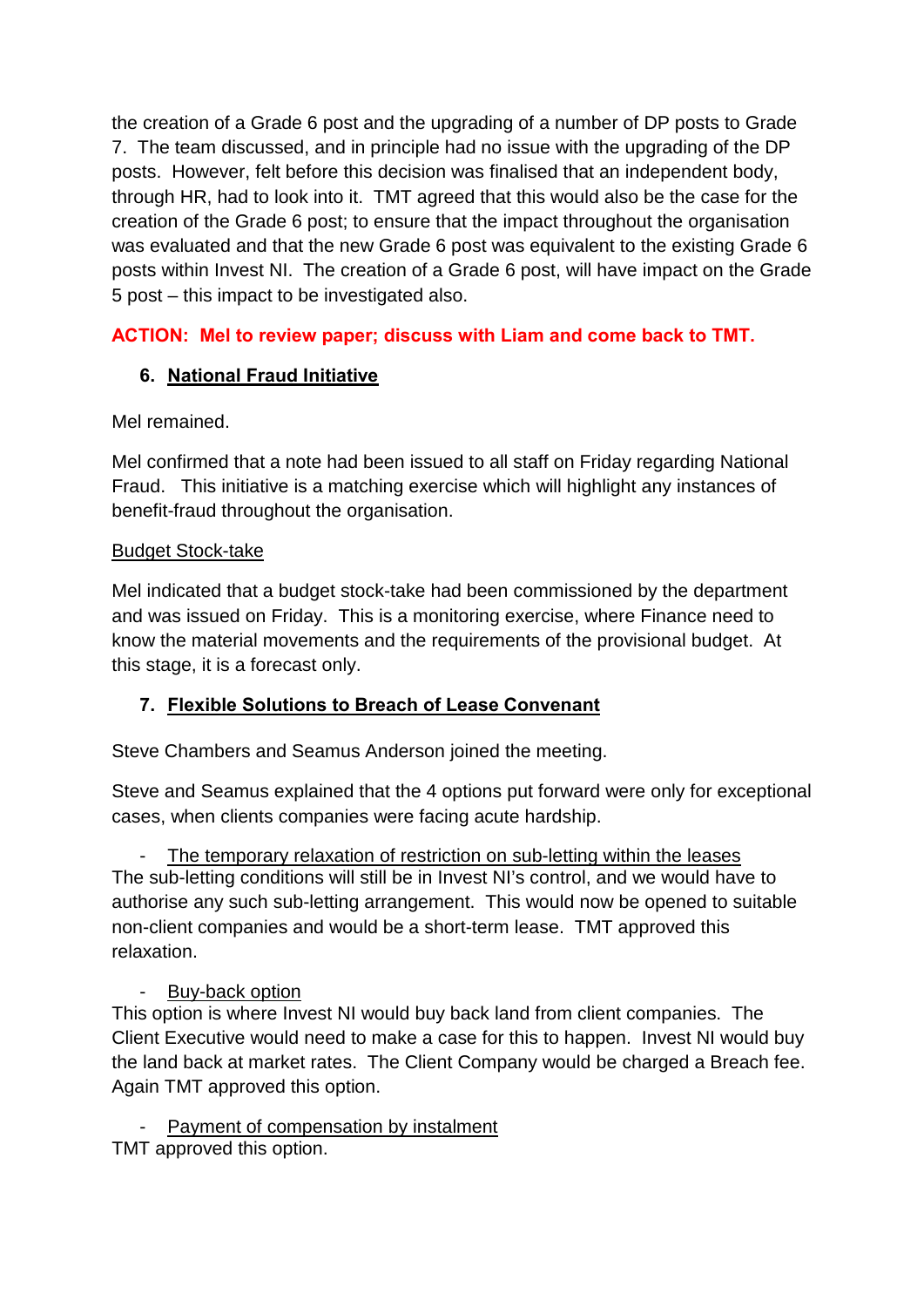the creation of a Grade 6 post and the upgrading of a number of DP posts to Grade 7. The team discussed, and in principle had no issue with the upgrading of the DP posts. However, felt before this decision was finalised that an independent body, through HR, had to look into it. TMT agreed that this would also be the case for the creation of the Grade 6 post; to ensure that the impact throughout the organisation was evaluated and that the new Grade 6 post was equivalent to the existing Grade 6 posts within Invest NI. The creation of a Grade 6 post, will have impact on the Grade 5 post – this impact to be investigated also.

**ACTION: Mel to review paper; discuss with Liam and come back to TMT.**

### 6. National Fraud Initiative

Mel remained.

Mel confirmed that a note had been issued to all staff on Friday regarding National Fraud. This initiative is a matching exercise which will highlight any instances of benefit-fraud throughout the organisation.

Budget Stock-take

Mel indicated that a budget stock-take had been commissioned by the department and was issued on Friday. This is a monitoring exercise, where Finance need to know the material movements and the requirements of the provisional budget. At this stage, it is a forecast only.

### 7. Flexible Solutions to Breach of Lease Convenant

Steve Chambers and Seamus Anderson joined the meeting.

Steve and Seamus explained that the 4 options put forward were only for exceptional cases, when clients companies were facing acute hardship.

- The temporary relaxation of restriction on sub-letting within the leases

The sub-letting conditions will still be in Invest NI's control, and we would have to authorise any such sub-letting arrangement. This would now be opened to suitable non-client companies and would be a short-term lease. TMT approved this relaxation.

- Buy-back option

This option is where Invest NI would buy back land from client companies. The Client Executive would need to make a case for this to happen. Invest NI would buy the land back at market rates. The Client Company would be charged a Breach fee. Again TMT approved this option.

- Payment of compensation by instalment

TMT approved this option.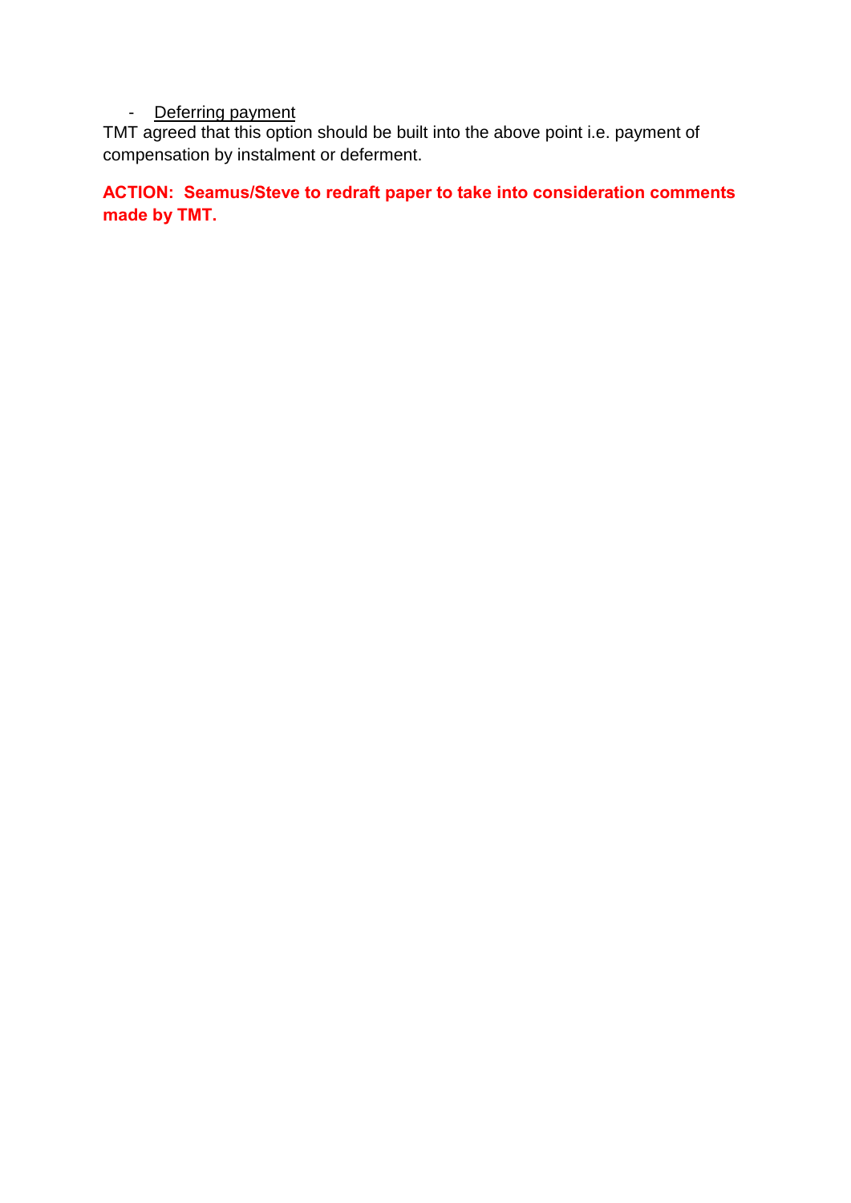- <u>Deferring payment</u>

TMT agreed that this option should be built into the above point i.e. payment of compensation by instalment or deferment.

**ACTION: Seamus/Steve to redraft paper to take into consideration comments made by TMT.**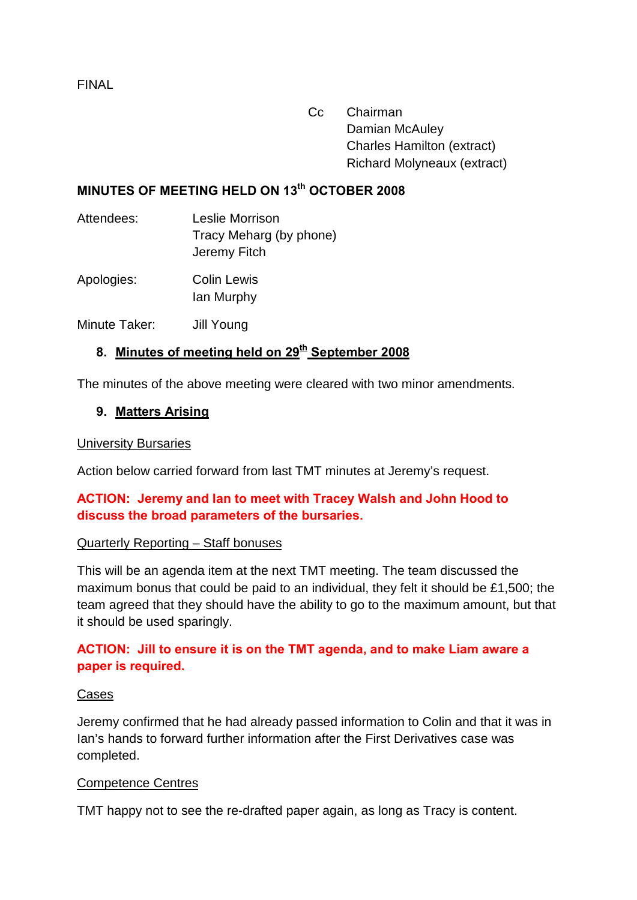FINAL

Cc Chairman
Damian McAuley
Charles Hamilton (extract)
Richard Molyneaux (extract)

**MINUTES OF MEETING HELD ON 13th OCTOBER 2008**

| | |
|---|---|
| Attendees: | Leslie Morrison<br>Tracy Meharg (by phone)<br>Jeremy Fitch |
| Apologies: | Colin Lewis<br>Ian Murphy |
| Minute Taker: | Jill Young |

**8. Minutes of meeting held on 29th September 2008**

The minutes of the above meeting were cleared with two minor amendments.

**9. Matters Arising**

University Bursaries

Action below carried forward from last TMT minutes at Jeremy's request.

**ACTION: Jeremy and Ian to meet with Tracey Walsh and John Hood to discuss the broad parameters of the bursaries.**

Quarterly Reporting – Staff bonuses

This will be an agenda item at the next TMT meeting. The team discussed the maximum bonus that could be paid to an individual, they felt it should be £1,500; the team agreed that they should have the ability to go to the maximum amount, but that it should be used sparingly.

**ACTION: Jill to ensure it is on the TMT agenda, and to make Liam aware a paper is required.**

Cases

Jeremy confirmed that he had already passed information to Colin and that it was in Ian's hands to forward further information after the First Derivatives case was completed.

Competence Centres

TMT happy not to see the re-drafted paper again, as long as Tracy is content.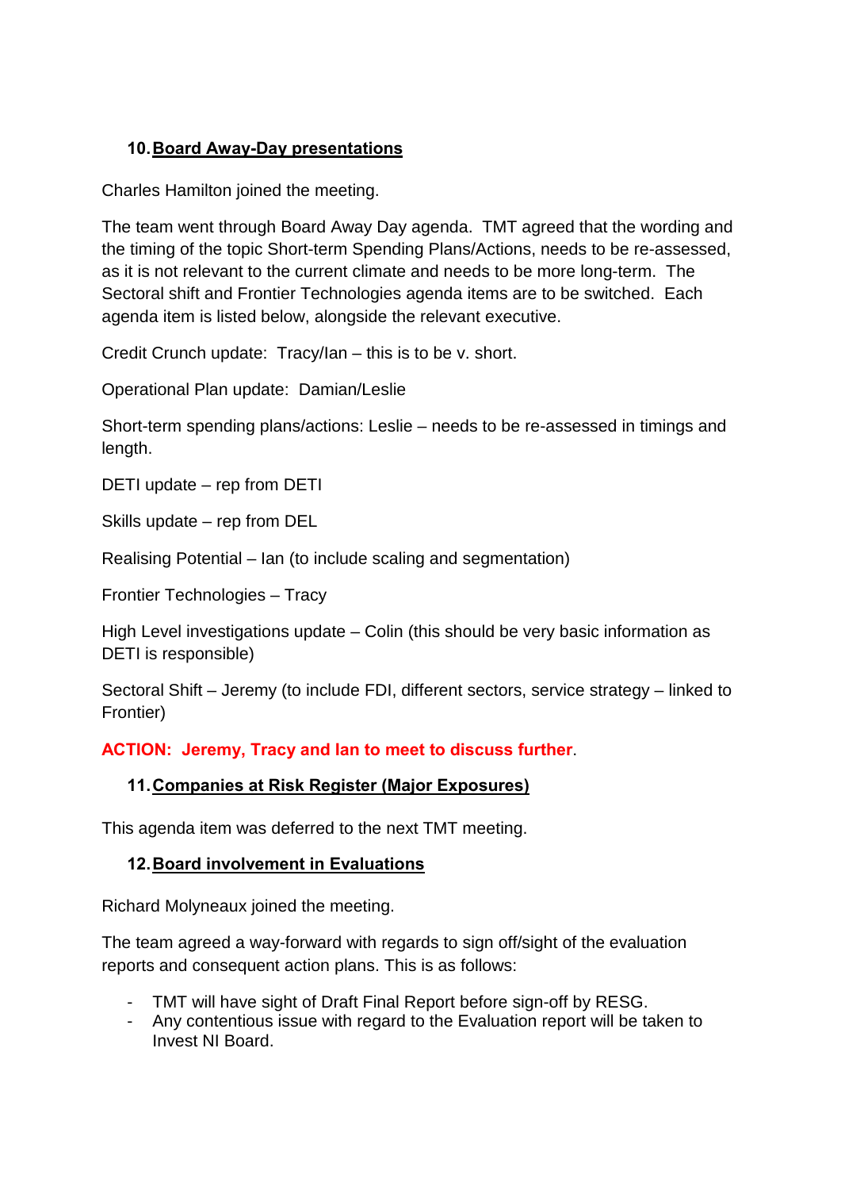## 10. Board Away-Day presentations

Charles Hamilton joined the meeting.

The team went through Board Away Day agenda. TMT agreed that the wording and the timing of the topic Short-term Spending Plans/Actions, needs to be re-assessed, as it is not relevant to the current climate and needs to be more long-term. The Sectoral shift and Frontier Technologies agenda items are to be switched. Each agenda item is listed below, alongside the relevant executive.

Credit Crunch update: Tracy/Ian – this is to be v. short.

Operational Plan update: Damian/Leslie

Short-term spending plans/actions: Leslie – needs to be re-assessed in timings and length.

DETI update – rep from DETI

Skills update – rep from DEL

Realising Potential – Ian (to include scaling and segmentation)

Frontier Technologies – Tracy

High Level investigations update – Colin (this should be very basic information as DETI is responsible)

Sectoral Shift – Jeremy (to include FDI, different sectors, service strategy – linked to Frontier)

**ACTION: Jeremy, Tracy and Ian to meet to discuss further**.

## 11. Companies at Risk Register (Major Exposures)

This agenda item was deferred to the next TMT meeting.

## 12. Board involvement in Evaluations

Richard Molyneaux joined the meeting.

The team agreed a way-forward with regards to sign off/sight of the evaluation reports and consequent action plans. This is as follows:

- TMT will have sight of Draft Final Report before sign-off by RESG.
- Any contentious issue with regard to the Evaluation report will be taken to Invest NI Board.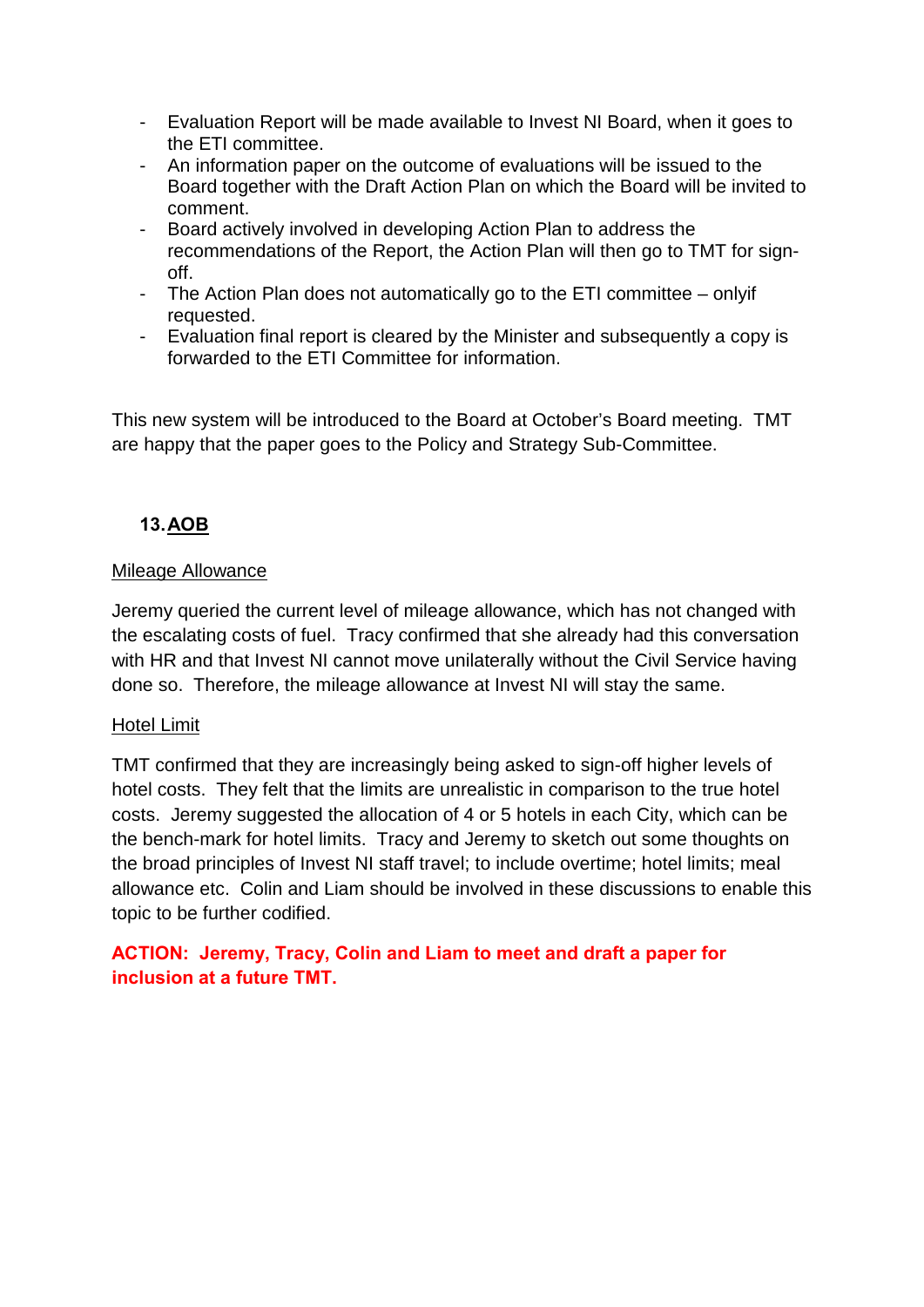- Evaluation Report will be made available to Invest NI Board, when it goes to the ETI committee.
- An information paper on the outcome of evaluations will be issued to the Board together with the Draft Action Plan on which the Board will be invited to comment.
- Board actively involved in developing Action Plan to address the recommendations of the Report, the Action Plan will then go to TMT for sign-off.
- The Action Plan does not automatically go to the ETI committee – onlyif requested.
- Evaluation final report is cleared by the Minister and subsequently a copy is forwarded to the ETI Committee for information.

This new system will be introduced to the Board at October's Board meeting. TMT are happy that the paper goes to the Policy and Strategy Sub-Committee.

## 13. AOB

Mileage Allowance

Jeremy queried the current level of mileage allowance, which has not changed with the escalating costs of fuel. Tracy confirmed that she already had this conversation with HR and that Invest NI cannot move unilaterally without the Civil Service having done so. Therefore, the mileage allowance at Invest NI will stay the same.

Hotel Limit

TMT confirmed that they are increasingly being asked to sign-off higher levels of hotel costs. They felt that the limits are unrealistic in comparison to the true hotel costs. Jeremy suggested the allocation of 4 or 5 hotels in each City, which can be the bench-mark for hotel limits. Tracy and Jeremy to sketch out some thoughts on the broad principles of Invest NI staff travel; to include overtime; hotel limits; meal allowance etc. Colin and Liam should be involved in these discussions to enable this topic to be further codified.

**ACTION: Jeremy, Tracy, Colin and Liam to meet and draft a paper for inclusion at a future TMT.**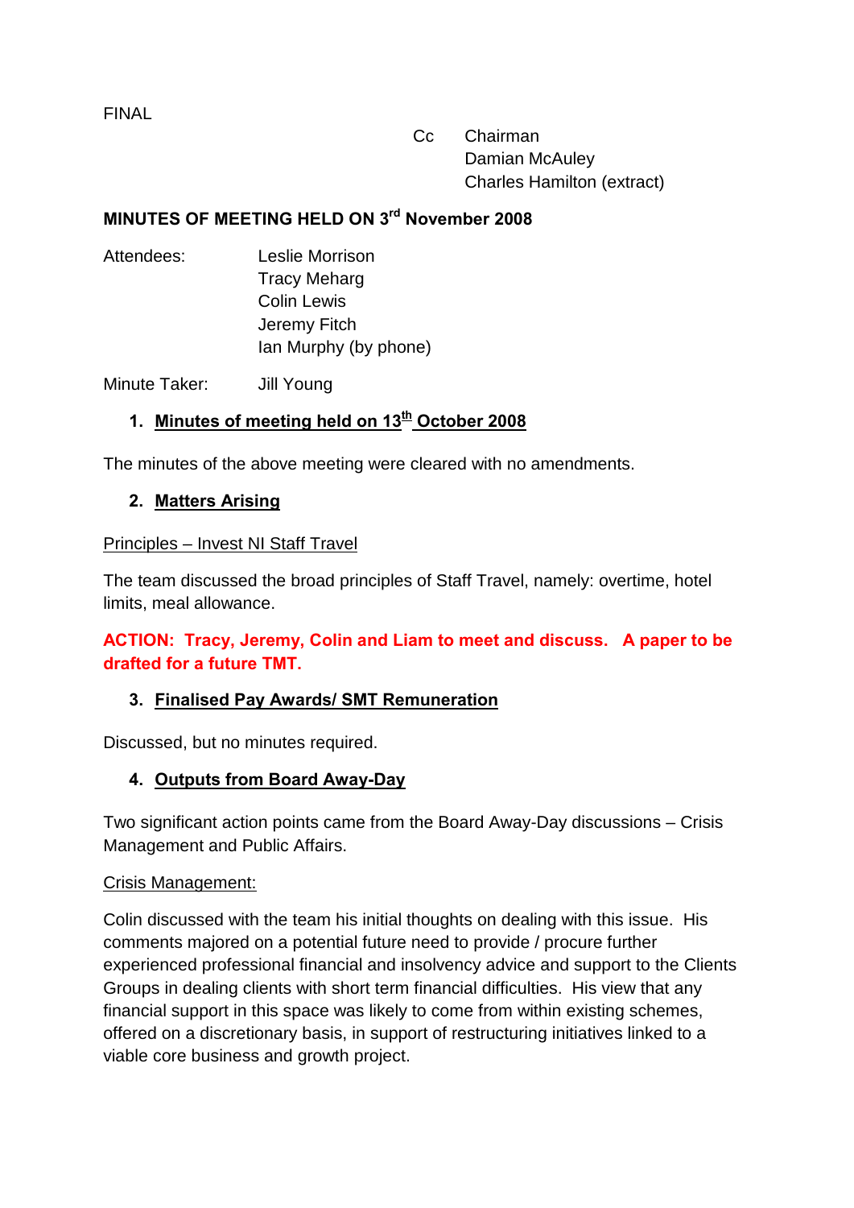FINAL

Cc Chairman
Damian McAuley
Charles Hamilton (extract)

**MINUTES OF MEETING HELD ON 3rd November 2008**

| | |
|---|---|
| Attendees: | Leslie Morrison<br>Tracy Meharg<br>Colin Lewis<br>Jeremy Fitch<br>Ian Murphy (by phone) |
| Minute Taker: | Jill Young |

**1. Minutes of meeting held on 13th October 2008**

The minutes of the above meeting were cleared with no amendments.

**2. Matters Arising**

Principles – Invest NI Staff Travel

The team discussed the broad principles of Staff Travel, namely: overtime, hotel limits, meal allowance.

**ACTION: Tracy, Jeremy, Colin and Liam to meet and discuss. A paper to be drafted for a future TMT.**

**3. Finalised Pay Awards/ SMT Remuneration**

Discussed, but no minutes required.

**4. Outputs from Board Away-Day**

Two significant action points came from the Board Away-Day discussions – Crisis Management and Public Affairs.

Crisis Management:

Colin discussed with the team his initial thoughts on dealing with this issue. His comments majored on a potential future need to provide / procure further experienced professional financial and insolvency advice and support to the Clients Groups in dealing clients with short term financial difficulties. His view that any financial support in this space was likely to come from within existing schemes, offered on a discretionary basis, in support of restructuring initiatives linked to a viable core business and growth project.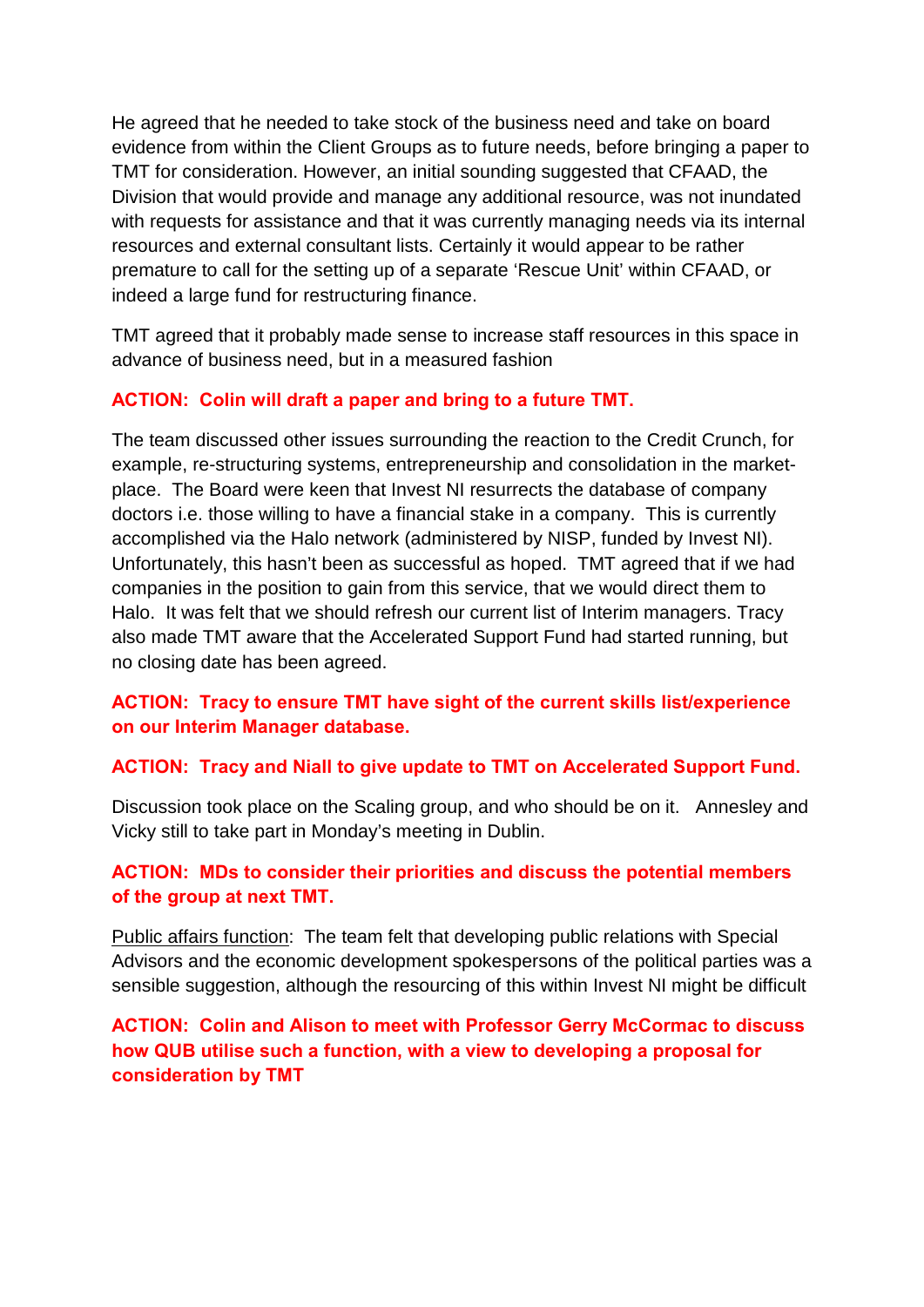He agreed that he needed to take stock of the business need and take on board evidence from within the Client Groups as to future needs, before bringing a paper to TMT for consideration. However, an initial sounding suggested that CFAAD, the Division that would provide and manage any additional resource, was not inundated with requests for assistance and that it was currently managing needs via its internal resources and external consultant lists. Certainly it would appear to be rather premature to call for the setting up of a separate 'Rescue Unit' within CFAAD, or indeed a large fund for restructuring finance.

TMT agreed that it probably made sense to increase staff resources in this space in advance of business need, but in a measured fashion

**ACTION: Colin will draft a paper and bring to a future TMT.**

The team discussed other issues surrounding the reaction to the Credit Crunch, for example, re-structuring systems, entrepreneurship and consolidation in the market-place. The Board were keen that Invest NI resurrects the database of company doctors i.e. those willing to have a financial stake in a company. This is currently accomplished via the Halo network (administered by NISP, funded by Invest NI). Unfortunately, this hasn't been as successful as hoped. TMT agreed that if we had companies in the position to gain from this service, that we would direct them to Halo. It was felt that we should refresh our current list of Interim managers. Tracy also made TMT aware that the Accelerated Support Fund had started running, but no closing date has been agreed.

**ACTION: Tracy to ensure TMT have sight of the current skills list/experience on our Interim Manager database.**

**ACTION: Tracy and Niall to give update to TMT on Accelerated Support Fund.**

Discussion took place on the Scaling group, and who should be on it. Annesley and Vicky still to take part in Monday's meeting in Dublin.

**ACTION: MDs to consider their priorities and discuss the potential members of the group at next TMT.**

<u>Public affairs function</u>: The team felt that developing public relations with Special Advisors and the economic development spokespersons of the political parties was a sensible suggestion, although the resourcing of this within Invest NI might be difficult

**ACTION: Colin and Alison to meet with Professor Gerry McCormac to discuss how QUB utilise such a function, with a view to developing a proposal for consideration by TMT**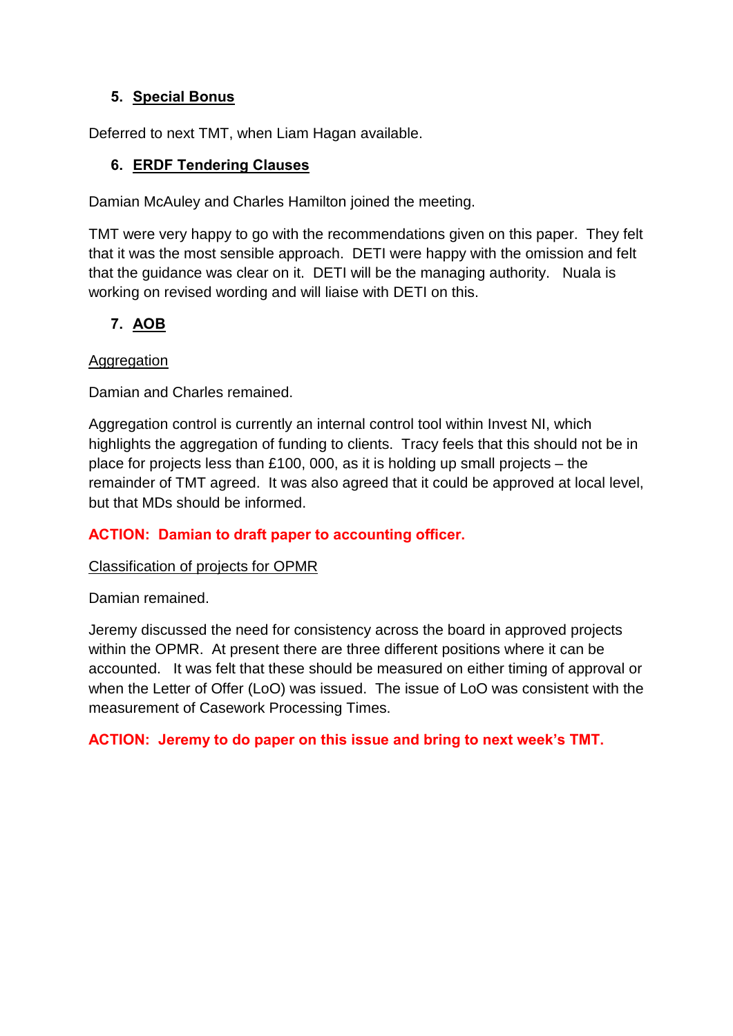5. **Special Bonus**

Deferred to next TMT, when Liam Hagan available.

6. **ERDF Tendering Clauses**

Damian McAuley and Charles Hamilton joined the meeting.

TMT were very happy to go with the recommendations given on this paper. They felt that it was the most sensible approach. DETI were happy with the omission and felt that the guidance was clear on it. DETI will be the managing authority. Nuala is working on revised wording and will liaise with DETI on this.

7. **AOB**

Aggregation

Damian and Charles remained.

Aggregation control is currently an internal control tool within Invest NI, which highlights the aggregation of funding to clients. Tracy feels that this should not be in place for projects less than £100, 000, as it is holding up small projects – the remainder of TMT agreed. It was also agreed that it could be approved at local level, but that MDs should be informed.

**ACTION: Damian to draft paper to accounting officer.**

Classification of projects for OPMR

Damian remained.

Jeremy discussed the need for consistency across the board in approved projects within the OPMR. At present there are three different positions where it can be accounted. It was felt that these should be measured on either timing of approval or when the Letter of Offer (LoO) was issued. The issue of LoO was consistent with the measurement of Casework Processing Times.

**ACTION: Jeremy to do paper on this issue and bring to next week's TMT.**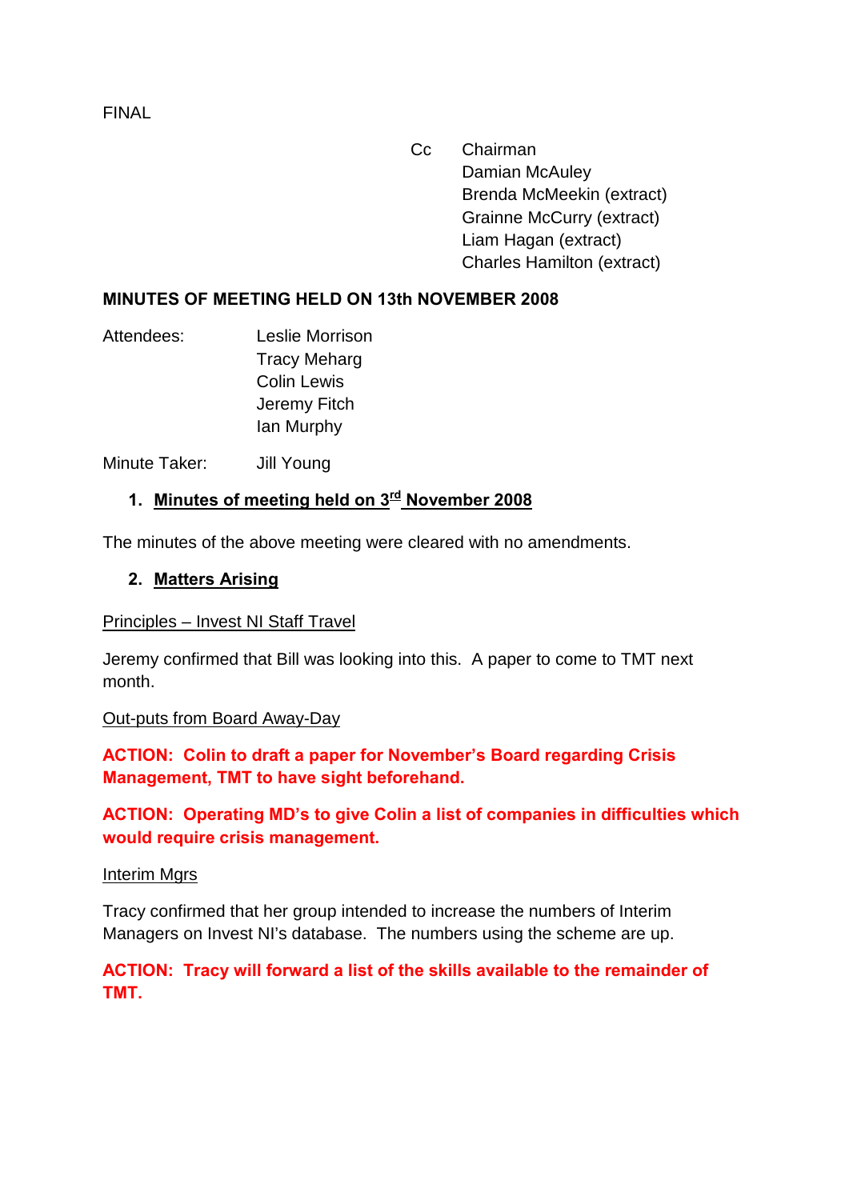FINAL

Cc Chairman
Damian McAuley
Brenda McMeekin (extract)
Grainne McCurry (extract)
Liam Hagan (extract)
Charles Hamilton (extract)

**MINUTES OF MEETING HELD ON 13th NOVEMBER 2008**

Attendees: Leslie Morrison
Tracy Meharg
Colin Lewis
Jeremy Fitch
Ian Murphy

Minute Taker: Jill Young

1. **Minutes of meeting held on 3rd November 2008**

The minutes of the above meeting were cleared with no amendments.

2. **Matters Arising**

Principles – Invest NI Staff Travel

Jeremy confirmed that Bill was looking into this. A paper to come to TMT next month.

Out-puts from Board Away-Day

**ACTION: Colin to draft a paper for November's Board regarding Crisis Management, TMT to have sight beforehand.**

**ACTION: Operating MD's to give Colin a list of companies in difficulties which would require crisis management.**

Interim Mgrs

Tracy confirmed that her group intended to increase the numbers of Interim Managers on Invest NI's database. The numbers using the scheme are up.

**ACTION: Tracy will forward a list of the skills available to the remainder of TMT.**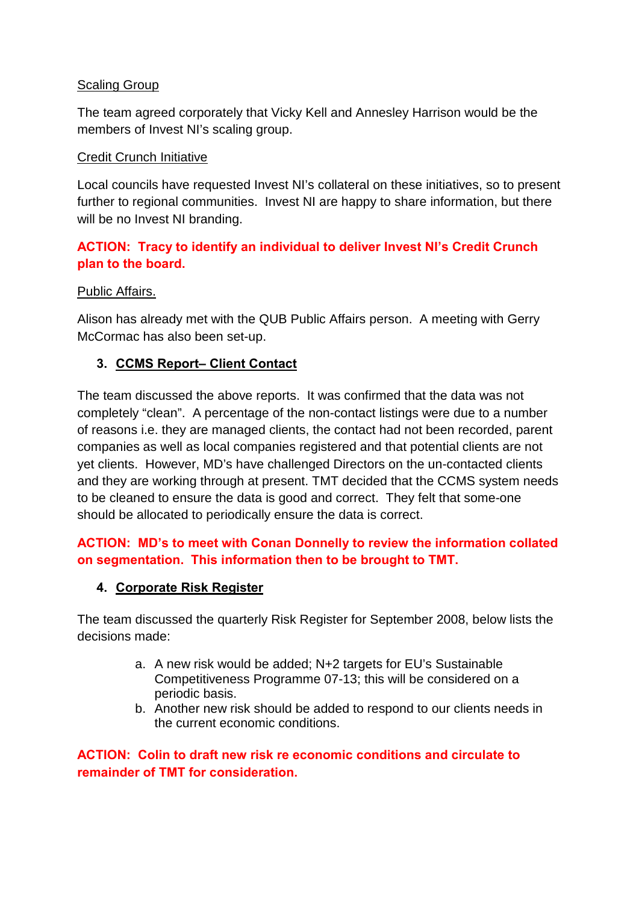Scaling Group

The team agreed corporately that Vicky Kell and Annesley Harrison would be the members of Invest NI's scaling group.

Credit Crunch Initiative

Local councils have requested Invest NI's collateral on these initiatives, so to present further to regional communities. Invest NI are happy to share information, but there will be no Invest NI branding.

**ACTION: Tracy to identify an individual to deliver Invest NI's Credit Crunch plan to the board.**

Public Affairs.

Alison has already met with the QUB Public Affairs person. A meeting with Gerry McCormac has also been set-up.

### 3. CCMS Report– Client Contact

The team discussed the above reports. It was confirmed that the data was not completely "clean". A percentage of the non-contact listings were due to a number of reasons i.e. they are managed clients, the contact had not been recorded, parent companies as well as local companies registered and that potential clients are not yet clients. However, MD's have challenged Directors on the un-contacted clients and they are working through at present. TMT decided that the CCMS system needs to be cleaned to ensure the data is good and correct. They felt that some-one should be allocated to periodically ensure the data is correct.

**ACTION: MD's to meet with Conan Donnelly to review the information collated on segmentation. This information then to be brought to TMT.**

### 4. Corporate Risk Register

The team discussed the quarterly Risk Register for September 2008, below lists the decisions made:

a. A new risk would be added; N+2 targets for EU's Sustainable Competitiveness Programme 07-13; this will be considered on a periodic basis.
b. Another new risk should be added to respond to our clients needs in the current economic conditions.

**ACTION: Colin to draft new risk re economic conditions and circulate to remainder of TMT for consideration.**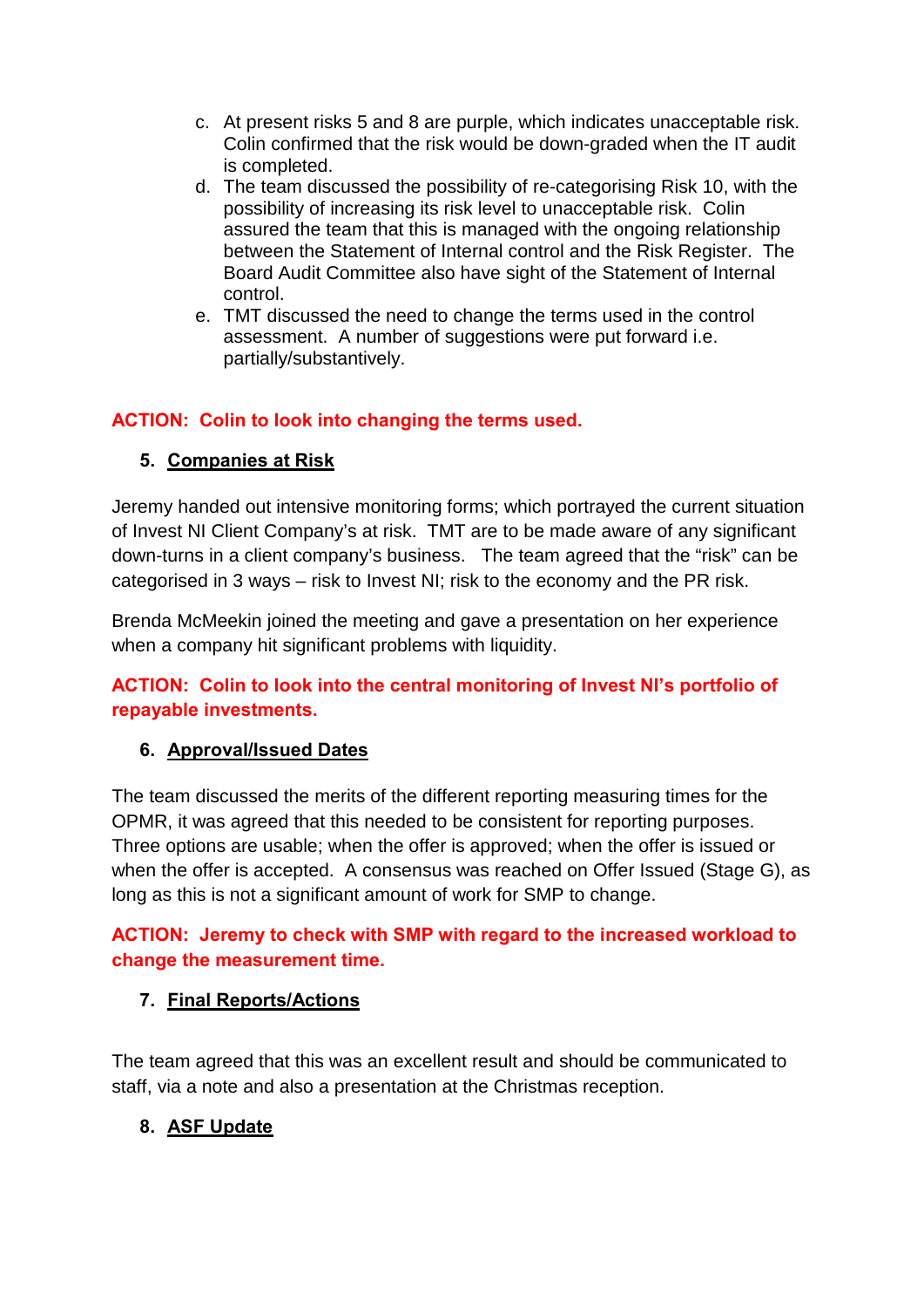c. At present risks 5 and 8 are purple, which indicates unacceptable risk. Colin confirmed that the risk would be down-graded when the IT audit is completed.
d. The team discussed the possibility of re-categorising Risk 10, with the possibility of increasing its risk level to unacceptable risk. Colin assured the team that this is managed with the ongoing relationship between the Statement of Internal control and the Risk Register. The Board Audit Committee also have sight of the Statement of Internal control.
e. TMT discussed the need to change the terms used in the control assessment. A number of suggestions were put forward i.e. partially/substantively.

**ACTION: Colin to look into changing the terms used.**

5. **Companies at Risk**

Jeremy handed out intensive monitoring forms; which portrayed the current situation of Invest NI Client Company's at risk. TMT are to be made aware of any significant down-turns in a client company's business. The team agreed that the "risk" can be categorised in 3 ways – risk to Invest NI; risk to the economy and the PR risk.

Brenda McMeekin joined the meeting and gave a presentation on her experience when a company hit significant problems with liquidity.

**ACTION: Colin to look into the central monitoring of Invest NI's portfolio of repayable investments.**

6. **Approval/Issued Dates**

The team discussed the merits of the different reporting measuring times for the OPMR, it was agreed that this needed to be consistent for reporting purposes. Three options are usable; when the offer is approved; when the offer is issued or when the offer is accepted. A consensus was reached on Offer Issued (Stage G), as long as this is not a significant amount of work for SMP to change.

**ACTION: Jeremy to check with SMP with regard to the increased workload to change the measurement time.**

7. **Final Reports/Actions**

The team agreed that this was an excellent result and should be communicated to staff, via a note and also a presentation at the Christmas reception.

8. **ASF Update**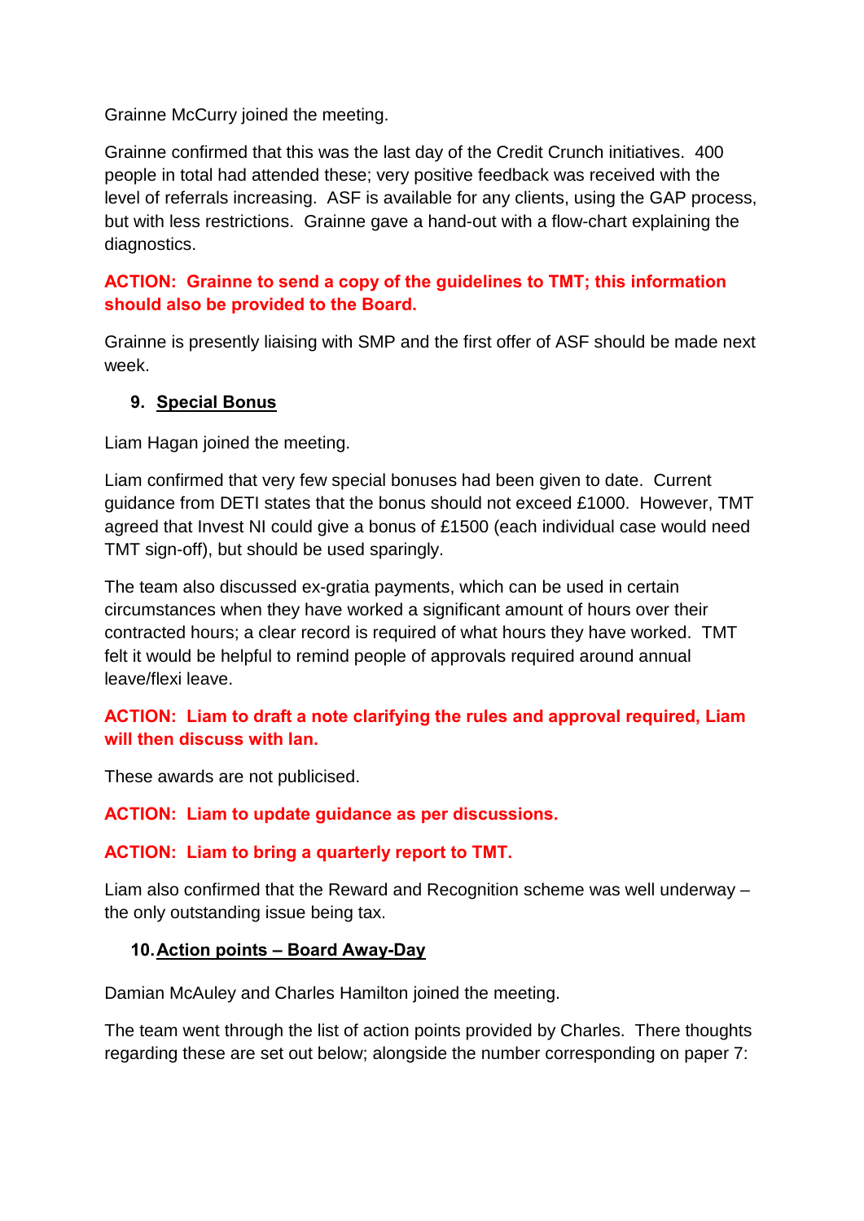Grainne McCurry joined the meeting.

Grainne confirmed that this was the last day of the Credit Crunch initiatives. 400 people in total had attended these; very positive feedback was received with the level of referrals increasing. ASF is available for any clients, using the GAP process, but with less restrictions. Grainne gave a hand-out with a flow-chart explaining the diagnostics.

**ACTION: Grainne to send a copy of the guidelines to TMT; this information should also be provided to the Board.**

Grainne is presently liaising with SMP and the first offer of ASF should be made next week.

## 9. Special Bonus

Liam Hagan joined the meeting.

Liam confirmed that very few special bonuses had been given to date. Current guidance from DETI states that the bonus should not exceed £1000. However, TMT agreed that Invest NI could give a bonus of £1500 (each individual case would need TMT sign-off), but should be used sparingly.

The team also discussed ex-gratia payments, which can be used in certain circumstances when they have worked a significant amount of hours over their contracted hours; a clear record is required of what hours they have worked. TMT felt it would be helpful to remind people of approvals required around annual leave/flexi leave.

**ACTION: Liam to draft a note clarifying the rules and approval required, Liam will then discuss with Ian.**

These awards are not publicised.

**ACTION: Liam to update guidance as per discussions.**

**ACTION: Liam to bring a quarterly report to TMT.**

Liam also confirmed that the Reward and Recognition scheme was well underway – the only outstanding issue being tax.

## 10. Action points – Board Away-Day

Damian McAuley and Charles Hamilton joined the meeting.

The team went through the list of action points provided by Charles. There thoughts regarding these are set out below; alongside the number corresponding on paper 7: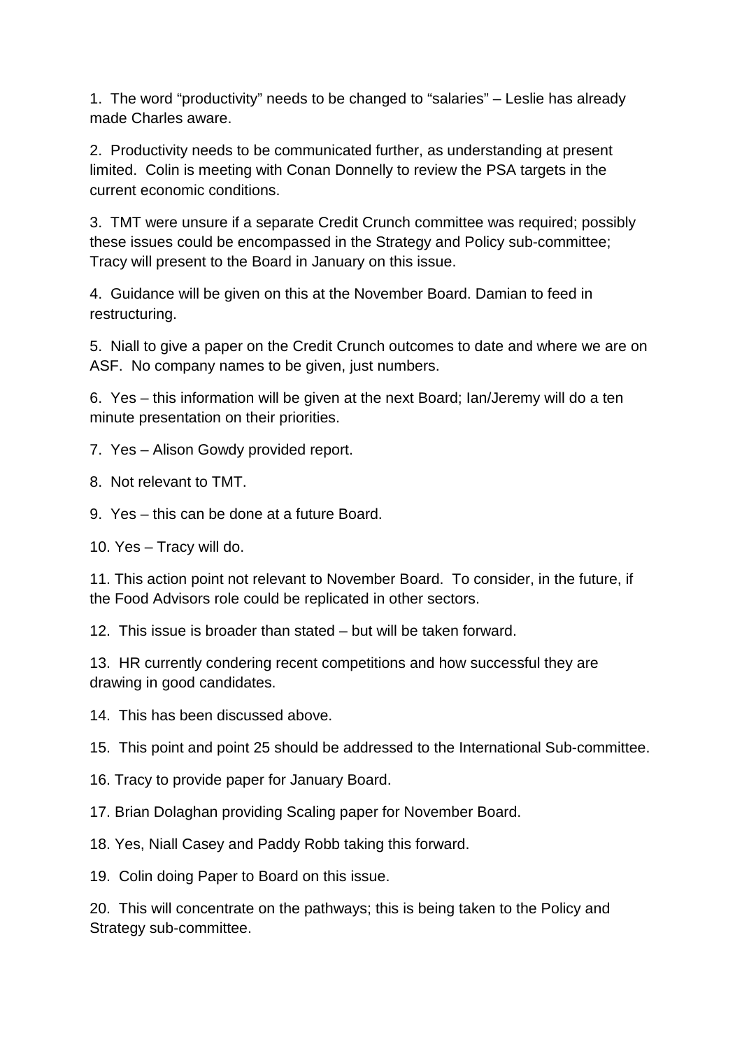1. The word "productivity" needs to be changed to "salaries" – Leslie has already made Charles aware.

2. Productivity needs to be communicated further, as understanding at present limited. Colin is meeting with Conan Donnelly to review the PSA targets in the current economic conditions.

3. TMT were unsure if a separate Credit Crunch committee was required; possibly these issues could be encompassed in the Strategy and Policy sub-committee; Tracy will present to the Board in January on this issue.

4. Guidance will be given on this at the November Board. Damian to feed in restructuring.

5. Niall to give a paper on the Credit Crunch outcomes to date and where we are on ASF. No company names to be given, just numbers.

6. Yes – this information will be given at the next Board; Ian/Jeremy will do a ten minute presentation on their priorities.

7. Yes – Alison Gowdy provided report.

8. Not relevant to TMT.

9. Yes – this can be done at a future Board.

10. Yes – Tracy will do.

11. This action point not relevant to November Board. To consider, in the future, if the Food Advisors role could be replicated in other sectors.

12. This issue is broader than stated – but will be taken forward.

13. HR currently condering recent competitions and how successful they are drawing in good candidates.

14. This has been discussed above.

15. This point and point 25 should be addressed to the International Sub-committee.

16. Tracy to provide paper for January Board.

17. Brian Dolaghan providing Scaling paper for November Board.

18. Yes, Niall Casey and Paddy Robb taking this forward.

19. Colin doing Paper to Board on this issue.

20. This will concentrate on the pathways; this is being taken to the Policy and Strategy sub-committee.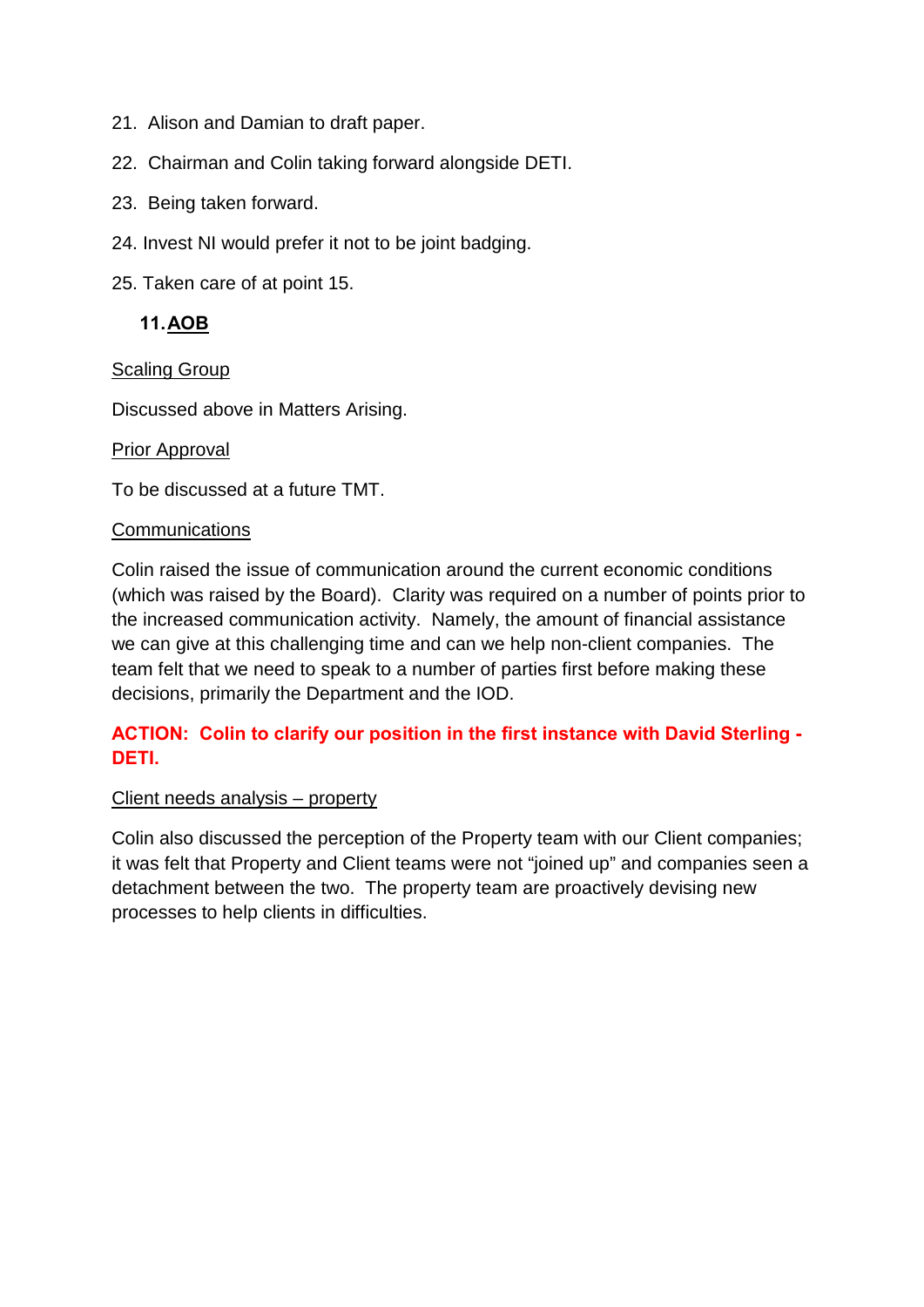21. Alison and Damian to draft paper.

22. Chairman and Colin taking forward alongside DETI.

23. Being taken forward.

24. Invest NI would prefer it not to be joint badging.

25. Taken care of at point 15.

## 11. AOB

Scaling Group

Discussed above in Matters Arising.

Prior Approval

To be discussed at a future TMT.

Communications

Colin raised the issue of communication around the current economic conditions (which was raised by the Board). Clarity was required on a number of points prior to the increased communication activity. Namely, the amount of financial assistance we can give at this challenging time and can we help non-client companies. The team felt that we need to speak to a number of parties first before making these decisions, primarily the Department and the IOD.

**ACTION: Colin to clarify our position in the first instance with David Sterling - DETI.**

Client needs analysis – property

Colin also discussed the perception of the Property team with our Client companies; it was felt that Property and Client teams were not "joined up" and companies seen a detachment between the two. The property team are proactively devising new processes to help clients in difficulties.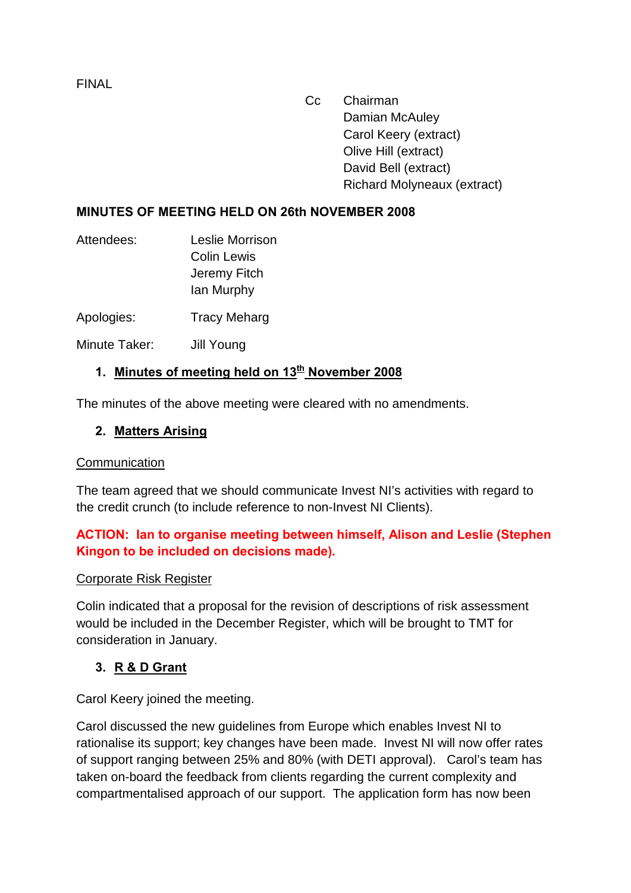FINAL

Cc Chairman
Damian McAuley
Carol Keery (extract)
Olive Hill (extract)
David Bell (extract)
Richard Molyneaux (extract)

**MINUTES OF MEETING HELD ON 26th NOVEMBER 2008**

| | |
|---|---|
| Attendees: | Leslie Morrison<br>Colin Lewis<br>Jeremy Fitch<br>Ian Murphy |
| Apologies: | Tracy Meharg |
| Minute Taker: | Jill Young |

1. **Minutes of meeting held on 13th November 2008**

The minutes of the above meeting were cleared with no amendments.

2. **Matters Arising**

Communication

The team agreed that we should communicate Invest NI's activities with regard to the credit crunch (to include reference to non-Invest NI Clients).

**ACTION: Ian to organise meeting between himself, Alison and Leslie (Stephen Kingon to be included on decisions made).**

Corporate Risk Register

Colin indicated that a proposal for the revision of descriptions of risk assessment would be included in the December Register, which will be brought to TMT for consideration in January.

3. **R & D Grant**

Carol Keery joined the meeting.

Carol discussed the new guidelines from Europe which enables Invest NI to rationalise its support; key changes have been made. Invest NI will now offer rates of support ranging between 25% and 80% (with DETI approval). Carol's team has taken on-board the feedback from clients regarding the current complexity and compartmentalised approach of our support. The application form has now been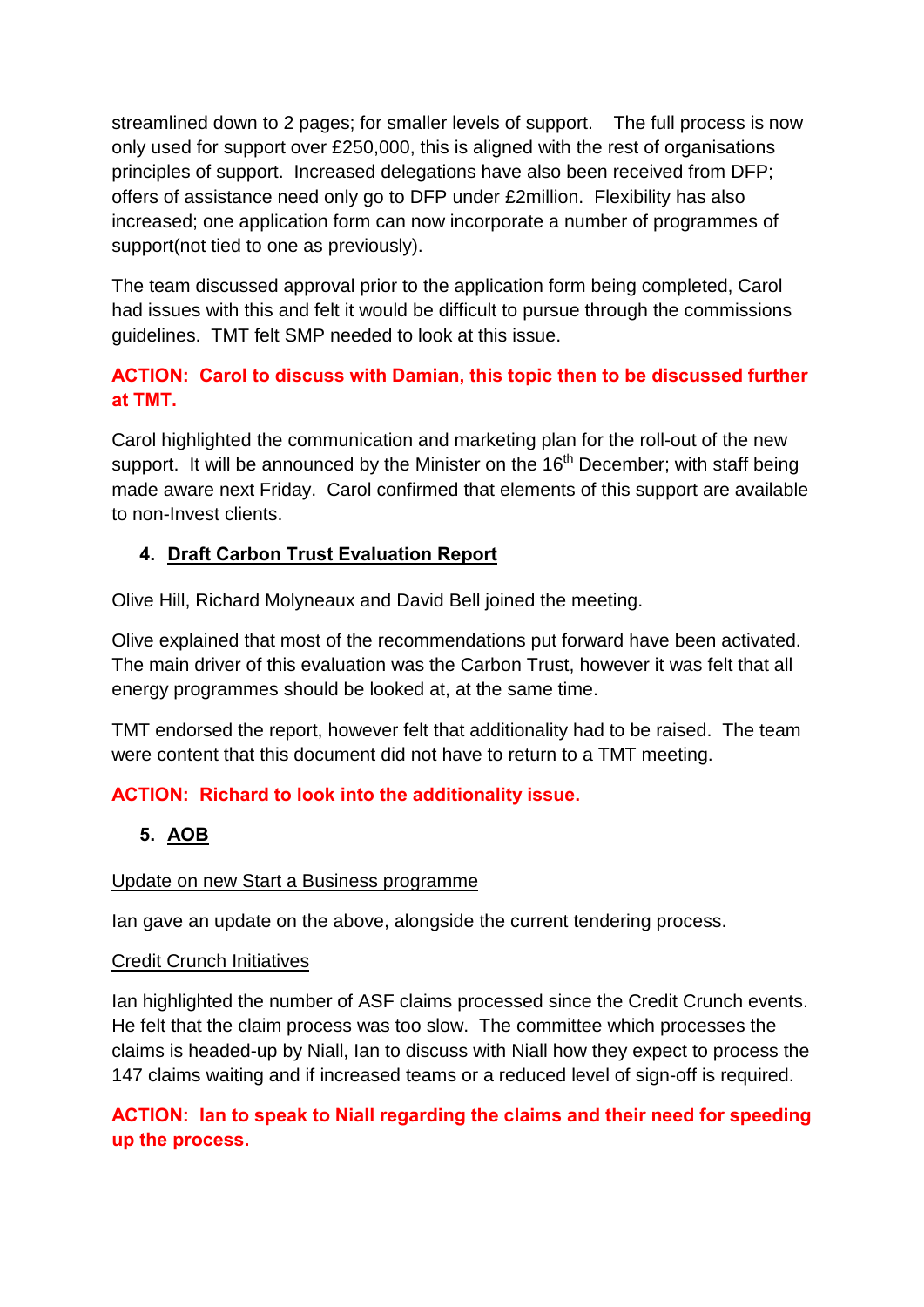streamlined down to 2 pages; for smaller levels of support. The full process is now only used for support over £250,000, this is aligned with the rest of organisations principles of support. Increased delegations have also been received from DFP; offers of assistance need only go to DFP under £2million. Flexibility has also increased; one application form can now incorporate a number of programmes of support(not tied to one as previously).

The team discussed approval prior to the application form being completed, Carol had issues with this and felt it would be difficult to pursue through the commissions guidelines. TMT felt SMP needed to look at this issue.

**ACTION: Carol to discuss with Damian, this topic then to be discussed further at TMT.**

Carol highlighted the communication and marketing plan for the roll-out of the new support. It will be announced by the Minister on the 16th December; with staff being made aware next Friday. Carol confirmed that elements of this support are available to non-Invest clients.

## 4. Draft Carbon Trust Evaluation Report

Olive Hill, Richard Molyneaux and David Bell joined the meeting.

Olive explained that most of the recommendations put forward have been activated. The main driver of this evaluation was the Carbon Trust, however it was felt that all energy programmes should be looked at, at the same time.

TMT endorsed the report, however felt that additionality had to be raised. The team were content that this document did not have to return to a TMT meeting.

**ACTION: Richard to look into the additionality issue.**

## 5. AOB

Update on new Start a Business programme

Ian gave an update on the above, alongside the current tendering process.

Credit Crunch Initiatives

Ian highlighted the number of ASF claims processed since the Credit Crunch events. He felt that the claim process was too slow. The committee which processes the claims is headed-up by Niall, Ian to discuss with Niall how they expect to process the 147 claims waiting and if increased teams or a reduced level of sign-off is required.

**ACTION: Ian to speak to Niall regarding the claims and their need for speeding up the process.**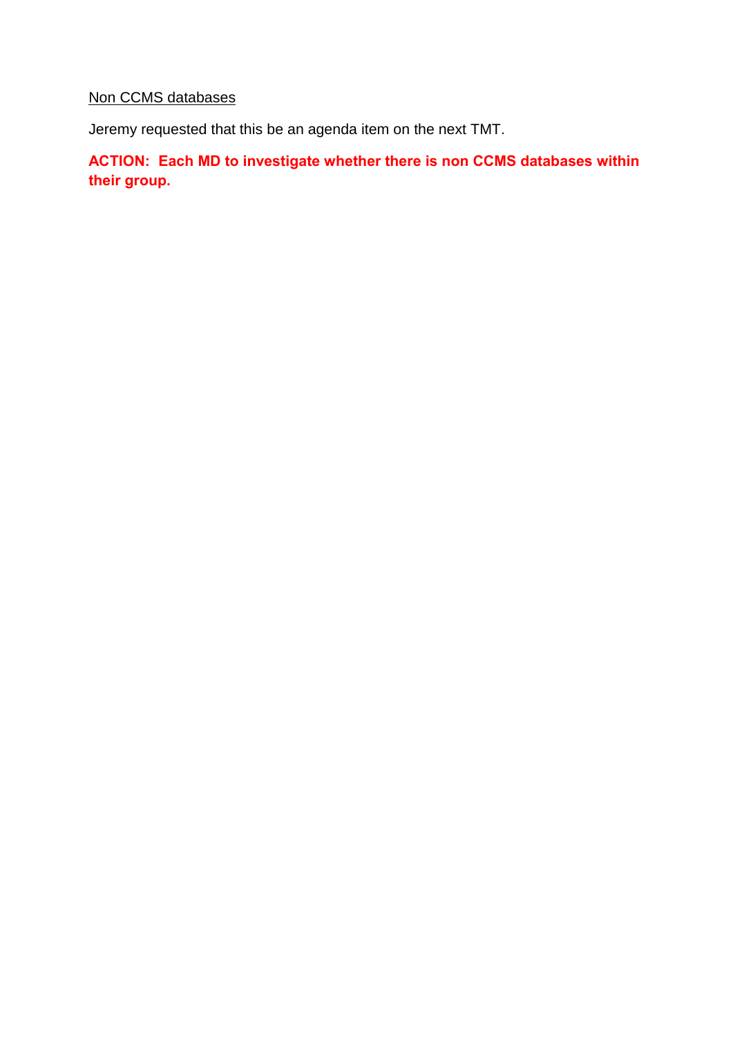Non CCMS databases

Jeremy requested that this be an agenda item on the next TMT.

**ACTION: Each MD to investigate whether there is non CCMS databases within their group.**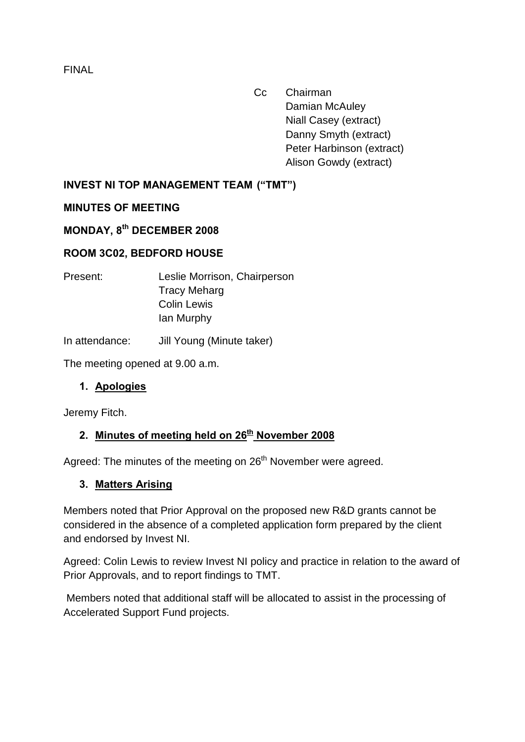FINAL

Cc Chairman
Damian McAuley
Niall Casey (extract)
Danny Smyth (extract)
Peter Harbinson (extract)
Alison Gowdy (extract)

**INVEST NI TOP MANAGEMENT TEAM ("TMT")**

**MINUTES OF MEETING**

**MONDAY, 8th DECEMBER 2008**

**ROOM 3C02, BEDFORD HOUSE**

| | |
|---|---|
| Present: | Leslie Morrison, Chairperson |
| | Tracy Meharg |
| | Colin Lewis |
| | Ian Murphy |
| In attendance: | Jill Young (Minute taker) |

The meeting opened at 9.00 a.m.

**1. Apologies**

Jeremy Fitch.

**2. Minutes of meeting held on 26th November 2008**

Agreed: The minutes of the meeting on 26th November were agreed.

**3. Matters Arising**

Members noted that Prior Approval on the proposed new R&D grants cannot be considered in the absence of a completed application form prepared by the client and endorsed by Invest NI.

Agreed: Colin Lewis to review Invest NI policy and practice in relation to the award of Prior Approvals, and to report findings to TMT.

Members noted that additional staff will be allocated to assist in the processing of Accelerated Support Fund projects.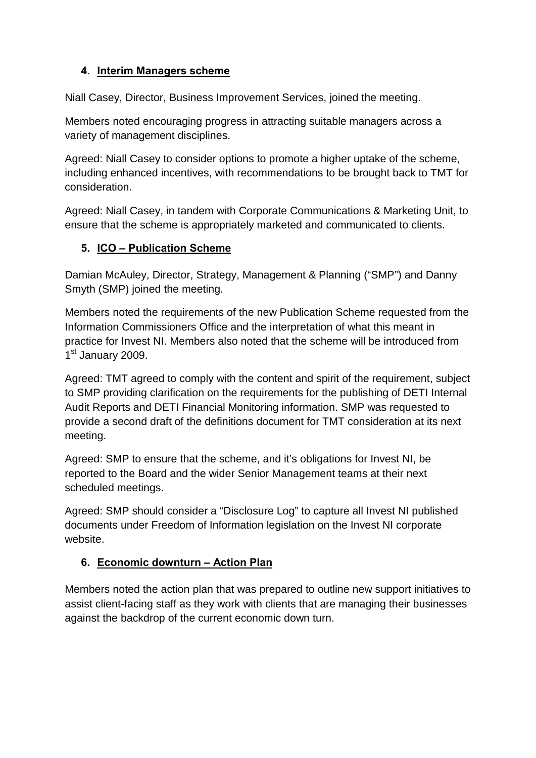## 4. Interim Managers scheme

Niall Casey, Director, Business Improvement Services, joined the meeting.

Members noted encouraging progress in attracting suitable managers across a variety of management disciplines.

Agreed: Niall Casey to consider options to promote a higher uptake of the scheme, including enhanced incentives, with recommendations to be brought back to TMT for consideration.

Agreed: Niall Casey, in tandem with Corporate Communications & Marketing Unit, to ensure that the scheme is appropriately marketed and communicated to clients.

## 5. ICO – Publication Scheme

Damian McAuley, Director, Strategy, Management & Planning ("SMP") and Danny Smyth (SMP) joined the meeting.

Members noted the requirements of the new Publication Scheme requested from the Information Commissioners Office and the interpretation of what this meant in practice for Invest NI. Members also noted that the scheme will be introduced from 1st January 2009.

Agreed: TMT agreed to comply with the content and spirit of the requirement, subject to SMP providing clarification on the requirements for the publishing of DETI Internal Audit Reports and DETI Financial Monitoring information. SMP was requested to provide a second draft of the definitions document for TMT consideration at its next meeting.

Agreed: SMP to ensure that the scheme, and it's obligations for Invest NI, be reported to the Board and the wider Senior Management teams at their next scheduled meetings.

Agreed: SMP should consider a "Disclosure Log" to capture all Invest NI published documents under Freedom of Information legislation on the Invest NI corporate website.

## 6. Economic downturn – Action Plan

Members noted the action plan that was prepared to outline new support initiatives to assist client-facing staff as they work with clients that are managing their businesses against the backdrop of the current economic down turn.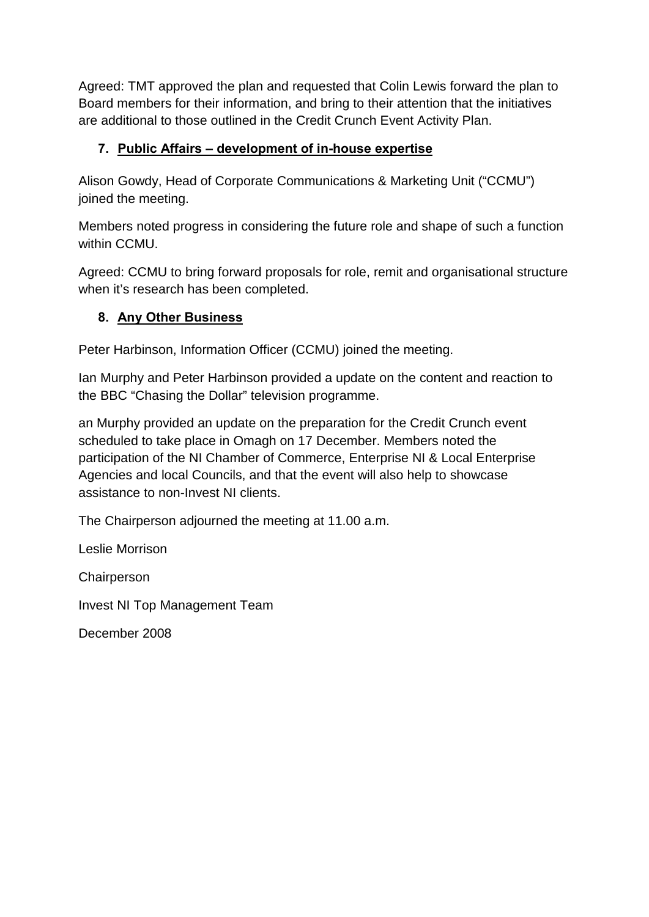Agreed: TMT approved the plan and requested that Colin Lewis forward the plan to Board members for their information, and bring to their attention that the initiatives are additional to those outlined in the Credit Crunch Event Activity Plan.

## 7. Public Affairs – development of in-house expertise

Alison Gowdy, Head of Corporate Communications & Marketing Unit ("CCMU") joined the meeting.

Members noted progress in considering the future role and shape of such a function within CCMU.

Agreed: CCMU to bring forward proposals for role, remit and organisational structure when it's research has been completed.

## 8. Any Other Business

Peter Harbinson, Information Officer (CCMU) joined the meeting.

Ian Murphy and Peter Harbinson provided a update on the content and reaction to the BBC "Chasing the Dollar" television programme.

an Murphy provided an update on the preparation for the Credit Crunch event scheduled to take place in Omagh on 17 December. Members noted the participation of the NI Chamber of Commerce, Enterprise NI & Local Enterprise Agencies and local Councils, and that the event will also help to showcase assistance to non-Invest NI clients.

The Chairperson adjourned the meeting at 11.00 a.m.

Leslie Morrison

Chairperson

Invest NI Top Management Team

December 2008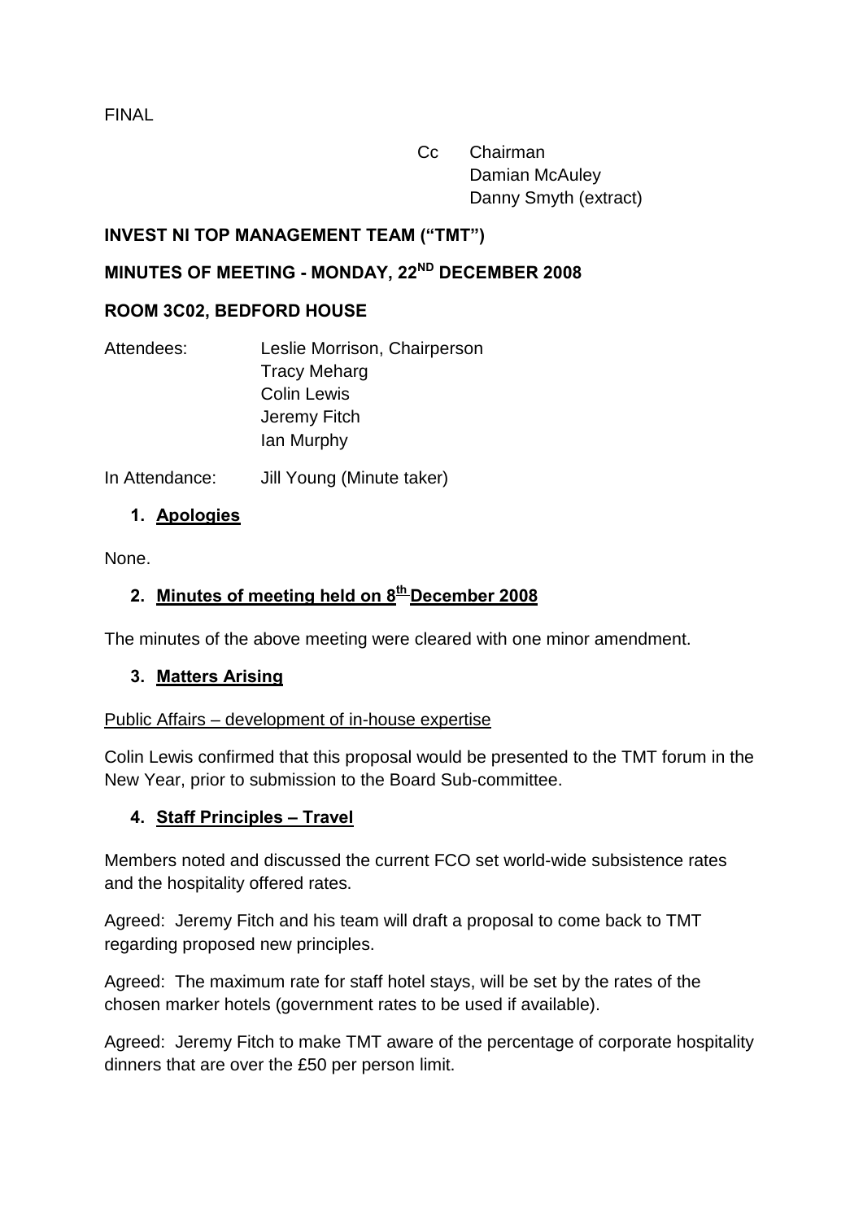FINAL

Cc Chairman
Damian McAuley
Danny Smyth (extract)

**INVEST NI TOP MANAGEMENT TEAM ("TMT")**

**MINUTES OF MEETING - MONDAY, 22ND DECEMBER 2008**

**ROOM 3C02, BEDFORD HOUSE**

Attendees: Leslie Morrison, Chairperson
Tracy Meharg
Colin Lewis
Jeremy Fitch
Ian Murphy

In Attendance: Jill Young (Minute taker)

1. **Apologies**

None.

2. **Minutes of meeting held on 8th December 2008**

The minutes of the above meeting were cleared with one minor amendment.

3. **Matters Arising**

Public Affairs – development of in-house expertise

Colin Lewis confirmed that this proposal would be presented to the TMT forum in the New Year, prior to submission to the Board Sub-committee.

4. **Staff Principles – Travel**

Members noted and discussed the current FCO set world-wide subsistence rates and the hospitality offered rates.

Agreed: Jeremy Fitch and his team will draft a proposal to come back to TMT regarding proposed new principles.

Agreed: The maximum rate for staff hotel stays, will be set by the rates of the chosen marker hotels (government rates to be used if available).

Agreed: Jeremy Fitch to make TMT aware of the percentage of corporate hospitality dinners that are over the £50 per person limit.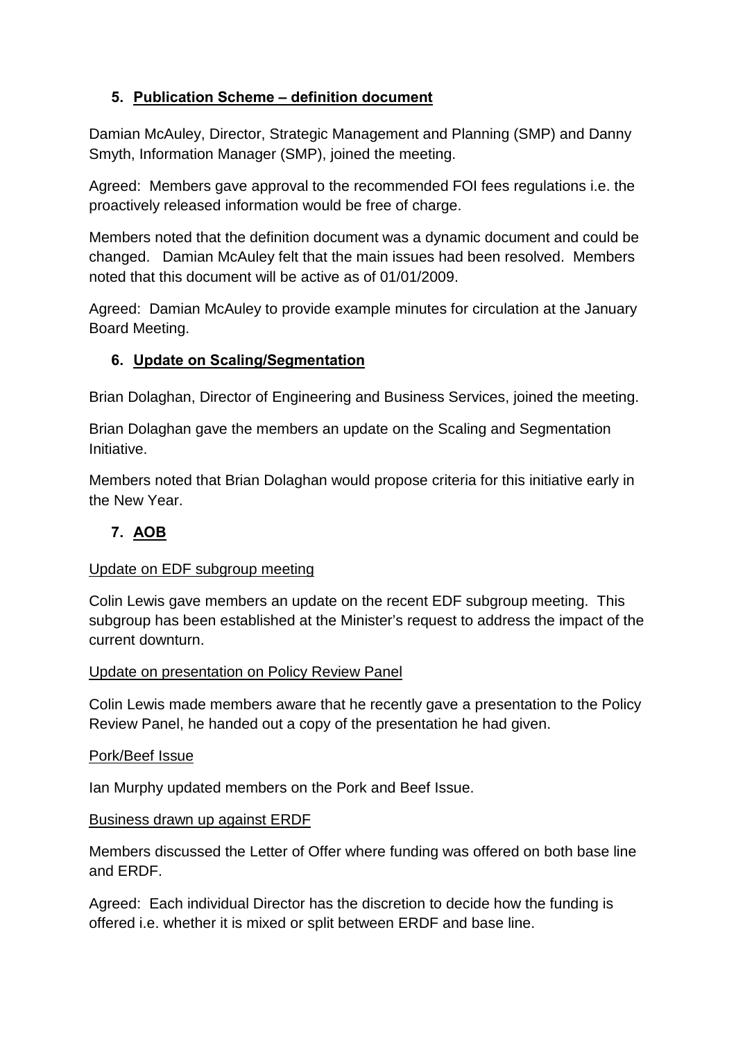## 5. Publication Scheme – definition document

Damian McAuley, Director, Strategic Management and Planning (SMP) and Danny Smyth, Information Manager (SMP), joined the meeting.

Agreed: Members gave approval to the recommended FOI fees regulations i.e. the proactively released information would be free of charge.

Members noted that the definition document was a dynamic document and could be changed. Damian McAuley felt that the main issues had been resolved. Members noted that this document will be active as of 01/01/2009.

Agreed: Damian McAuley to provide example minutes for circulation at the January Board Meeting.

## 6. Update on Scaling/Segmentation

Brian Dolaghan, Director of Engineering and Business Services, joined the meeting.

Brian Dolaghan gave the members an update on the Scaling and Segmentation Initiative.

Members noted that Brian Dolaghan would propose criteria for this initiative early in the New Year.

## 7. AOB

Update on EDF subgroup meeting

Colin Lewis gave members an update on the recent EDF subgroup meeting. This subgroup has been established at the Minister's request to address the impact of the current downturn.

Update on presentation on Policy Review Panel

Colin Lewis made members aware that he recently gave a presentation to the Policy Review Panel, he handed out a copy of the presentation he had given.

Pork/Beef Issue

Ian Murphy updated members on the Pork and Beef Issue.

Business drawn up against ERDF

Members discussed the Letter of Offer where funding was offered on both base line and ERDF.

Agreed: Each individual Director has the discretion to decide how the funding is offered i.e. whether it is mixed or split between ERDF and base line.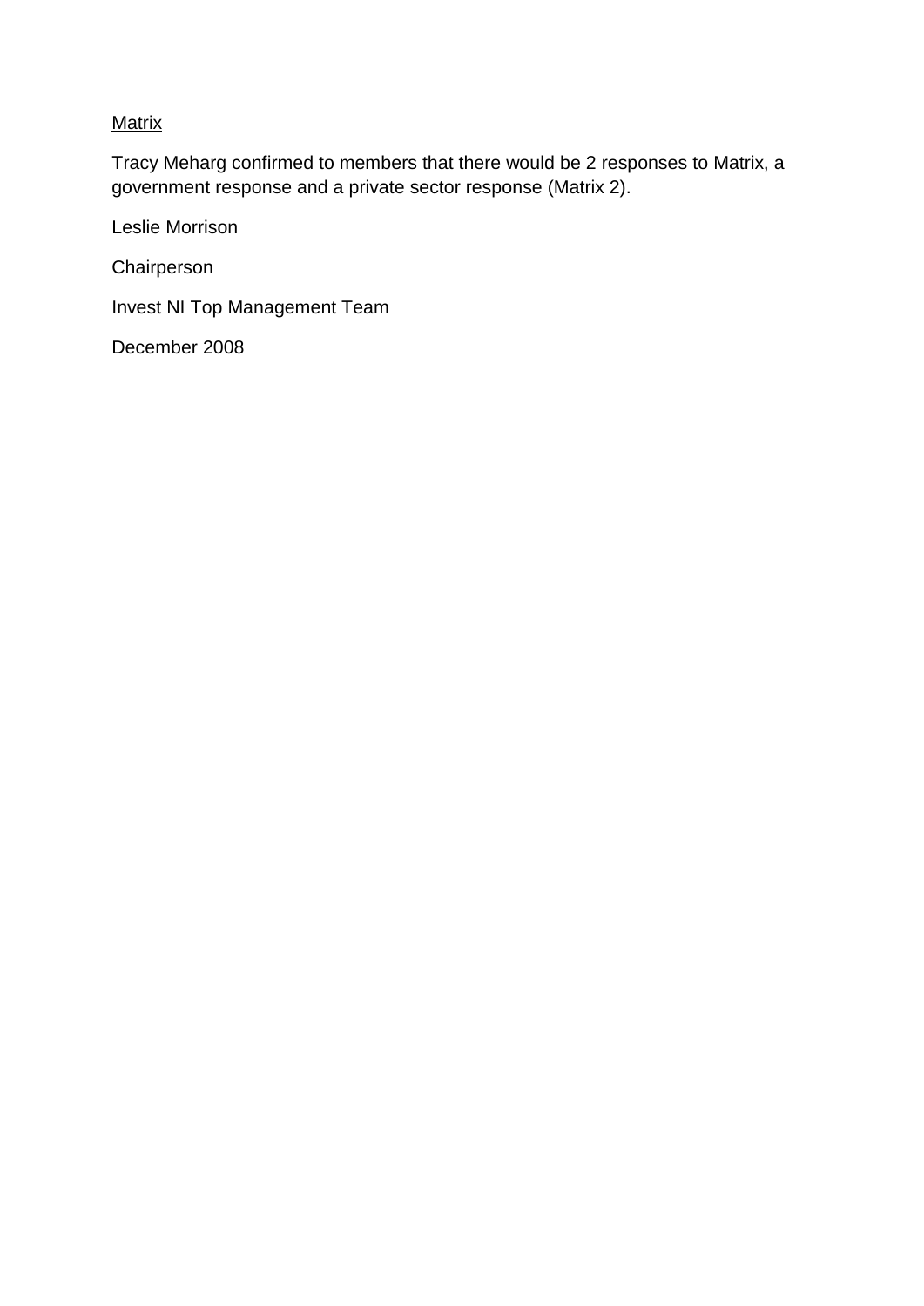<u>Matrix</u>

Tracy Meharg confirmed to members that there would be 2 responses to Matrix, a government response and a private sector response (Matrix 2).

Leslie Morrison

Chairperson

Invest NI Top Management Team

December 2008